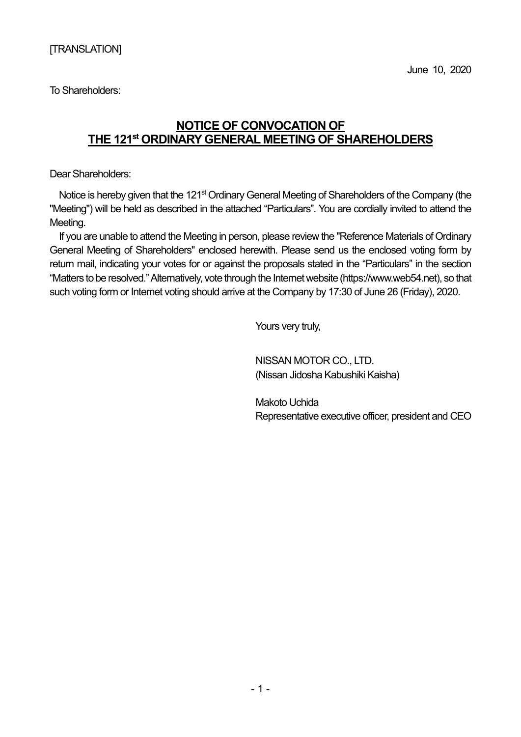[TRANSLATION]

June 10, 2020

To Shareholders:

## NOTICE OF CONVOCATION OF THE 121st ORDINARY GENERAL MEETING OF SHAREHOLDERS

Dear Shareholders:

Notice is hereby given that the 121st Ordinary General Meeting of Shareholders of the Company (the "Meeting") will be held as described in the attached "Particulars". You are cordially invited to attend the Meeting.

If you are unable to attend the Meeting in person, please review the "Reference Materials of Ordinary General Meeting of Shareholders" enclosed herewith. Please send us the enclosed voting form by return mail, indicating your votes for or against the proposals stated in the "Particulars" in the section "Matters to be resolved." Alternatively, vote through the Internet website (https://www.web54.net), so that such voting form or Internet voting should arrive at the Company by 17:30 of June 26 (Friday), 2020.

Yours very truly,

NISSAN MOTOR CO., LTD.
(Nissan Jidosha Kabushiki Kaisha)

Makoto Uchida
Representative executive officer, president and CEO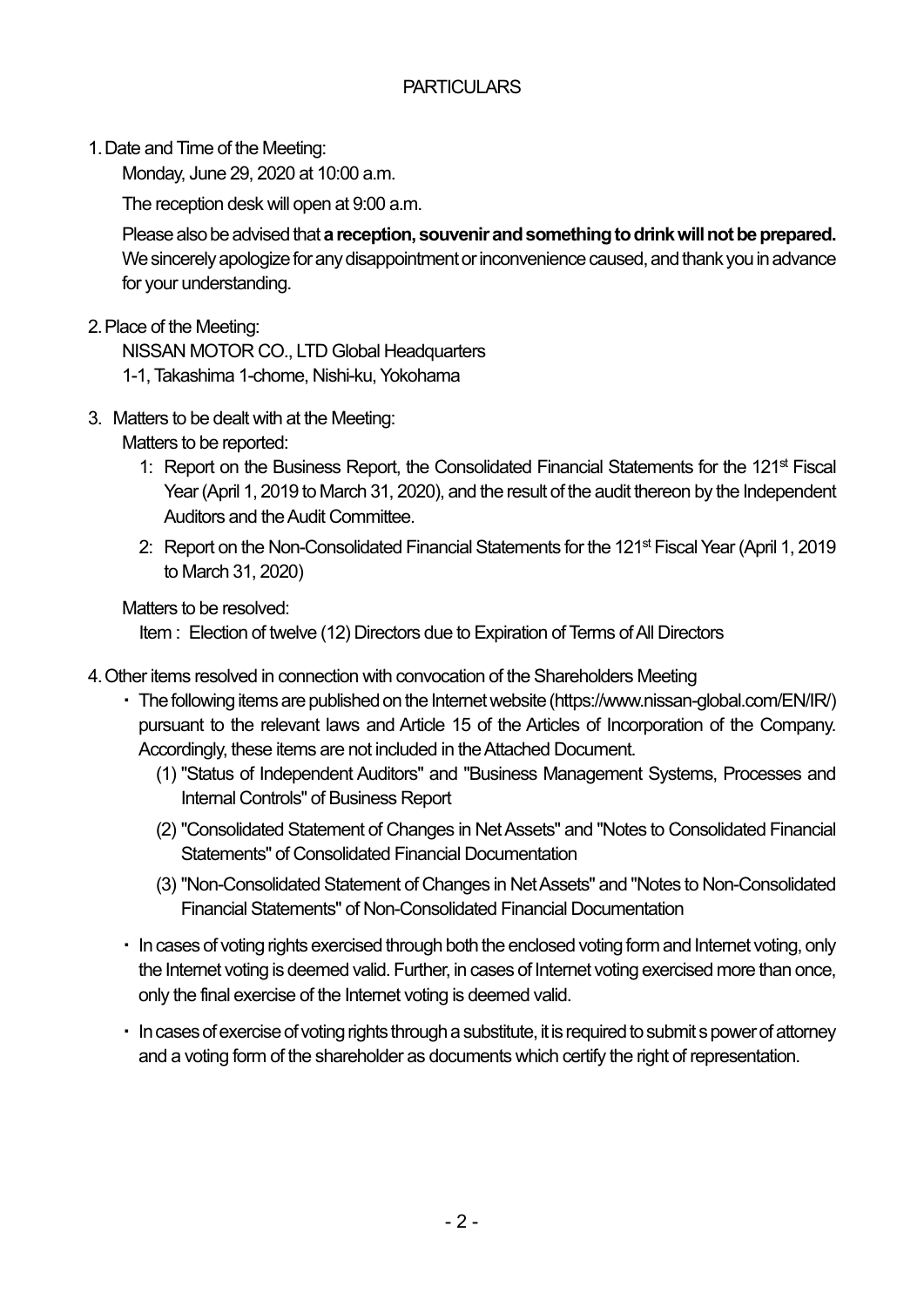## PARTICULARS

1. Date and Time of the Meeting:

   Monday, June 29, 2020 at 10:00 a.m.

   The reception desk will open at 9:00 a.m.

   Please also be advised that **a reception, souvenir and something to drink will not be prepared.** We sincerely apologize for any disappointment or inconvenience caused, and thank you in advance for your understanding.

2. Place of the Meeting:

   NISSAN MOTOR CO., LTD Global Headquarters

   1-1, Takashima 1-chome, Nishi-ku, Yokohama

3. Matters to be dealt with at the Meeting:

   Matters to be reported:

   1: Report on the Business Report, the Consolidated Financial Statements for the 121st Fiscal Year (April 1, 2019 to March 31, 2020), and the result of the audit thereon by the Independent Auditors and the Audit Committee.

   2: Report on the Non-Consolidated Financial Statements for the 121st Fiscal Year (April 1, 2019 to March 31, 2020)

   Matters to be resolved:

   Item : Election of twelve (12) Directors due to Expiration of Terms of All Directors

4. Other items resolved in connection with convocation of the Shareholders Meeting

   ・ The following items are published on the Internet website (https://www.nissan-global.com/EN/IR/) pursuant to the relevant laws and Article 15 of the Articles of Incorporation of the Company. Accordingly, these items are not included in the Attached Document.

   (1) "Status of Independent Auditors" and "Business Management Systems, Processes and Internal Controls" of Business Report

   (2) "Consolidated Statement of Changes in Net Assets" and "Notes to Consolidated Financial Statements" of Consolidated Financial Documentation

   (3) "Non-Consolidated Statement of Changes in Net Assets" and "Notes to Non-Consolidated Financial Statements" of Non-Consolidated Financial Documentation

   ・ In cases of voting rights exercised through both the enclosed voting form and Internet voting, only the Internet voting is deemed valid. Further, in cases of Internet voting exercised more than once, only the final exercise of the Internet voting is deemed valid.

   ・ In cases of exercise of voting rights through a substitute, it is required to submit s power of attorney and a voting form of the shareholder as documents which certify the right of representation.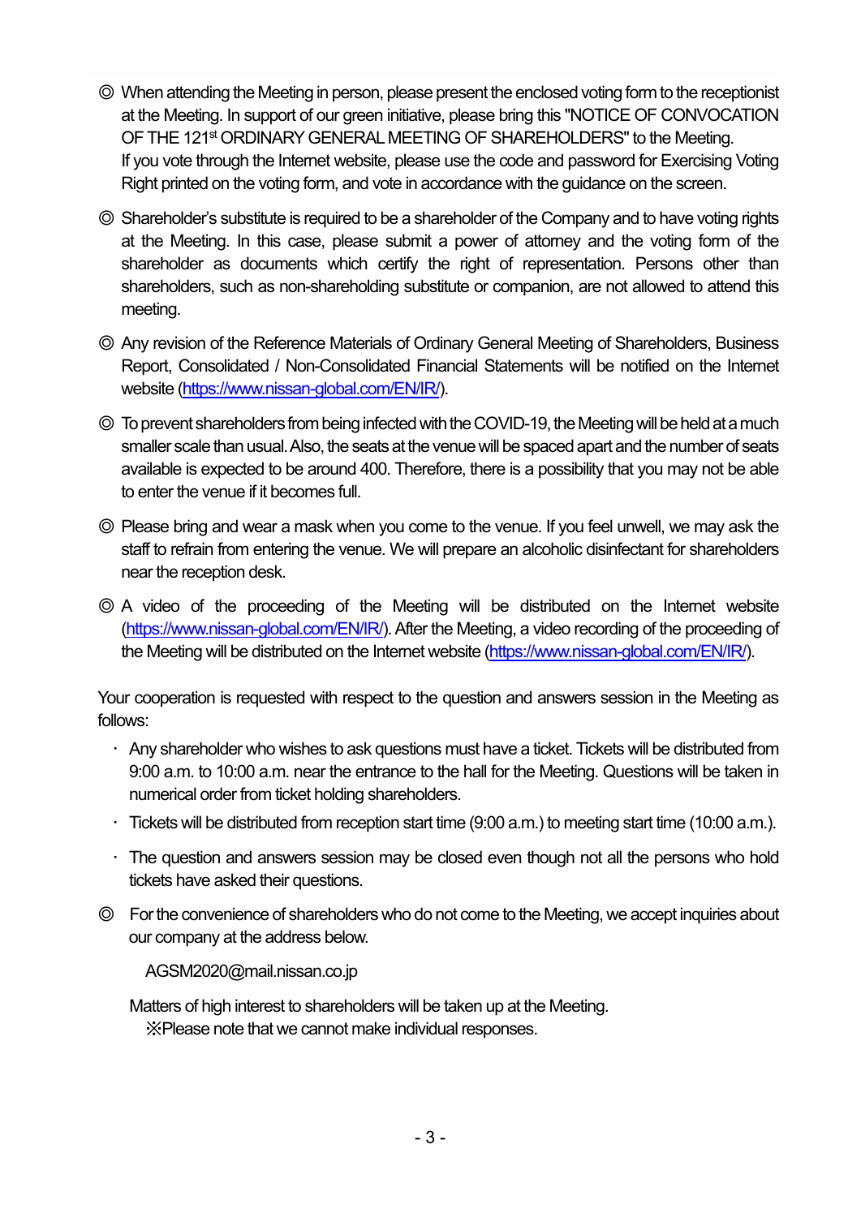◎ When attending the Meeting in person, please present the enclosed voting form to the receptionist at the Meeting. In support of our green initiative, please bring this "NOTICE OF CONVOCATION OF THE 121st ORDINARY GENERAL MEETING OF SHAREHOLDERS" to the Meeting.
If you vote through the Internet website, please use the code and password for Exercising Voting Right printed on the voting form, and vote in accordance with the guidance on the screen.

◎ Shareholder's substitute is required to be a shareholder of the Company and to have voting rights at the Meeting. In this case, please submit a power of attorney and the voting form of the shareholder as documents which certify the right of representation. Persons other than shareholders, such as non-shareholding substitute or companion, are not allowed to attend this meeting.

◎ Any revision of the Reference Materials of Ordinary General Meeting of Shareholders, Business Report, Consolidated / Non-Consolidated Financial Statements will be notified on the Internet website (https://www.nissan-global.com/EN/IR/).

◎ To prevent shareholders from being infected with the COVID-19, the Meeting will be held at a much smaller scale than usual. Also, the seats at the venue will be spaced apart and the number of seats available is expected to be around 400. Therefore, there is a possibility that you may not be able to enter the venue if it becomes full.

◎ Please bring and wear a mask when you come to the venue. If you feel unwell, we may ask the staff to refrain from entering the venue. We will prepare an alcoholic disinfectant for shareholders near the reception desk.

◎ A video of the proceeding of the Meeting will be distributed on the Internet website (https://www.nissan-global.com/EN/IR/). After the Meeting, a video recording of the proceeding of the Meeting will be distributed on the Internet website (https://www.nissan-global.com/EN/IR/).

Your cooperation is requested with respect to the question and answers session in the Meeting as follows:

- Any shareholder who wishes to ask questions must have a ticket. Tickets will be distributed from 9:00 a.m. to 10:00 a.m. near the entrance to the hall for the Meeting. Questions will be taken in numerical order from ticket holding shareholders.
- Tickets will be distributed from reception start time (9:00 a.m.) to meeting start time (10:00 a.m.).
- The question and answers session may be closed even though not all the persons who hold tickets have asked their questions.

◎ For the convenience of shareholders who do not come to the Meeting, we accept inquiries about our company at the address below.

AGSM2020@mail.nissan.co.jp

Matters of high interest to shareholders will be taken up at the Meeting.
※Please note that we cannot make individual responses.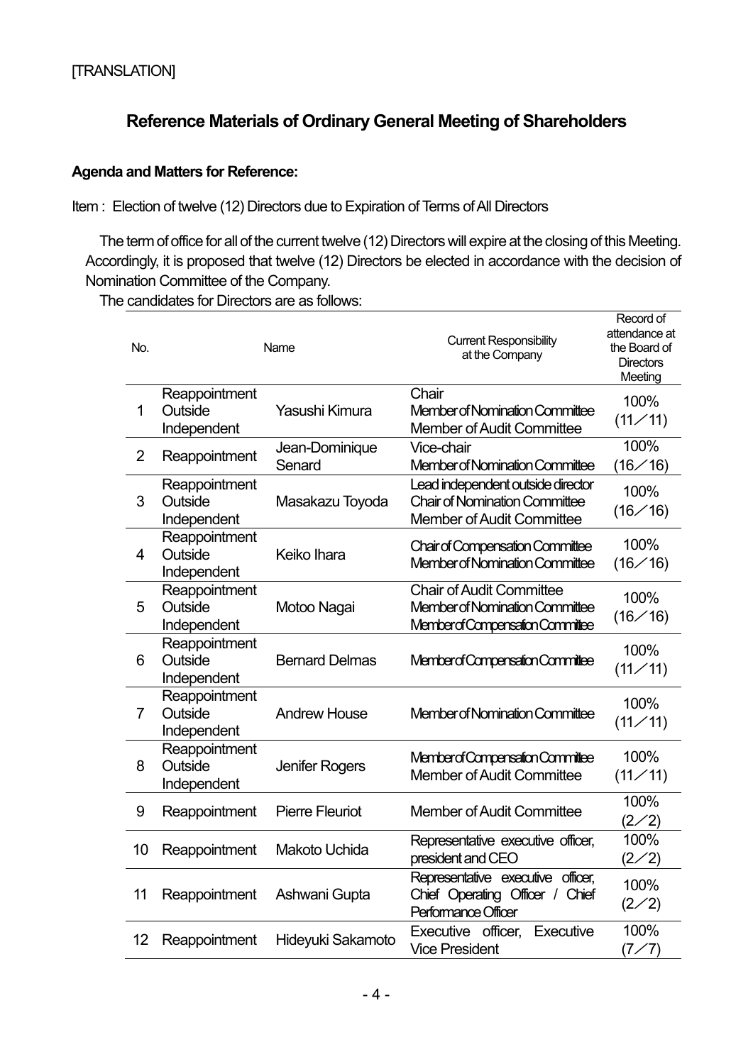[TRANSLATION]

# Reference Materials of Ordinary General Meeting of Shareholders

**Agenda and Matters for Reference:**

Item : Election of twelve (12) Directors due to Expiration of Terms of All Directors

The term of office for all of the current twelve (12) Directors will expire at the closing of this Meeting. Accordingly, it is proposed that twelve (12) Directors be elected in accordance with the decision of Nomination Committee of the Company.

The candidates for Directors are as follows:

| No. | Name | | Current Responsibility at the Company | Record of attendance at the Board of Directors Meeting |
|---|---|---|---|---|
| 1 | Reappointment<br>Outside<br>Independent | Yasushi Kimura | Chair<br>Member of Nomination Committee<br>Member of Audit Committee | 100%<br>(11／11) |
| 2 | Reappointment | Jean-Dominique Senard | Vice-chair<br>Member of Nomination Committee | 100%<br>(16／16) |
| 3 | Reappointment<br>Outside<br>Independent | Masakazu Toyoda | Lead independent outside director<br>Chair of Nomination Committee<br>Member of Audit Committee | 100%<br>(16／16) |
| 4 | Reappointment<br>Outside<br>Independent | Keiko Ihara | Chair of Compensation Committee<br>Member of Nomination Committee | 100%<br>(16／16) |
| 5 | Reappointment<br>Outside<br>Independent | Motoo Nagai | Chair of Audit Committee<br>Member of Nomination Committee<br>Member of Compensation Committee | 100%<br>(16／16) |
| 6 | Reappointment<br>Outside<br>Independent | Bernard Delmas | Member of Compensation Committee | 100%<br>(11／11) |
| 7 | Reappointment<br>Outside<br>Independent | Andrew House | Member of Nomination Committee | 100%<br>(11／11) |
| 8 | Reappointment<br>Outside<br>Independent | Jenifer Rogers | Member of Compensation Committee<br>Member of Audit Committee | 100%<br>(11／11) |
| 9 | Reappointment | Pierre Fleuriot | Member of Audit Committee | 100%<br>(2／2) |
| 10 | Reappointment | Makoto Uchida | Representative executive officer, president and CEO | 100%<br>(2／2) |
| 11 | Reappointment | Ashwani Gupta | Representative executive officer, Chief Operating Officer / Chief Performance Officer | 100%<br>(2／2) |
| 12 | Reappointment | Hideyuki Sakamoto | Executive officer, Executive Vice President | 100%<br>(7／7) |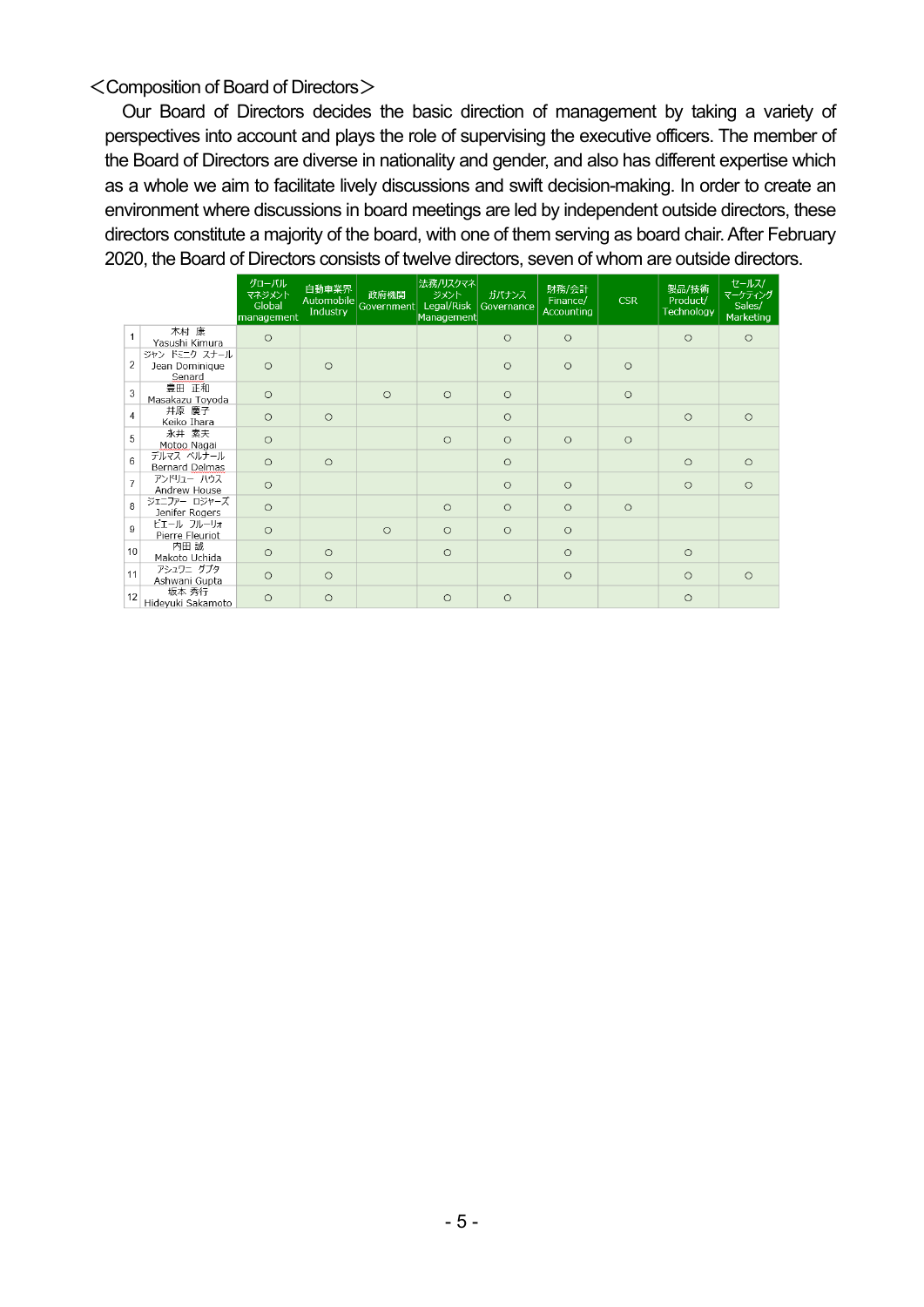＜Composition of Board of Directors＞

Our Board of Directors decides the basic direction of management by taking a variety of perspectives into account and plays the role of supervising the executive officers. The member of the Board of Directors are diverse in nationality and gender, and also has different expertise which as a whole we aim to facilitate lively discussions and swift decision-making. In order to create an environment where discussions in board meetings are led by independent outside directors, these directors constitute a majority of the board, with one of them serving as board chair. After February 2020, the Board of Directors consists of twelve directors, seven of whom are outside directors.

| | | グローバルマネジメント Global management | 自動車業界 Automobile Industry | 政府機関 Government | 法務/リスクマネジメント Legal/Risk Management | ガバナンス Governance | 財務/会計 Finance/ Accounting | CSR | 製品/技術 Product/ Technology | セールス/マーケティング Sales/ Marketing |
|---|---|---|---|---|---|---|---|---|---|---|
| 1 | 木村 康 Yasushi Kimura | ○ | | | | ○ | ○ | | ○ | ○ |
| 2 | ジャン ドミニク スナール Jean Dominique Senard | ○ | ○ | | | ○ | ○ | ○ | | |
| 3 | 豊田 正和 Masakazu Toyoda | ○ | | ○ | ○ | ○ | | ○ | | |
| 4 | 井原 慶子 Keiko Ihara | ○ | ○ | | | ○ | | | ○ | ○ |
| 5 | 永井 素夫 Motoo Nagai | ○ | | | ○ | ○ | ○ | ○ | | |
| 6 | デルマス ベルナール Bernard Delmas | ○ | ○ | | | ○ | | | ○ | ○ |
| 7 | アンドリュー ハウス Andrew House | ○ | | | | ○ | ○ | | ○ | ○ |
| 8 | ジェニファー ロジャーズ Jenifer Rogers | ○ | | | ○ | ○ | ○ | ○ | | |
| 9 | ピエール フルーリオ Pierre Fleuriot | ○ | | ○ | ○ | ○ | ○ | | | |
| 10 | 内田 誠 Makoto Uchida | ○ | ○ | | ○ | | ○ | | ○ | |
| 11 | アシュワニ グプタ Ashwani Gupta | ○ | ○ | | | | ○ | | ○ | ○ |
| 12 | 坂本 秀行 Hideyuki Sakamoto | ○ | ○ | | ○ | ○ | | | ○ | |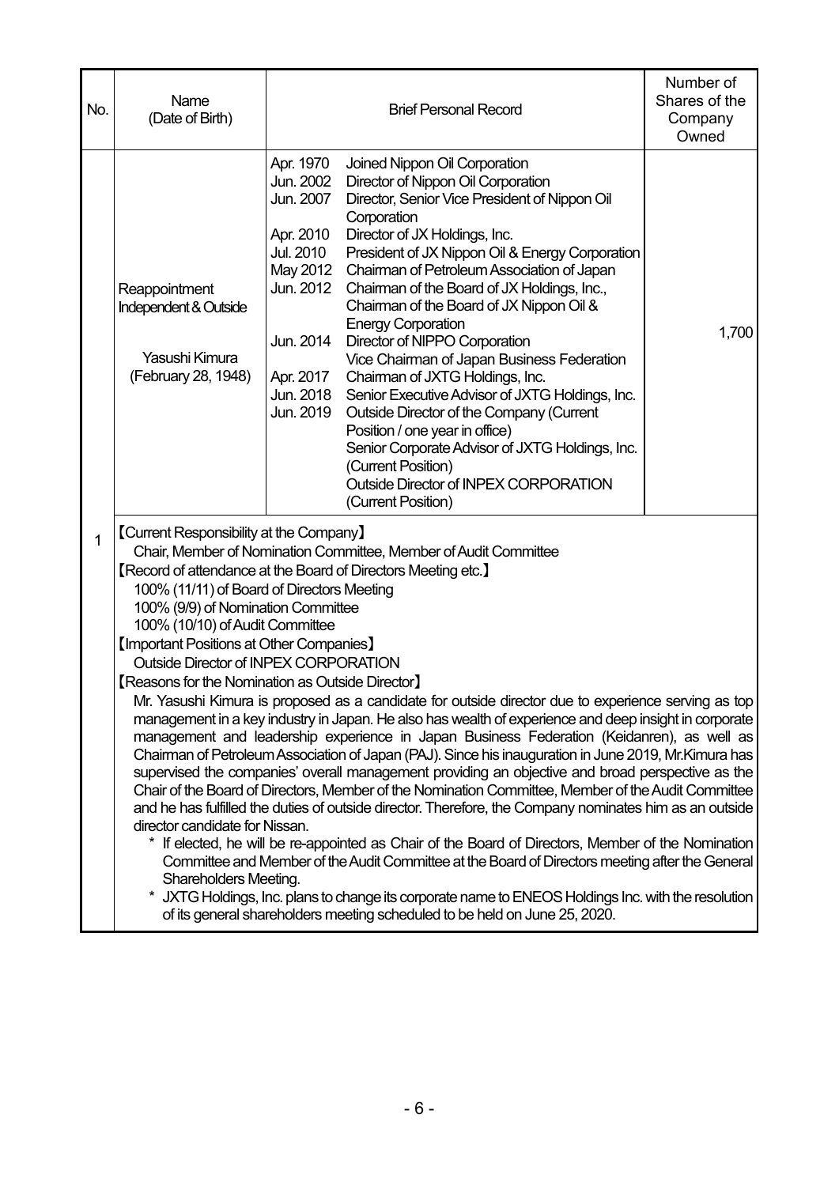| No. | Name (Date of Birth) | Brief Personal Record | | Number of Shares of the Company Owned |
|---|---|---|---|---|
| 1 | Reappointment<br>Independent & Outside<br><br>Yasushi Kimura<br>(February 28, 1948) | Apr. 1970<br>Jun. 2002<br>Jun. 2007<br><br>Apr. 2010<br>Jul. 2010<br>May 2012<br>Jun. 2012<br><br><br>Jun. 2014<br><br>Apr. 2017<br>Jun. 2018<br>Jun. 2019 | Joined Nippon Oil Corporation<br>Director of Nippon Oil Corporation<br>Director, Senior Vice President of Nippon Oil Corporation<br>Director of JX Holdings, Inc.<br>President of JX Nippon Oil & Energy Corporation<br>Chairman of Petroleum Association of Japan<br>Chairman of the Board of JX Holdings, Inc., Chairman of the Board of JX Nippon Oil & Energy Corporation<br>Director of NIPPO Corporation<br>Vice Chairman of Japan Business Federation<br>Chairman of JXTG Holdings, Inc.<br>Senior Executive Advisor of JXTG Holdings, Inc.<br>Outside Director of the Company (Current Position / one year in office)<br>Senior Corporate Advisor of JXTG Holdings, Inc. (Current Position)<br>Outside Director of INPEX CORPORATION (Current Position) | 1,700 |

【Current Responsibility at the Company】

Chair, Member of Nomination Committee, Member of Audit Committee

【Record of attendance at the Board of Directors Meeting etc.】

100% (11/11) of Board of Directors Meeting
100% (9/9) of Nomination Committee
100% (10/10) of Audit Committee

【Important Positions at Other Companies】

Outside Director of INPEX CORPORATION

【Reasons for the Nomination as Outside Director】

Mr. Yasushi Kimura is proposed as a candidate for outside director due to experience serving as top management in a key industry in Japan. He also has wealth of experience and deep insight in corporate management and leadership experience in Japan Business Federation (Keidanren), as well as Chairman of Petroleum Association of Japan (PAJ). Since his inauguration in June 2019, Mr.Kimura has supervised the companies' overall management providing an objective and broad perspective as the Chair of the Board of Directors, Member of the Nomination Committee, Member of the Audit Committee and he has fulfilled the duties of outside director. Therefore, the Company nominates him as an outside director candidate for Nissan.

* If elected, he will be re-appointed as Chair of the Board of Directors, Member of the Nomination Committee and Member of the Audit Committee at the Board of Directors meeting after the General Shareholders Meeting.
* JXTG Holdings, Inc. plans to change its corporate name to ENEOS Holdings Inc. with the resolution of its general shareholders meeting scheduled to be held on June 25, 2020.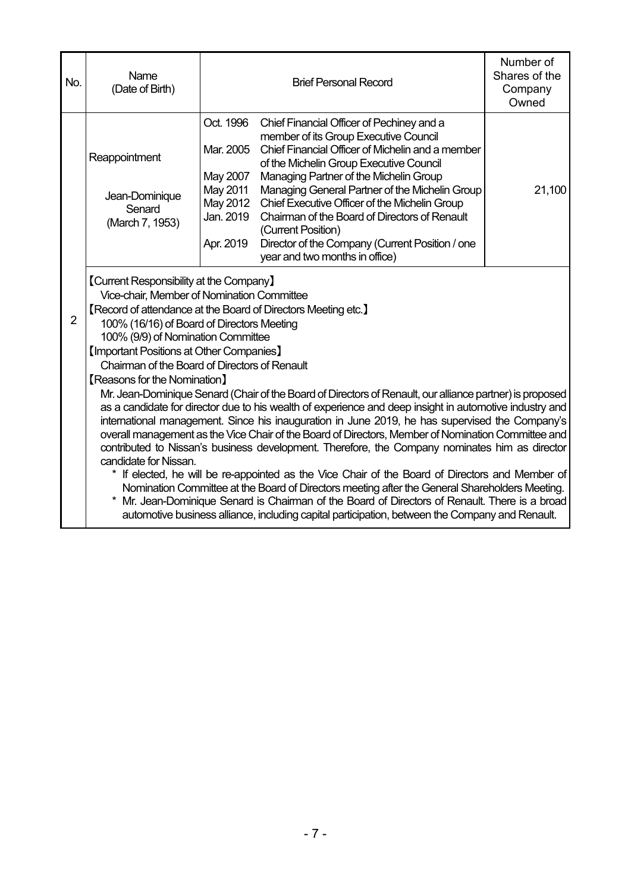| No. | Name (Date of Birth) | Brief Personal Record | | Number of Shares of the Company Owned |
|---|---|---|---|---|
| 2 | Reappointment<br><br>Jean-Dominique Senard (March 7, 1953) | Oct. 1996<br>Mar. 2005<br>May 2007<br>May 2011<br>May 2012<br>Jan. 2019<br>Apr. 2019 | Chief Financial Officer of Pechiney and a member of its Group Executive Council<br>Chief Financial Officer of Michelin and a member of the Michelin Group Executive Council<br>Managing Partner of the Michelin Group<br>Managing General Partner of the Michelin Group<br>Chief Executive Officer of the Michelin Group<br>Chairman of the Board of Directors of Renault (Current Position)<br>Director of the Company (Current Position / one year and two months in office) | 21,100 |

【Current Responsibility at the Company】
Vice-chair, Member of Nomination Committee

【Record of attendance at the Board of Directors Meeting etc.】
100% (16/16) of Board of Directors Meeting
100% (9/9) of Nomination Committee

【Important Positions at Other Companies】
Chairman of the Board of Directors of Renault

【Reasons for the Nomination】
Mr. Jean-Dominique Senard (Chair of the Board of Directors of Renault, our alliance partner) is proposed as a candidate for director due to his wealth of experience and deep insight in automotive industry and international management. Since his inauguration in June 2019, he has supervised the Company's overall management as the Vice Chair of the Board of Directors, Member of Nomination Committee and contributed to Nissan's business development. Therefore, the Company nominates him as director candidate for Nissan.

\* If elected, he will be re-appointed as the Vice Chair of the Board of Directors and Member of Nomination Committee at the Board of Directors meeting after the General Shareholders Meeting.

\* Mr. Jean-Dominique Senard is Chairman of the Board of Directors of Renault. There is a broad automotive business alliance, including capital participation, between the Company and Renault.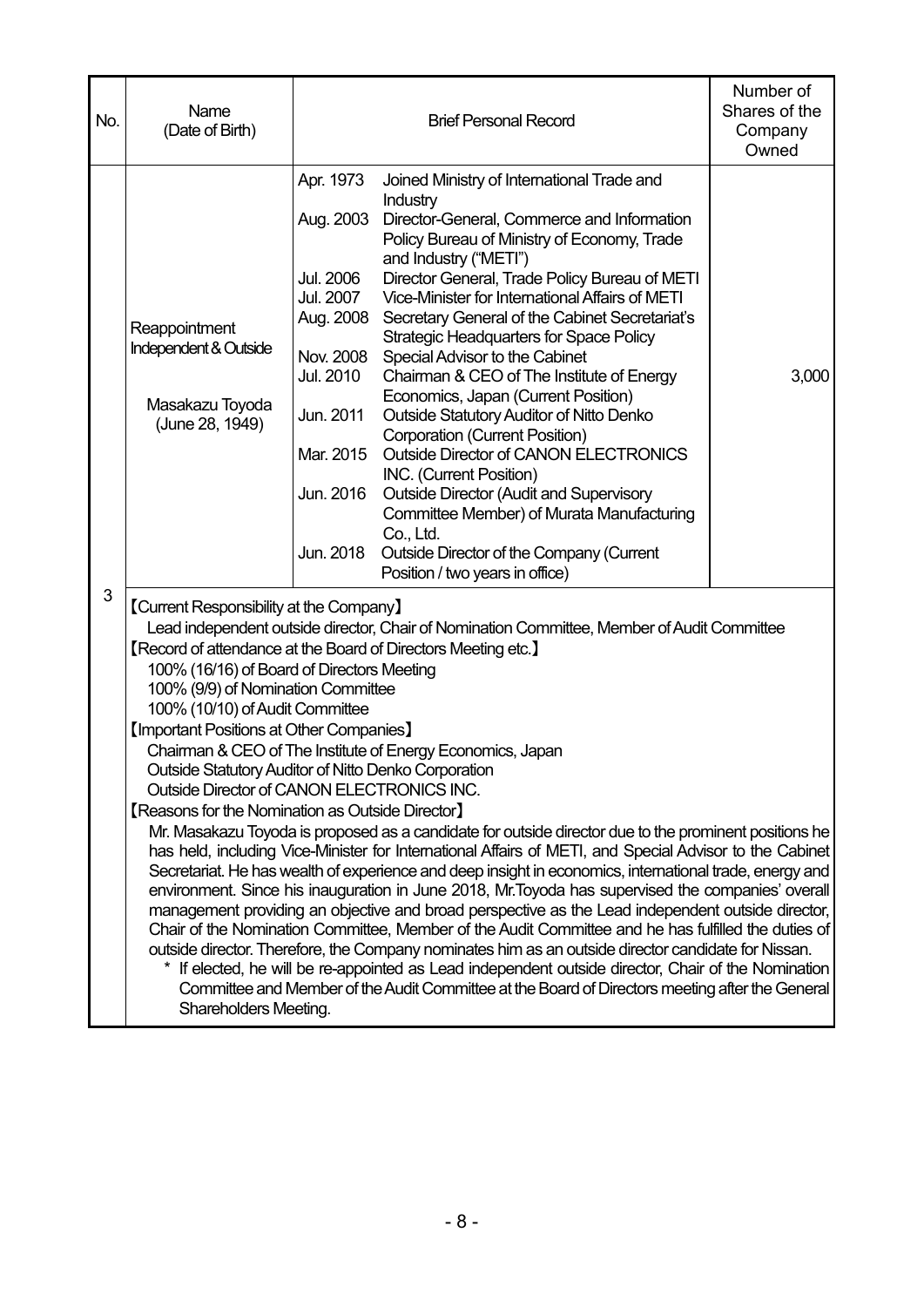| No. | Name (Date of Birth) | Brief Personal Record | | Number of Shares of the Company Owned |
|---|---|---|---|---|
| 3 | Reappointment<br>Independent & Outside<br><br>Masakazu Toyoda<br>(June 28, 1949) | Apr. 1973<br>Aug. 2003<br><br><br>Jul. 2006<br>Jul. 2007<br>Aug. 2008<br><br>Nov. 2008<br>Jul. 2010<br><br>Jun. 2011<br><br>Mar. 2015<br><br>Jun. 2016<br><br><br>Jun. 2018 | Joined Ministry of International Trade and Industry<br>Director-General, Commerce and Information Policy Bureau of Ministry of Economy, Trade and Industry ("METI")<br>Director General, Trade Policy Bureau of METI<br>Vice-Minister for International Affairs of METI<br>Secretary General of the Cabinet Secretariat's Strategic Headquarters for Space Policy<br>Special Advisor to the Cabinet<br>Chairman & CEO of The Institute of Energy Economics, Japan (Current Position)<br>Outside Statutory Auditor of Nitto Denko Corporation (Current Position)<br>Outside Director of CANON ELECTRONICS INC. (Current Position)<br>Outside Director (Audit and Supervisory Committee Member) of Murata Manufacturing Co., Ltd.<br>Outside Director of the Company (Current Position / two years in office) | 3,000 |

【Current Responsibility at the Company】
Lead independent outside director, Chair of Nomination Committee, Member of Audit Committee

【Record of attendance at the Board of Directors Meeting etc.】
100% (16/16) of Board of Directors Meeting
100% (9/9) of Nomination Committee
100% (10/10) of Audit Committee

【Important Positions at Other Companies】
Chairman & CEO of The Institute of Energy Economics, Japan
Outside Statutory Auditor of Nitto Denko Corporation
Outside Director of CANON ELECTRONICS INC.

【Reasons for the Nomination as Outside Director】
Mr. Masakazu Toyoda is proposed as a candidate for outside director due to the prominent positions he has held, including Vice-Minister for International Affairs of METI, and Special Advisor to the Cabinet Secretariat. He has wealth of experience and deep insight in economics, international trade, energy and environment. Since his inauguration in June 2018, Mr.Toyoda has supervised the companies' overall management providing an objective and broad perspective as the Lead independent outside director, Chair of the Nomination Committee, Member of the Audit Committee and he has fulfilled the duties of outside director. Therefore, the Company nominates him as an outside director candidate for Nissan.

\* If elected, he will be re-appointed as Lead independent outside director, Chair of the Nomination Committee and Member of the Audit Committee at the Board of Directors meeting after the General Shareholders Meeting.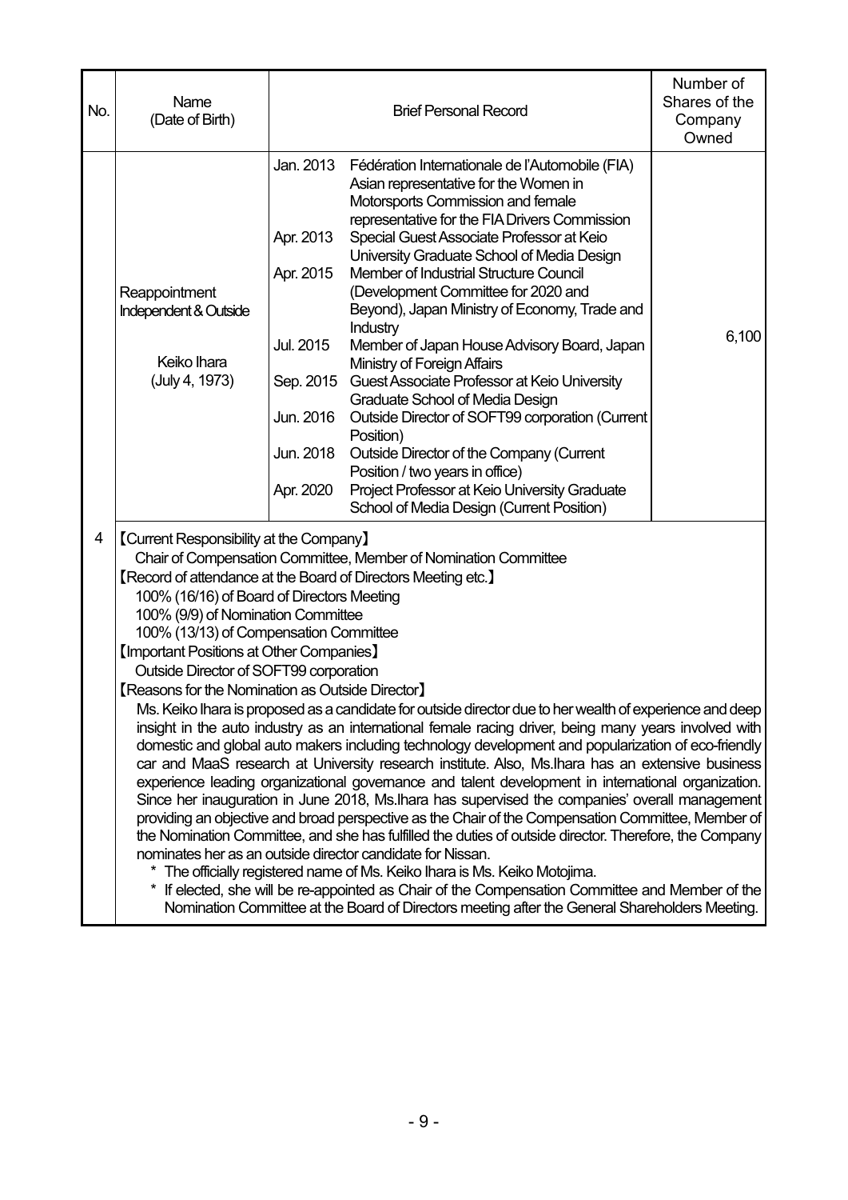| No. | Name (Date of Birth) | Brief Personal Record | | Number of Shares of the Company Owned |
|---|---|---|---|---|
| 4 | Reappointment Independent & Outside<br><br>Keiko Ihara (July 4, 1973) | Jan. 2013<br><br><br><br>Apr. 2013<br><br>Apr. 2015<br><br><br><br>Jul. 2015<br><br>Sep. 2015<br><br>Jun. 2016<br><br>Jun. 2018<br><br>Apr. 2020 | Fédération Internationale de l'Automobile (FIA) Asian representative for the Women in Motorsports Commission and female representative for the FIA Drivers Commission<br>Special Guest Associate Professor at Keio University Graduate School of Media Design<br>Member of Industrial Structure Council (Development Committee for 2020 and Beyond), Japan Ministry of Economy, Trade and Industry<br>Member of Japan House Advisory Board, Japan Ministry of Foreign Affairs<br>Guest Associate Professor at Keio University Graduate School of Media Design<br>Outside Director of SOFT99 corporation (Current Position)<br>Outside Director of the Company (Current Position / two years in office)<br>Project Professor at Keio University Graduate School of Media Design (Current Position) | 6,100 |

【Current Responsibility at the Company】
Chair of Compensation Committee, Member of Nomination Committee

【Record of attendance at the Board of Directors Meeting etc.】
100% (16/16) of Board of Directors Meeting
100% (9/9) of Nomination Committee
100% (13/13) of Compensation Committee

【Important Positions at Other Companies】
Outside Director of SOFT99 corporation

【Reasons for the Nomination as Outside Director】
Ms. Keiko Ihara is proposed as a candidate for outside director due to her wealth of experience and deep insight in the auto industry as an international female racing driver, being many years involved with domestic and global auto makers including technology development and popularization of eco-friendly car and MaaS research at University research institute. Also, Ms.Ihara has an extensive business experience leading organizational governance and talent development in international organization. Since her inauguration in June 2018, Ms.Ihara has supervised the companies' overall management providing an objective and broad perspective as the Chair of the Compensation Committee, Member of the Nomination Committee, and she has fulfilled the duties of outside director. Therefore, the Company nominates her as an outside director candidate for Nissan.

\* The officially registered name of Ms. Keiko Ihara is Ms. Keiko Motojima.
\* If elected, she will be re-appointed as Chair of the Compensation Committee and Member of the Nomination Committee at the Board of Directors meeting after the General Shareholders Meeting.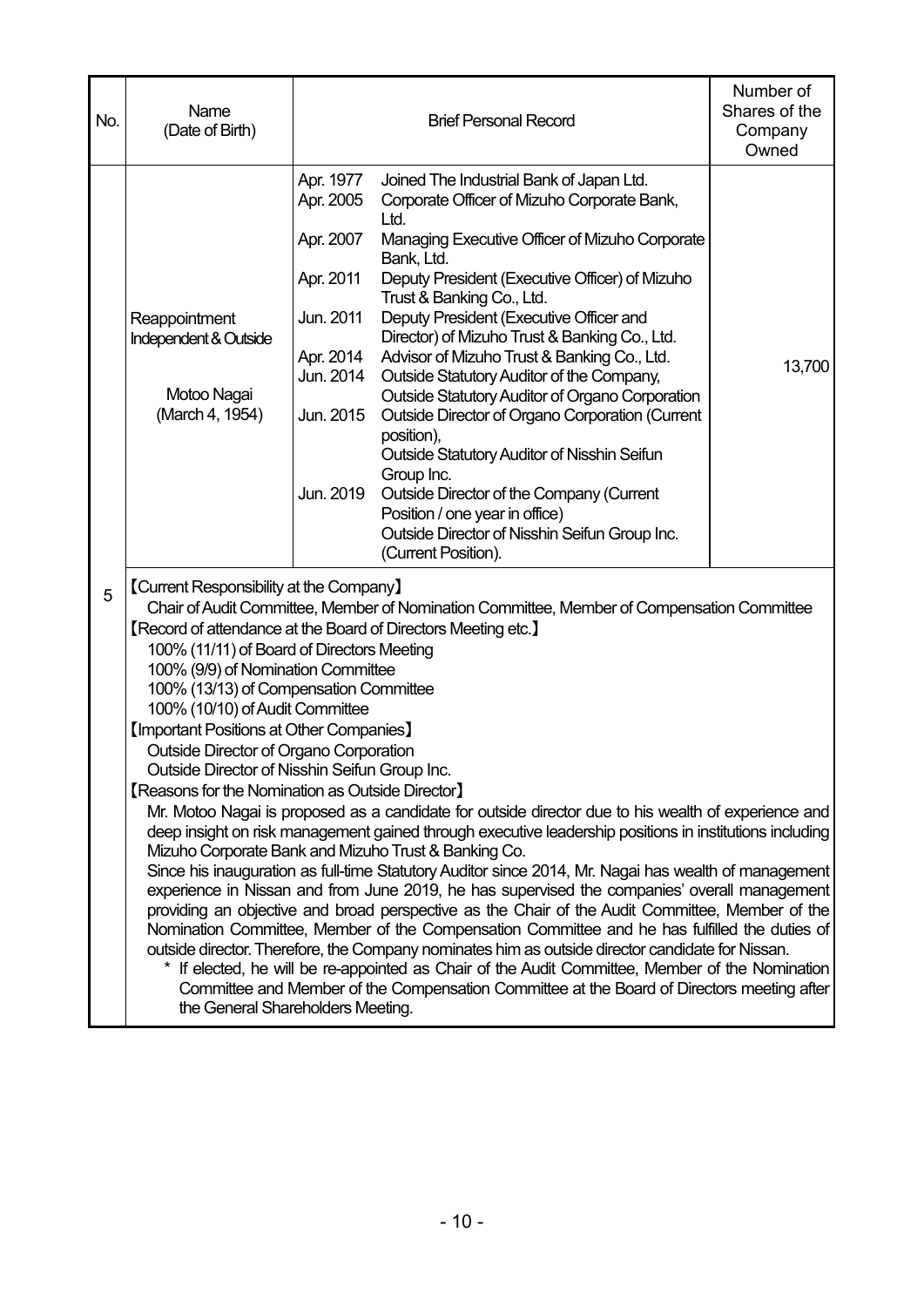| No. | Name (Date of Birth) | Brief Personal Record | | Number of Shares of the Company Owned |
|---|---|---|---|---|
| 5 | Reappointment<br>Independent & Outside<br><br>Motoo Nagai<br>(March 4, 1954) | Apr. 1977<br>Apr. 2005<br><br>Apr. 2007<br><br>Apr. 2011<br><br>Jun. 2011<br><br>Apr. 2014<br>Jun. 2014<br><br>Jun. 2015<br><br><br><br>Jun. 2019 | Joined The Industrial Bank of Japan Ltd.<br>Corporate Officer of Mizuho Corporate Bank, Ltd.<br>Managing Executive Officer of Mizuho Corporate Bank, Ltd.<br>Deputy President (Executive Officer) of Mizuho Trust & Banking Co., Ltd.<br>Deputy President (Executive Officer and Director) of Mizuho Trust & Banking Co., Ltd.<br>Advisor of Mizuho Trust & Banking Co., Ltd.<br>Outside Statutory Auditor of the Company, Outside Statutory Auditor of Organo Corporation<br>Outside Director of Organo Corporation (Current position),<br>Outside Statutory Auditor of Nisshin Seifun Group Inc.<br>Outside Director of the Company (Current Position / one year in office)<br>Outside Director of Nisshin Seifun Group Inc. (Current Position). | 13,700 |

【Current Responsibility at the Company】

Chair of Audit Committee, Member of Nomination Committee, Member of Compensation Committee

【Record of attendance at the Board of Directors Meeting etc.】

100% (11/11) of Board of Directors Meeting
100% (9/9) of Nomination Committee
100% (13/13) of Compensation Committee
100% (10/10) of Audit Committee

【Important Positions at Other Companies】

Outside Director of Organo Corporation
Outside Director of Nisshin Seifun Group Inc.

【Reasons for the Nomination as Outside Director】

Mr. Motoo Nagai is proposed as a candidate for outside director due to his wealth of experience and deep insight on risk management gained through executive leadership positions in institutions including Mizuho Corporate Bank and Mizuho Trust & Banking Co.

Since his inauguration as full-time Statutory Auditor since 2014, Mr. Nagai has wealth of management experience in Nissan and from June 2019, he has supervised the companies' overall management providing an objective and broad perspective as the Chair of the Audit Committee, Member of the Nomination Committee, Member of the Compensation Committee and he has fulfilled the duties of outside director. Therefore, the Company nominates him as outside director candidate for Nissan.

\* If elected, he will be re-appointed as Chair of the Audit Committee, Member of the Nomination Committee and Member of the Compensation Committee at the Board of Directors meeting after the General Shareholders Meeting.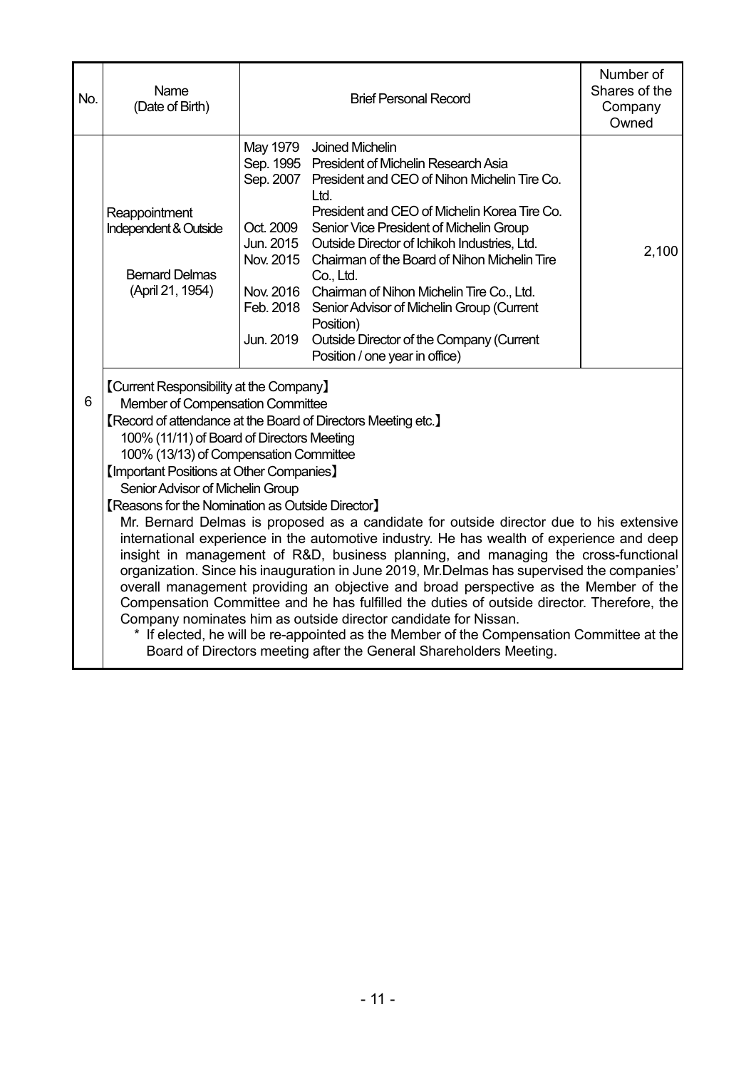| No. | Name (Date of Birth) | Brief Personal Record | Number of Shares of the Company Owned |
|---|---|---|---|
| 6 | Reappointment<br>Independent & Outside<br><br>Bernard Delmas<br>(April 21, 1954) | May 1979 Joined Michelin<br>Sep. 1995 President of Michelin Research Asia<br>Sep. 2007 President and CEO of Nihon Michelin Tire Co. Ltd.<br>President and CEO of Michelin Korea Tire Co.<br>Oct. 2009 Senior Vice President of Michelin Group<br>Jun. 2015 Outside Director of Ichikoh Industries, Ltd.<br>Nov. 2015 Chairman of the Board of Nihon Michelin Tire Co., Ltd.<br>Nov. 2016 Chairman of Nihon Michelin Tire Co., Ltd.<br>Feb. 2018 Senior Advisor of Michelin Group (Current Position)<br>Jun. 2019 Outside Director of the Company (Current Position / one year in office) | 2,100 |

【Current Responsibility at the Company】
Member of Compensation Committee

【Record of attendance at the Board of Directors Meeting etc.】
100% (11/11) of Board of Directors Meeting
100% (13/13) of Compensation Committee

【Important Positions at Other Companies】
Senior Advisor of Michelin Group

【Reasons for the Nomination as Outside Director】
Mr. Bernard Delmas is proposed as a candidate for outside director due to his extensive international experience in the automotive industry. He has wealth of experience and deep insight in management of R&D, business planning, and managing the cross-functional organization. Since his inauguration in June 2019, Mr.Delmas has supervised the companies' overall management providing an objective and broad perspective as the Member of the Compensation Committee and he has fulfilled the duties of outside director. Therefore, the Company nominates him as outside director candidate for Nissan.

\* If elected, he will be re-appointed as the Member of the Compensation Committee at the Board of Directors meeting after the General Shareholders Meeting.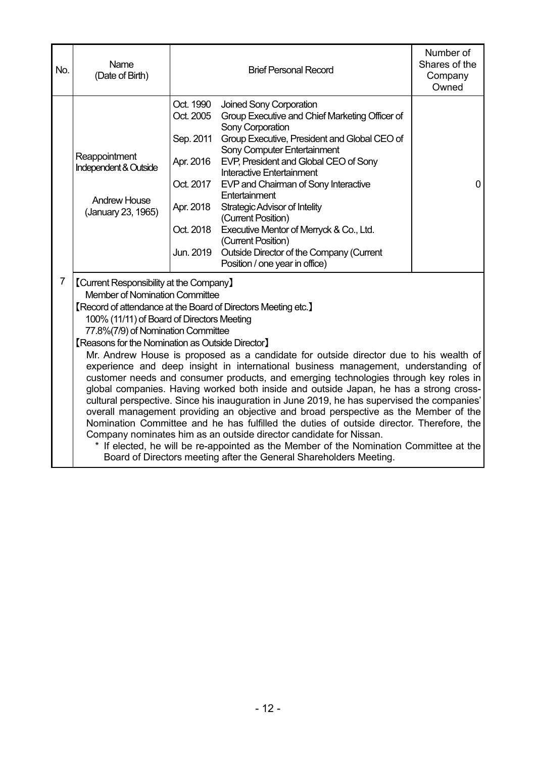| No. | Name (Date of Birth) | Brief Personal Record | | Number of Shares of the Company Owned |
|---|---|---|---|---|
| 7 | Reappointment Independent & Outside<br><br>Andrew House (January 23, 1965) | Oct. 1990<br>Oct. 2005<br><br>Sep. 2011<br><br>Apr. 2016<br><br>Oct. 2017<br><br>Apr. 2018<br><br>Oct. 2018<br><br>Jun. 2019 | Joined Sony Corporation<br>Group Executive and Chief Marketing Officer of Sony Corporation<br>Group Executive, President and Global CEO of Sony Computer Entertainment<br>EVP, President and Global CEO of Sony Interactive Entertainment<br>EVP and Chairman of Sony Interactive Entertainment<br>Strategic Advisor of Intelity (Current Position)<br>Executive Mentor of Merryck & Co., Ltd. (Current Position)<br>Outside Director of the Company (Current Position / one year in office) | 0 |

【Current Responsibility at the Company】
Member of Nomination Committee

【Record of attendance at the Board of Directors Meeting etc.】
100% (11/11) of Board of Directors Meeting
77.8%(7/9) of Nomination Committee

【Reasons for the Nomination as Outside Director】
Mr. Andrew House is proposed as a candidate for outside director due to his wealth of experience and deep insight in international business management, understanding of customer needs and consumer products, and emerging technologies through key roles in global companies. Having worked both inside and outside Japan, he has a strong cross-cultural perspective. Since his inauguration in June 2019, he has supervised the companies' overall management providing an objective and broad perspective as the Member of the Nomination Committee and he has fulfilled the duties of outside director. Therefore, the Company nominates him as an outside director candidate for Nissan.

\* If elected, he will be re-appointed as the Member of the Nomination Committee at the Board of Directors meeting after the General Shareholders Meeting.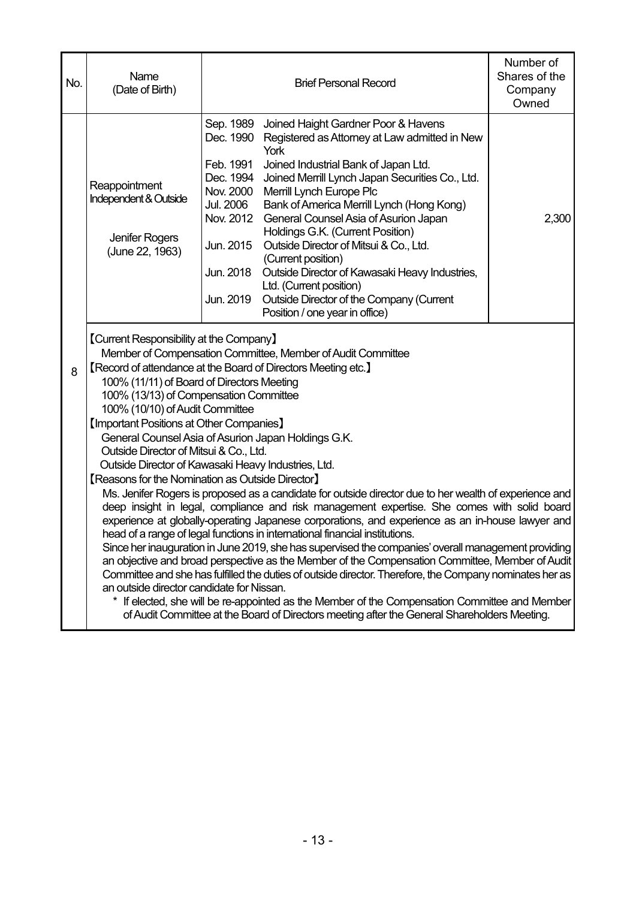| No. | Name (Date of Birth) | Brief Personal Record | Number of Shares of the Company Owned |
|---|---|---|---|
| 8 | Reappointment<br>Independent & Outside<br><br>Jenifer Rogers<br>(June 22, 1963) | Sep. 1989 Joined Haight Gardner Poor & Havens<br>Dec. 1990 Registered as Attorney at Law admitted in New York<br>Feb. 1991 Joined Industrial Bank of Japan Ltd.<br>Dec. 1994 Joined Merrill Lynch Japan Securities Co., Ltd.<br>Nov. 2000 Merrill Lynch Europe Plc<br>Jul. 2006 Bank of America Merrill Lynch (Hong Kong)<br>Nov. 2012 General Counsel Asia of Asurion Japan Holdings G.K. (Current Position)<br>Jun. 2015 Outside Director of Mitsui & Co., Ltd. (Current position)<br>Jun. 2018 Outside Director of Kawasaki Heavy Industries, Ltd. (Current position)<br>Jun. 2019 Outside Director of the Company (Current Position / one year in office) | 2,300 |

【Current Responsibility at the Company】
Member of Compensation Committee, Member of Audit Committee

【Record of attendance at the Board of Directors Meeting etc.】
100% (11/11) of Board of Directors Meeting
100% (13/13) of Compensation Committee
100% (10/10) of Audit Committee

【Important Positions at Other Companies】
General Counsel Asia of Asurion Japan Holdings G.K.
Outside Director of Mitsui & Co., Ltd.
Outside Director of Kawasaki Heavy Industries, Ltd.

【Reasons for the Nomination as Outside Director】
Ms. Jenifer Rogers is proposed as a candidate for outside director due to her wealth of experience and deep insight in legal, compliance and risk management expertise. She comes with solid board experience at globally-operating Japanese corporations, and experience as an in-house lawyer and head of a range of legal functions in international financial institutions.
Since her inauguration in June 2019, she has supervised the companies' overall management providing an objective and broad perspective as the Member of the Compensation Committee, Member of Audit Committee and she has fulfilled the duties of outside director. Therefore, the Company nominates her as an outside director candidate for Nissan.

* If elected, she will be re-appointed as the Member of the Compensation Committee and Member of Audit Committee at the Board of Directors meeting after the General Shareholders Meeting.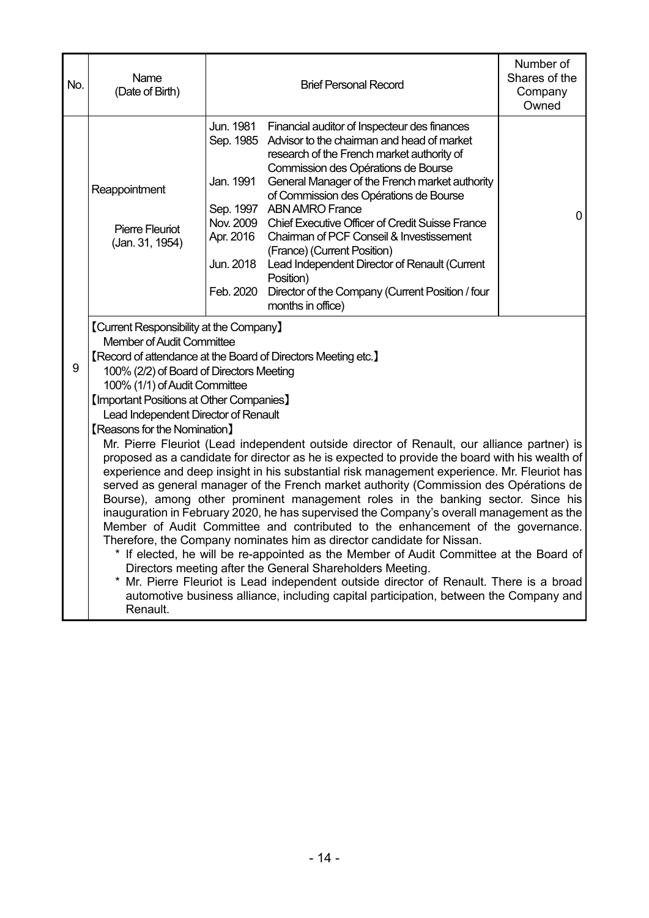| No. | Name (Date of Birth) | Brief Personal Record | Number of Shares of the Company Owned |
|---|---|---|---|
| 9 | Reappointment<br><br>Pierre Fleuriot<br>(Jan. 31, 1954) | Jun. 1981 Financial auditor of Inspecteur des finances<br>Sep. 1985 Advisor to the chairman and head of market research of the French market authority of Commission des Opérations de Bourse<br>Jan. 1991 General Manager of the French market authority of Commission des Opérations de Bourse<br>Sep. 1997 ABN AMRO France<br>Nov. 2009 Chief Executive Officer of Credit Suisse France<br>Apr. 2016 Chairman of PCF Conseil & Investissement (France) (Current Position)<br>Jun. 2018 Lead Independent Director of Renault (Current Position)<br>Feb. 2020 Director of the Company (Current Position / four months in office) | 0 |

【Current Responsibility at the Company】

Member of Audit Committee

【Record of attendance at the Board of Directors Meeting etc.】

100% (2/2) of Board of Directors Meeting

100% (1/1) of Audit Committee

【Important Positions at Other Companies】

Lead Independent Director of Renault

【Reasons for the Nomination】

Mr. Pierre Fleuriot (Lead independent outside director of Renault, our alliance partner) is proposed as a candidate for director as he is expected to provide the board with his wealth of experience and deep insight in his substantial risk management experience. Mr. Fleuriot has served as general manager of the French market authority (Commission des Opérations de Bourse), among other prominent management roles in the banking sector. Since his inauguration in February 2020, he has supervised the Company's overall management as the Member of Audit Committee and contributed to the enhancement of the governance. Therefore, the Company nominates him as director candidate for Nissan.

\* If elected, he will be re-appointed as the Member of Audit Committee at the Board of Directors meeting after the General Shareholders Meeting.

\* Mr. Pierre Fleuriot is Lead independent outside director of Renault. There is a broad automotive business alliance, including capital participation, between the Company and Renault.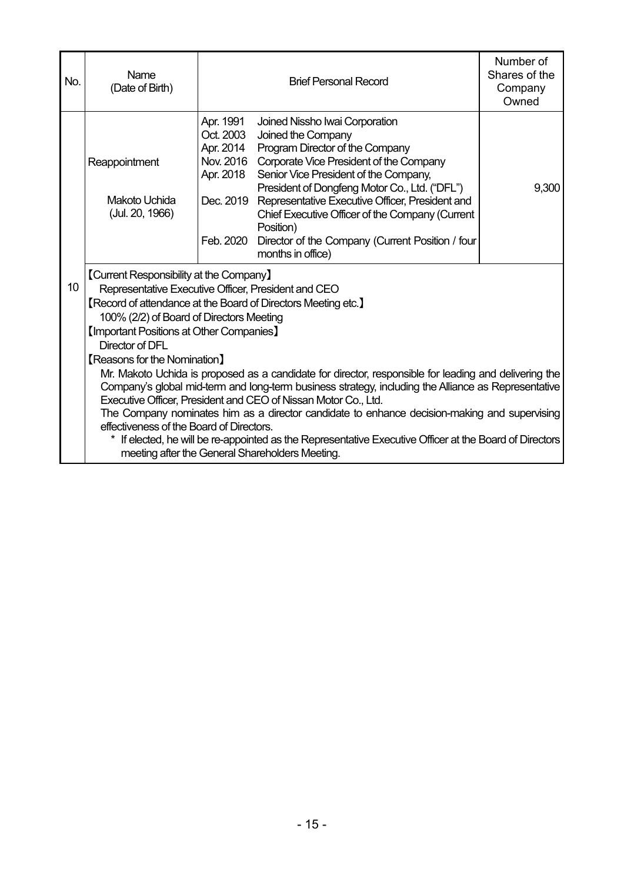| No. | Name (Date of Birth) | Brief Personal Record | Number of Shares of the Company Owned |
|---|---|---|---|
| 10 | Reappointment<br><br>Makoto Uchida<br>(Jul. 20, 1966) | Apr. 1991 Joined Nissho Iwai Corporation<br>Oct. 2003 Joined the Company<br>Apr. 2014 Program Director of the Company<br>Nov. 2016 Corporate Vice President of the Company<br>Apr. 2018 Senior Vice President of the Company, President of Dongfeng Motor Co., Ltd. ("DFL")<br>Dec. 2019 Representative Executive Officer, President and Chief Executive Officer of the Company (Current Position)<br>Feb. 2020 Director of the Company (Current Position / four months in office) | 9,300 |

【Current Responsibility at the Company】
Representative Executive Officer, President and CEO

【Record of attendance at the Board of Directors Meeting etc.】
100% (2/2) of Board of Directors Meeting

【Important Positions at Other Companies】
Director of DFL

【Reasons for the Nomination】
Mr. Makoto Uchida is proposed as a candidate for director, responsible for leading and delivering the Company's global mid-term and long-term business strategy, including the Alliance as Representative Executive Officer, President and CEO of Nissan Motor Co., Ltd.
The Company nominates him as a director candidate to enhance decision-making and supervising effectiveness of the Board of Directors.

\* If elected, he will be re-appointed as the Representative Executive Officer at the Board of Directors meeting after the General Shareholders Meeting.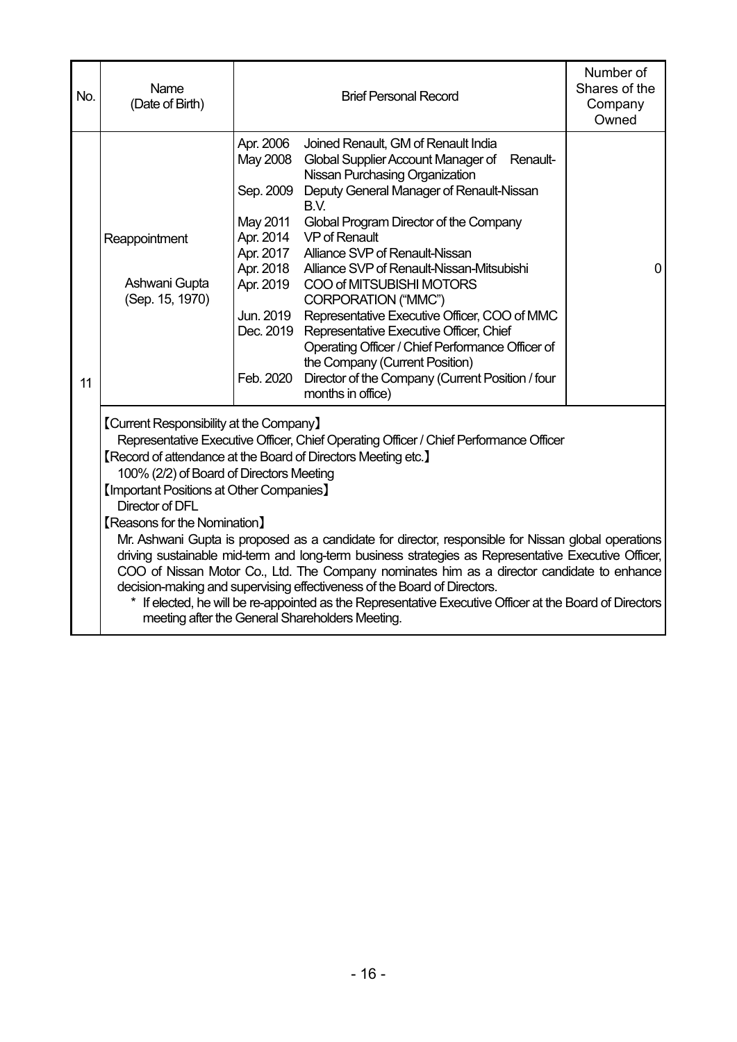| No. | Name (Date of Birth) | Brief Personal Record | Number of Shares of the Company Owned |
|---|---|---|---|
| 11 | Reappointment<br><br>Ashwani Gupta<br>(Sep. 15, 1970) | Apr. 2006 Joined Renault, GM of Renault India<br>May 2008 Global Supplier Account Manager of Renault-Nissan Purchasing Organization<br>Sep. 2009 Deputy General Manager of Renault-Nissan B.V.<br>May 2011 Global Program Director of the Company<br>Apr. 2014 VP of Renault<br>Apr. 2017 Alliance SVP of Renault-Nissan<br>Apr. 2018 Alliance SVP of Renault-Nissan-Mitsubishi<br>Apr. 2019 COO of MITSUBISHI MOTORS CORPORATION ("MMC")<br>Jun. 2019 Representative Executive Officer, COO of MMC<br>Dec. 2019 Representative Executive Officer, Chief Operating Officer / Chief Performance Officer of the Company (Current Position)<br>Feb. 2020 Director of the Company (Current Position / four months in office) | 0 |

【Current Responsibility at the Company】

Representative Executive Officer, Chief Operating Officer / Chief Performance Officer

【Record of attendance at the Board of Directors Meeting etc.】

100% (2/2) of Board of Directors Meeting

【Important Positions at Other Companies】

Director of DFL

【Reasons for the Nomination】

Mr. Ashwani Gupta is proposed as a candidate for director, responsible for Nissan global operations driving sustainable mid-term and long-term business strategies as Representative Executive Officer, COO of Nissan Motor Co., Ltd. The Company nominates him as a director candidate to enhance decision-making and supervising effectiveness of the Board of Directors.

\* If elected, he will be re-appointed as the Representative Executive Officer at the Board of Directors meeting after the General Shareholders Meeting.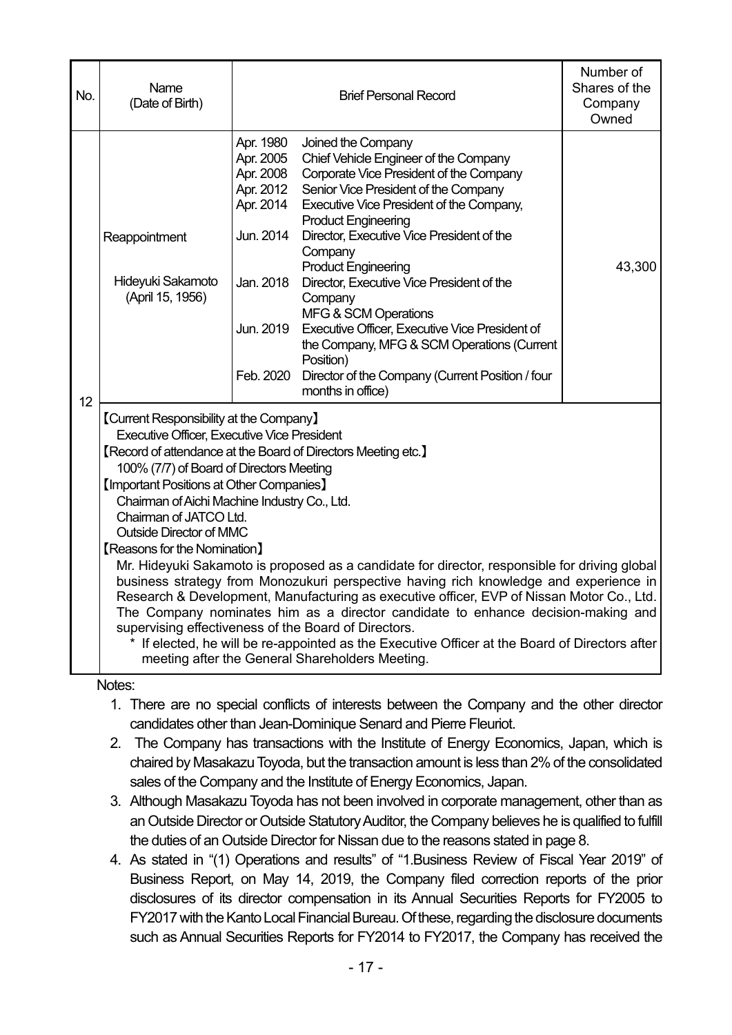| No. | Name (Date of Birth) | Brief Personal Record | Number of Shares of the Company Owned |
|---|---|---|---|
| 12 | Reappointment<br><br>Hideyuki Sakamoto (April 15, 1956) | Apr. 1980 Joined the Company<br>Apr. 2005 Chief Vehicle Engineer of the Company<br>Apr. 2008 Corporate Vice President of the Company<br>Apr. 2012 Senior Vice President of the Company<br>Apr. 2014 Executive Vice President of the Company, Product Engineering<br>Jun. 2014 Director, Executive Vice President of the Company Product Engineering<br>Jan. 2018 Director, Executive Vice President of the Company MFG & SCM Operations<br>Jun. 2019 Executive Officer, Executive Vice President of the Company, MFG & SCM Operations (Current Position)<br>Feb. 2020 Director of the Company (Current Position / four months in office) | 43,300 |

【Current Responsibility at the Company】
Executive Officer, Executive Vice President

【Record of attendance at the Board of Directors Meeting etc.】
100% (7/7) of Board of Directors Meeting

【Important Positions at Other Companies】
Chairman of Aichi Machine Industry Co., Ltd.
Chairman of JATCO Ltd.
Outside Director of MMC

【Reasons for the Nomination】
Mr. Hideyuki Sakamoto is proposed as a candidate for director, responsible for driving global business strategy from Monozukuri perspective having rich knowledge and experience in Research & Development, Manufacturing as executive officer, EVP of Nissan Motor Co., Ltd. The Company nominates him as a director candidate to enhance decision-making and supervising effectiveness of the Board of Directors.

\* If elected, he will be re-appointed as the Executive Officer at the Board of Directors after meeting after the General Shareholders Meeting.

Notes:

1. There are no special conflicts of interests between the Company and the other director candidates other than Jean-Dominique Senard and Pierre Fleuriot.
2. The Company has transactions with the Institute of Energy Economics, Japan, which is chaired by Masakazu Toyoda, but the transaction amount is less than 2% of the consolidated sales of the Company and the Institute of Energy Economics, Japan.
3. Although Masakazu Toyoda has not been involved in corporate management, other than as an Outside Director or Outside Statutory Auditor, the Company believes he is qualified to fulfill the duties of an Outside Director for Nissan due to the reasons stated in page 8.
4. As stated in "(1) Operations and results" of "1.Business Review of Fiscal Year 2019" of Business Report, on May 14, 2019, the Company filed correction reports of the prior disclosures of its director compensation in its Annual Securities Reports for FY2005 to FY2017 with the Kanto Local Financial Bureau. Of these, regarding the disclosure documents such as Annual Securities Reports for FY2014 to FY2017, the Company has received the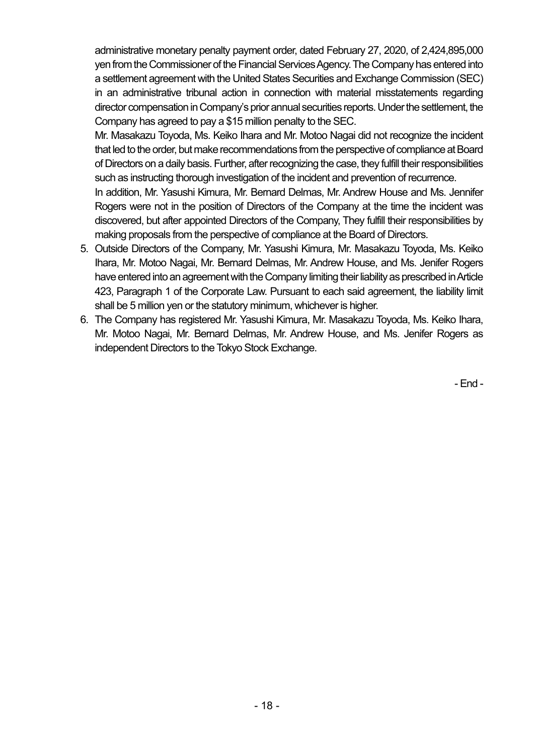administrative monetary penalty payment order, dated February 27, 2020, of 2,424,895,000 yen from the Commissioner of the Financial Services Agency. The Company has entered into a settlement agreement with the United States Securities and Exchange Commission (SEC) in an administrative tribunal action in connection with material misstatements regarding director compensation in Company's prior annual securities reports. Under the settlement, the Company has agreed to pay a $15 million penalty to the SEC.

Mr. Masakazu Toyoda, Ms. Keiko Ihara and Mr. Motoo Nagai did not recognize the incident that led to the order, but make recommendations from the perspective of compliance at Board of Directors on a daily basis. Further, after recognizing the case, they fulfill their responsibilities such as instructing thorough investigation of the incident and prevention of recurrence.

In addition, Mr. Yasushi Kimura, Mr. Bernard Delmas, Mr. Andrew House and Ms. Jennifer Rogers were not in the position of Directors of the Company at the time the incident was discovered, but after appointed Directors of the Company, They fulfill their responsibilities by making proposals from the perspective of compliance at the Board of Directors.

5. Outside Directors of the Company, Mr. Yasushi Kimura, Mr. Masakazu Toyoda, Ms. Keiko Ihara, Mr. Motoo Nagai, Mr. Bernard Delmas, Mr. Andrew House, and Ms. Jenifer Rogers have entered into an agreement with the Company limiting their liability as prescribed in Article 423, Paragraph 1 of the Corporate Law. Pursuant to each said agreement, the liability limit shall be 5 million yen or the statutory minimum, whichever is higher.
6. The Company has registered Mr. Yasushi Kimura, Mr. Masakazu Toyoda, Ms. Keiko Ihara, Mr. Motoo Nagai, Mr. Bernard Delmas, Mr. Andrew House, and Ms. Jenifer Rogers as independent Directors to the Tokyo Stock Exchange.

- End -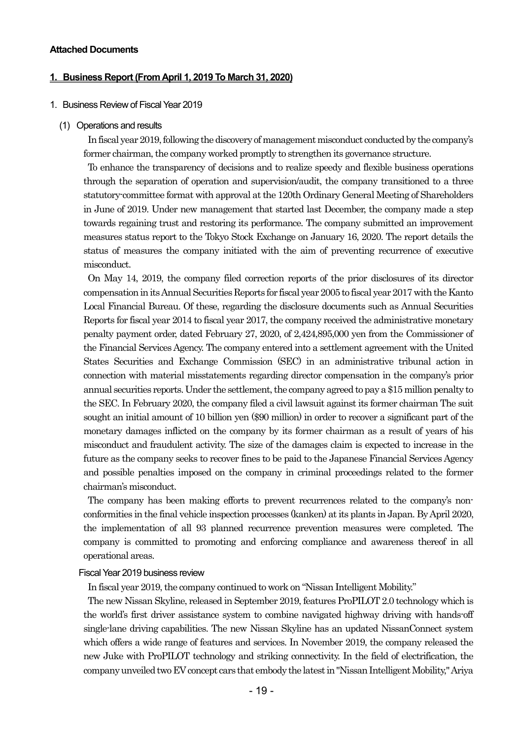**Attached Documents**

## 1. Business Report (From April 1, 2019 To March 31, 2020)

1. Business Review of Fiscal Year 2019

(1) Operations and results

In fiscal year 2019, following the discovery of management misconduct conducted by the company's former chairman, the company worked promptly to strengthen its governance structure.

To enhance the transparency of decisions and to realize speedy and flexible business operations through the separation of operation and supervision/audit, the company transitioned to a three statutory-committee format with approval at the 120th Ordinary General Meeting of Shareholders in June of 2019. Under new management that started last December, the company made a step towards regaining trust and restoring its performance. The company submitted an improvement measures status report to the Tokyo Stock Exchange on January 16, 2020. The report details the status of measures the company initiated with the aim of preventing recurrence of executive misconduct.

On May 14, 2019, the company filed correction reports of the prior disclosures of its director compensation in its Annual Securities Reports for fiscal year 2005 to fiscal year 2017 with the Kanto Local Financial Bureau. Of these, regarding the disclosure documents such as Annual Securities Reports for fiscal year 2014 to fiscal year 2017, the company received the administrative monetary penalty payment order, dated February 27, 2020, of 2,424,895,000 yen from the Commissioner of the Financial Services Agency. The company entered into a settlement agreement with the United States Securities and Exchange Commission (SEC) in an administrative tribunal action in connection with material misstatements regarding director compensation in the company's prior annual securities reports. Under the settlement, the company agreed to pay a $15 million penalty to the SEC. In February 2020, the company filed a civil lawsuit against its former chairman The suit sought an initial amount of 10 billion yen ($90 million) in order to recover a significant part of the monetary damages inflicted on the company by its former chairman as a result of years of his misconduct and fraudulent activity. The size of the damages claim is expected to increase in the future as the company seeks to recover fines to be paid to the Japanese Financial Services Agency and possible penalties imposed on the company in criminal proceedings related to the former chairman's misconduct.

The company has been making efforts to prevent recurrences related to the company's non-conformities in the final vehicle inspection processes (kanken) at its plants in Japan. By April 2020, the implementation of all 93 planned recurrence prevention measures were completed. The company is committed to promoting and enforcing compliance and awareness thereof in all operational areas.

Fiscal Year 2019 business review

In fiscal year 2019, the company continued to work on "Nissan Intelligent Mobility."

The new Nissan Skyline, released in September 2019, features ProPILOT 2.0 technology which is the world's first driver assistance system to combine navigated highway driving with hands-off single-lane driving capabilities. The new Nissan Skyline has an updated NissanConnect system which offers a wide range of features and services. In November 2019, the company released the new Juke with ProPILOT technology and striking connectivity. In the field of electrification, the company unveiled two EV concept cars that embody the latest in "Nissan Intelligent Mobility," Ariya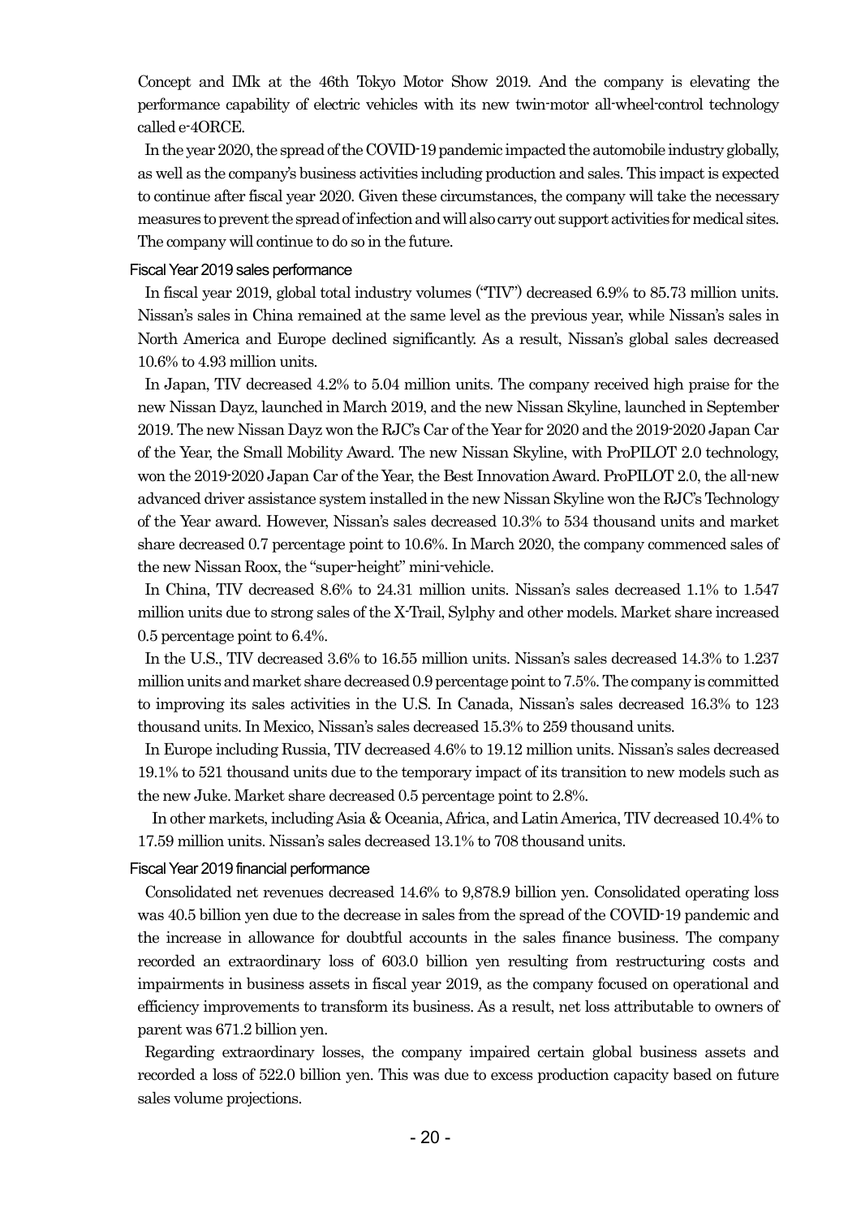Concept and IMk at the 46th Tokyo Motor Show 2019. And the company is elevating the performance capability of electric vehicles with its new twin-motor all-wheel-control technology called e-4ORCE.

In the year 2020, the spread of the COVID-19 pandemic impacted the automobile industry globally, as well as the company's business activities including production and sales. This impact is expected to continue after fiscal year 2020. Given these circumstances, the company will take the necessary measures to prevent the spread of infection and will also carry out support activities for medical sites. The company will continue to do so in the future.

### Fiscal Year 2019 sales performance

In fiscal year 2019, global total industry volumes ("TIV") decreased 6.9% to 85.73 million units. Nissan's sales in China remained at the same level as the previous year, while Nissan's sales in North America and Europe declined significantly. As a result, Nissan's global sales decreased 10.6% to 4.93 million units.

In Japan, TIV decreased 4.2% to 5.04 million units. The company received high praise for the new Nissan Dayz, launched in March 2019, and the new Nissan Skyline, launched in September 2019. The new Nissan Dayz won the RJC's Car of the Year for 2020 and the 2019-2020 Japan Car of the Year, the Small Mobility Award. The new Nissan Skyline, with ProPILOT 2.0 technology, won the 2019-2020 Japan Car of the Year, the Best Innovation Award. ProPILOT 2.0, the all-new advanced driver assistance system installed in the new Nissan Skyline won the RJC's Technology of the Year award. However, Nissan's sales decreased 10.3% to 534 thousand units and market share decreased 0.7 percentage point to 10.6%. In March 2020, the company commenced sales of the new Nissan Roox, the "super-height" mini-vehicle.

In China, TIV decreased 8.6% to 24.31 million units. Nissan's sales decreased 1.1% to 1.547 million units due to strong sales of the X-Trail, Sylphy and other models. Market share increased 0.5 percentage point to 6.4%.

In the U.S., TIV decreased 3.6% to 16.55 million units. Nissan's sales decreased 14.3% to 1.237 million units and market share decreased 0.9 percentage point to 7.5%. The company is committed to improving its sales activities in the U.S. In Canada, Nissan's sales decreased 16.3% to 123 thousand units. In Mexico, Nissan's sales decreased 15.3% to 259 thousand units.

In Europe including Russia, TIV decreased 4.6% to 19.12 million units. Nissan's sales decreased 19.1% to 521 thousand units due to the temporary impact of its transition to new models such as the new Juke. Market share decreased 0.5 percentage point to 2.8%.

In other markets, including Asia & Oceania, Africa, and Latin America, TIV decreased 10.4% to 17.59 million units. Nissan's sales decreased 13.1% to 708 thousand units.

### Fiscal Year 2019 financial performance

Consolidated net revenues decreased 14.6% to 9,878.9 billion yen. Consolidated operating loss was 40.5 billion yen due to the decrease in sales from the spread of the COVID-19 pandemic and the increase in allowance for doubtful accounts in the sales finance business. The company recorded an extraordinary loss of 603.0 billion yen resulting from restructuring costs and impairments in business assets in fiscal year 2019, as the company focused on operational and efficiency improvements to transform its business. As a result, net loss attributable to owners of parent was 671.2 billion yen.

Regarding extraordinary losses, the company impaired certain global business assets and recorded a loss of 522.0 billion yen. This was due to excess production capacity based on future sales volume projections.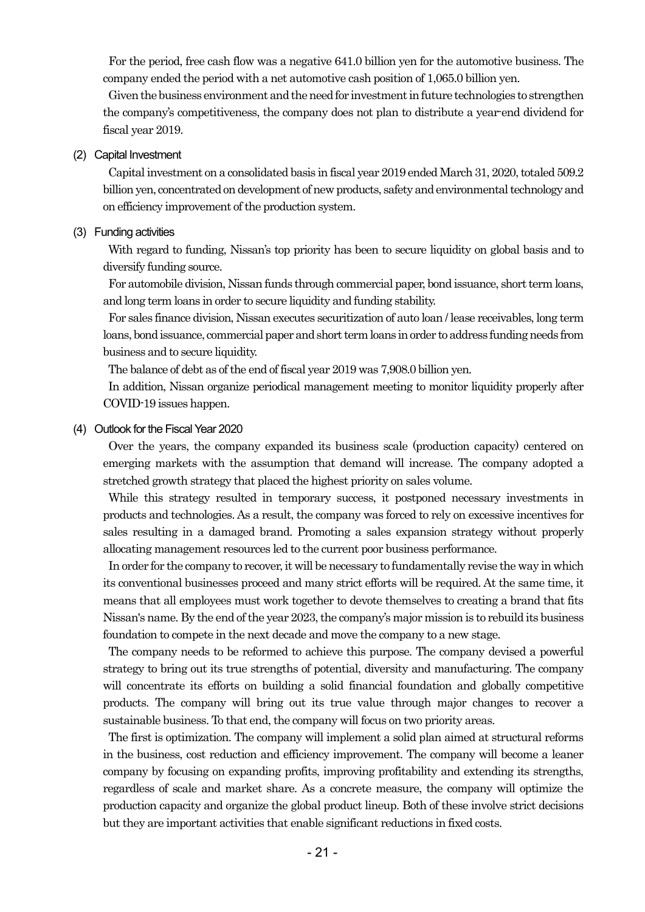For the period, free cash flow was a negative 641.0 billion yen for the automotive business. The company ended the period with a net automotive cash position of 1,065.0 billion yen.

Given the business environment and the need for investment in future technologies to strengthen the company's competitiveness, the company does not plan to distribute a year-end dividend for fiscal year 2019.

(2) Capital Investment

Capital investment on a consolidated basis in fiscal year 2019 ended March 31, 2020, totaled 509.2 billion yen, concentrated on development of new products, safety and environmental technology and on efficiency improvement of the production system.

(3) Funding activities

With regard to funding, Nissan's top priority has been to secure liquidity on global basis and to diversify funding source.

For automobile division, Nissan funds through commercial paper, bond issuance, short term loans, and long term loans in order to secure liquidity and funding stability.

For sales finance division, Nissan executes securitization of auto loan / lease receivables, long term loans, bond issuance, commercial paper and short term loans in order to address funding needs from business and to secure liquidity.

The balance of debt as of the end of fiscal year 2019 was 7,908.0 billion yen.

In addition, Nissan organize periodical management meeting to monitor liquidity properly after COVID-19 issues happen.

(4) Outlook for the Fiscal Year 2020

Over the years, the company expanded its business scale (production capacity) centered on emerging markets with the assumption that demand will increase. The company adopted a stretched growth strategy that placed the highest priority on sales volume.

While this strategy resulted in temporary success, it postponed necessary investments in products and technologies. As a result, the company was forced to rely on excessive incentives for sales resulting in a damaged brand. Promoting a sales expansion strategy without properly allocating management resources led to the current poor business performance.

In order for the company to recover, it will be necessary to fundamentally revise the way in which its conventional businesses proceed and many strict efforts will be required. At the same time, it means that all employees must work together to devote themselves to creating a brand that fits Nissan's name. By the end of the year 2023, the company's major mission is to rebuild its business foundation to compete in the next decade and move the company to a new stage.

The company needs to be reformed to achieve this purpose. The company devised a powerful strategy to bring out its true strengths of potential, diversity and manufacturing. The company will concentrate its efforts on building a solid financial foundation and globally competitive products. The company will bring out its true value through major changes to recover a sustainable business. To that end, the company will focus on two priority areas.

The first is optimization. The company will implement a solid plan aimed at structural reforms in the business, cost reduction and efficiency improvement. The company will become a leaner company by focusing on expanding profits, improving profitability and extending its strengths, regardless of scale and market share. As a concrete measure, the company will optimize the production capacity and organize the global product lineup. Both of these involve strict decisions but they are important activities that enable significant reductions in fixed costs.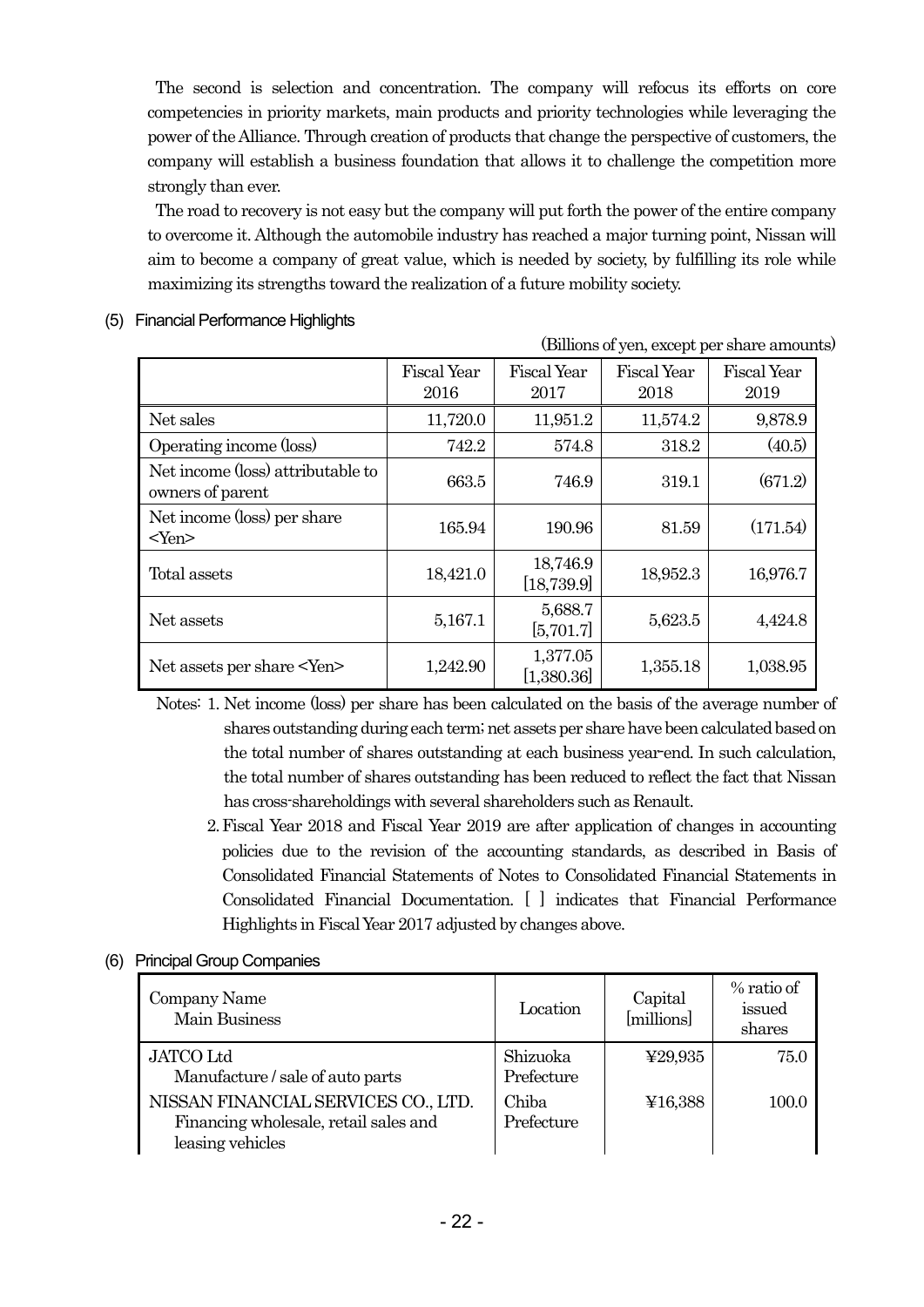The second is selection and concentration. The company will refocus its efforts on core competencies in priority markets, main products and priority technologies while leveraging the power of the Alliance. Through creation of products that change the perspective of customers, the company will establish a business foundation that allows it to challenge the competition more strongly than ever.

The road to recovery is not easy but the company will put forth the power of the entire company to overcome it. Although the automobile industry has reached a major turning point, Nissan will aim to become a company of great value, which is needed by society, by fulfilling its role while maximizing its strengths toward the realization of a future mobility society.

### (5) Financial Performance Highlights

(Billions of yen, except per share amounts)

| | Fiscal Year 2016 | Fiscal Year 2017 | Fiscal Year 2018 | Fiscal Year 2019 |
|---|---|---|---|---|
| Net sales | 11,720.0 | 11,951.2 | 11,574.2 | 9,878.9 |
| Operating income (loss) | 742.2 | 574.8 | 318.2 | (40.5) |
| Net income (loss) attributable to owners of parent | 663.5 | 746.9 | 319.1 | (671.2) |
| Net income (loss) per share <Yen> | 165.94 | 190.96 | 81.59 | (171.54) |
| Total assets | 18,421.0 | 18,746.9 [18,739.9] | 18,952.3 | 16,976.7 |
| Net assets | 5,167.1 | 5,688.7 [5,701.7] | 5,623.5 | 4,424.8 |
| Net assets per share <Yen> | 1,242.90 | 1,377.05 [1,380.36] | 1,355.18 | 1,038.95 |

Notes: 1. Net income (loss) per share has been calculated on the basis of the average number of shares outstanding during each term; net assets per share have been calculated based on the total number of shares outstanding at each business year-end. In such calculation, the total number of shares outstanding has been reduced to reflect the fact that Nissan has cross-shareholdings with several shareholders such as Renault.

2. Fiscal Year 2018 and Fiscal Year 2019 are after application of changes in accounting policies due to the revision of the accounting standards, as described in Basis of Consolidated Financial Statements of Notes to Consolidated Financial Statements in Consolidated Financial Documentation. [ ] indicates that Financial Performance Highlights in Fiscal Year 2017 adjusted by changes above.

### (6) Principal Group Companies

| Company Name<br>Main Business | Location | Capital [millions] | % ratio of issued shares |
|---|---|---|---|
| JATCO Ltd<br>Manufacture / sale of auto parts | Shizuoka Prefecture | ¥29,935 | 75.0 |
| NISSAN FINANCIAL SERVICES CO., LTD.<br>Financing wholesale, retail sales and leasing vehicles | Chiba Prefecture | ¥16,388 | 100.0 |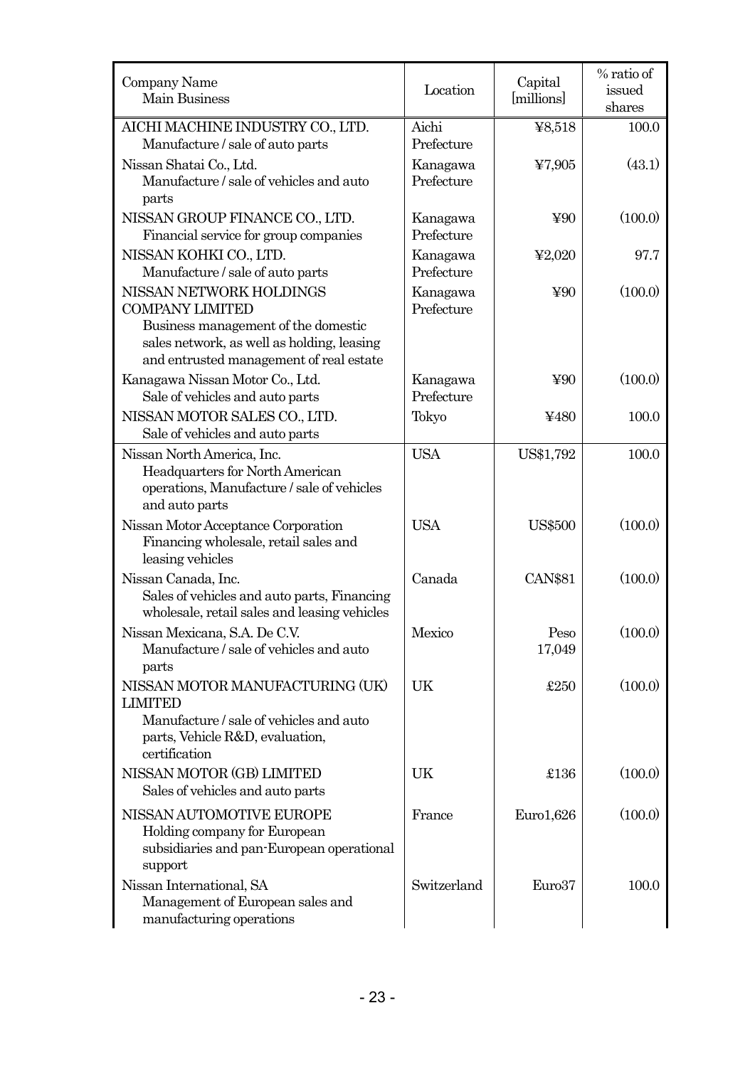| Company Name<br>Main Business | Location | Capital [millions] | % ratio of issued shares |
|---|---|---|---|
| AICHI MACHINE INDUSTRY CO., LTD.<br>Manufacture / sale of auto parts | Aichi Prefecture | ¥8,518 | 100.0 |
| Nissan Shatai Co., Ltd.<br>Manufacture / sale of vehicles and auto parts | Kanagawa Prefecture | ¥7,905 | (43.1) |
| NISSAN GROUP FINANCE CO., LTD.<br>Financial service for group companies | Kanagawa Prefecture | ¥90 | (100.0) |
| NISSAN KOHKI CO., LTD.<br>Manufacture / sale of auto parts | Kanagawa Prefecture | ¥2,020 | 97.7 |
| NISSAN NETWORK HOLDINGS COMPANY LIMITED<br>Business management of the domestic sales network, as well as holding, leasing and entrusted management of real estate | Kanagawa Prefecture | ¥90 | (100.0) |
| Kanagawa Nissan Motor Co., Ltd.<br>Sale of vehicles and auto parts | Kanagawa Prefecture | ¥90 | (100.0) |
| NISSAN MOTOR SALES CO., LTD.<br>Sale of vehicles and auto parts | Tokyo | ¥480 | 100.0 |
| Nissan North America, Inc.<br>Headquarters for North American operations, Manufacture / sale of vehicles and auto parts | USA | US$1,792 | 100.0 |
| Nissan Motor Acceptance Corporation<br>Financing wholesale, retail sales and leasing vehicles | USA | US$500 | (100.0) |
| Nissan Canada, Inc.<br>Sales of vehicles and auto parts, Financing wholesale, retail sales and leasing vehicles | Canada | CAN$81 | (100.0) |
| Nissan Mexicana, S.A. De C.V.<br>Manufacture / sale of vehicles and auto parts | Mexico | Peso 17,049 | (100.0) |
| NISSAN MOTOR MANUFACTURING (UK) LIMITED<br>Manufacture / sale of vehicles and auto parts, Vehicle R&D, evaluation, certification | UK | £250 | (100.0) |
| NISSAN MOTOR (GB) LIMITED<br>Sales of vehicles and auto parts | UK | £136 | (100.0) |
| NISSAN AUTOMOTIVE EUROPE<br>Holding company for European subsidiaries and pan-European operational support | France | Euro1,626 | (100.0) |
| Nissan International, SA<br>Management of European sales and manufacturing operations | Switzerland | Euro37 | 100.0 |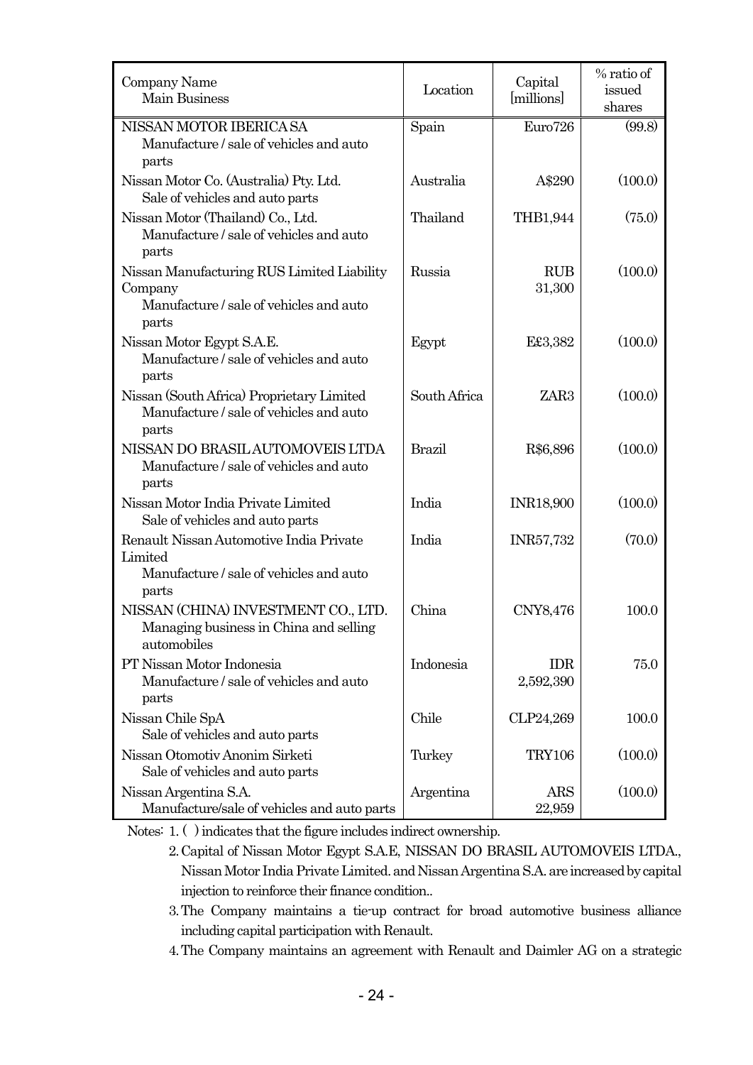| Company Name<br>Main Business | Location | Capital [millions] | % ratio of issued shares |
|---|---|---|---|
| NISSAN MOTOR IBERICA SA<br>Manufacture / sale of vehicles and auto parts | Spain | Euro726 | (99.8) |
| Nissan Motor Co. (Australia) Pty. Ltd.<br>Sale of vehicles and auto parts | Australia | A$290 | (100.0) |
| Nissan Motor (Thailand) Co., Ltd.<br>Manufacture / sale of vehicles and auto parts | Thailand | THB1,944 | (75.0) |
| Nissan Manufacturing RUS Limited Liability Company<br>Manufacture / sale of vehicles and auto parts | Russia | RUB 31,300 | (100.0) |
| Nissan Motor Egypt S.A.E.<br>Manufacture / sale of vehicles and auto parts | Egypt | E£3,382 | (100.0) |
| Nissan (South Africa) Proprietary Limited<br>Manufacture / sale of vehicles and auto parts | South Africa | ZAR3 | (100.0) |
| NISSAN DO BRASIL AUTOMOVEIS LTDA<br>Manufacture / sale of vehicles and auto parts | Brazil | R$6,896 | (100.0) |
| Nissan Motor India Private Limited<br>Sale of vehicles and auto parts | India | INR18,900 | (100.0) |
| Renault Nissan Automotive India Private Limited<br>Manufacture / sale of vehicles and auto parts | India | INR57,732 | (70.0) |
| NISSAN (CHINA) INVESTMENT CO., LTD.<br>Managing business in China and selling automobiles | China | CNY8,476 | 100.0 |
| PT Nissan Motor Indonesia<br>Manufacture / sale of vehicles and auto parts | Indonesia | IDR 2,592,390 | 75.0 |
| Nissan Chile SpA<br>Sale of vehicles and auto parts | Chile | CLP24,269 | 100.0 |
| Nissan Otomotiv Anonim Sirketi<br>Sale of vehicles and auto parts | Turkey | TRY106 | (100.0) |
| Nissan Argentina S.A.<br>Manufacture/sale of vehicles and auto parts | Argentina | ARS 22,959 | (100.0) |

Notes: 1. ( ) indicates that the figure includes indirect ownership.

2. Capital of Nissan Motor Egypt S.A.E, NISSAN DO BRASIL AUTOMOVEIS LTDA., Nissan Motor India Private Limited. and Nissan Argentina S.A. are increased by capital injection to reinforce their finance condition..

3. The Company maintains a tie-up contract for broad automotive business alliance including capital participation with Renault.

4. The Company maintains an agreement with Renault and Daimler AG on a strategic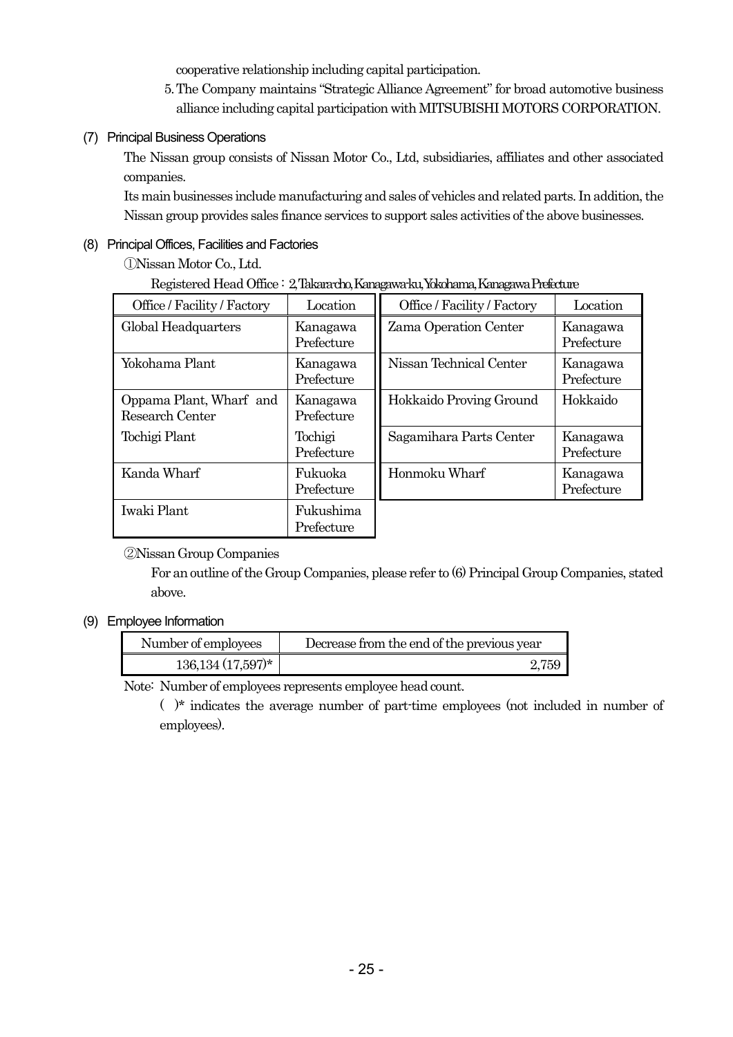cooperative relationship including capital participation.

5. The Company maintains "Strategic Alliance Agreement" for broad automotive business alliance including capital participation with MITSUBISHI MOTORS CORPORATION.

### (7) Principal Business Operations

The Nissan group consists of Nissan Motor Co., Ltd, subsidiaries, affiliates and other associated companies.

Its main businesses include manufacturing and sales of vehicles and related parts. In addition, the Nissan group provides sales finance services to support sales activities of the above businesses.

### (8) Principal Offices, Facilities and Factories

①Nissan Motor Co., Ltd.

Registered Head Office：2, Takara-cho, Kanagawa-ku, Yokohama, Kanagawa Prefecture

| Office / Facility / Factory | Location | Office / Facility / Factory | Location |
|---|---|---|---|
| Global Headquarters | Kanagawa Prefecture | Zama Operation Center | Kanagawa Prefecture |
| Yokohama Plant | Kanagawa Prefecture | Nissan Technical Center | Kanagawa Prefecture |
| Oppama Plant, Wharf and Research Center | Kanagawa Prefecture | Hokkaido Proving Ground | Hokkaido |
| Tochigi Plant | Tochigi Prefecture | Sagamihara Parts Center | Kanagawa Prefecture |
| Kanda Wharf | Fukuoka Prefecture | Honmoku Wharf | Kanagawa Prefecture |
| Iwaki Plant | Fukushima Prefecture | | |

②Nissan Group Companies

For an outline of the Group Companies, please refer to (6) Principal Group Companies, stated above.

### (9) Employee Information

| Number of employees | Decrease from the end of the previous year |
|---|---|
| 136,134 (17,597)* | 2,759 |

Note: Number of employees represents employee head count.

( )* indicates the average number of part-time employees (not included in number of employees).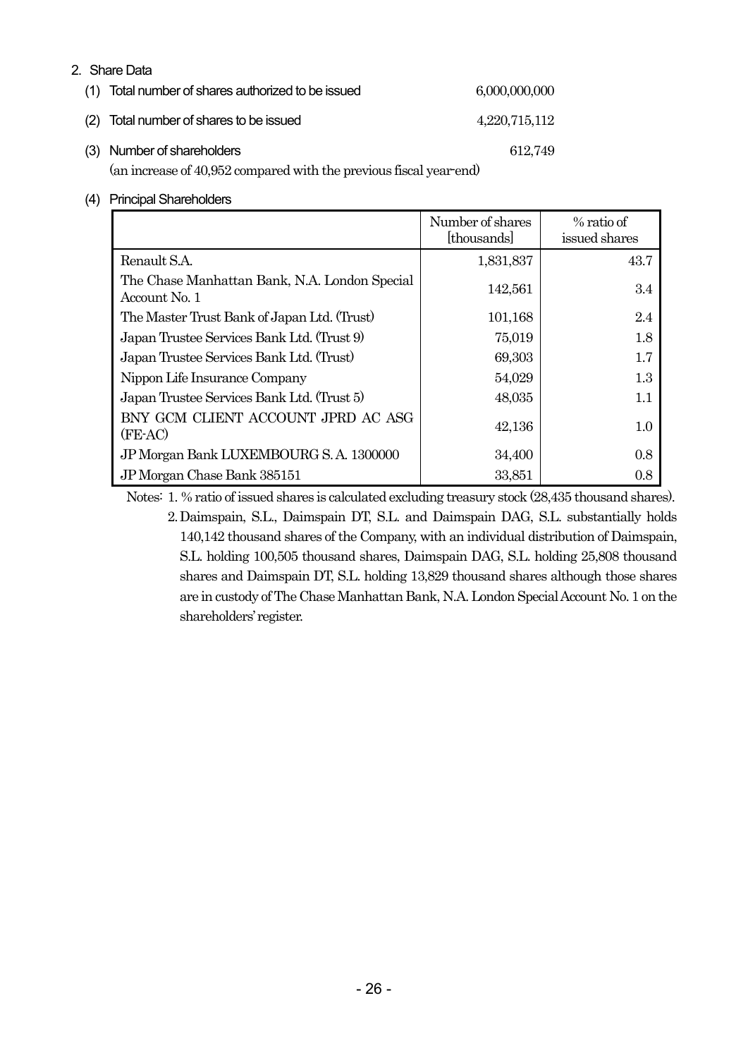## 2. Share Data

(1) Total number of shares authorized to be issued 6,000,000,000

(2) Total number of shares to be issued 4,220,715,112

(3) Number of shareholders 612,749
(an increase of 40,952 compared with the previous fiscal year-end)

(4) Principal Shareholders

| | Number of shares [thousands] | % ratio of issued shares |
|---|---|---|
| Renault S.A. | 1,831,837 | 43.7 |
| The Chase Manhattan Bank, N.A. London Special Account No. 1 | 142,561 | 3.4 |
| The Master Trust Bank of Japan Ltd. (Trust) | 101,168 | 2.4 |
| Japan Trustee Services Bank Ltd. (Trust 9) | 75,019 | 1.8 |
| Japan Trustee Services Bank Ltd. (Trust) | 69,303 | 1.7 |
| Nippon Life Insurance Company | 54,029 | 1.3 |
| Japan Trustee Services Bank Ltd. (Trust 5) | 48,035 | 1.1 |
| BNY GCM CLIENT ACCOUNT JPRD AC ASG (FE-AC) | 42,136 | 1.0 |
| JP Morgan Bank LUXEMBOURG S. A. 1300000 | 34,400 | 0.8 |
| JP Morgan Chase Bank 385151 | 33,851 | 0.8 |

Notes: 1. % ratio of issued shares is calculated excluding treasury stock (28,435 thousand shares).

2. Daimspain, S.L., Daimspain DT, S.L. and Daimspain DAG, S.L. substantially holds 140,142 thousand shares of the Company, with an individual distribution of Daimspain, S.L. holding 100,505 thousand shares, Daimspain DAG, S.L. holding 25,808 thousand shares and Daimspain DT, S.L. holding 13,829 thousand shares although those shares are in custody of The Chase Manhattan Bank, N.A. London Special Account No. 1 on the shareholders' register.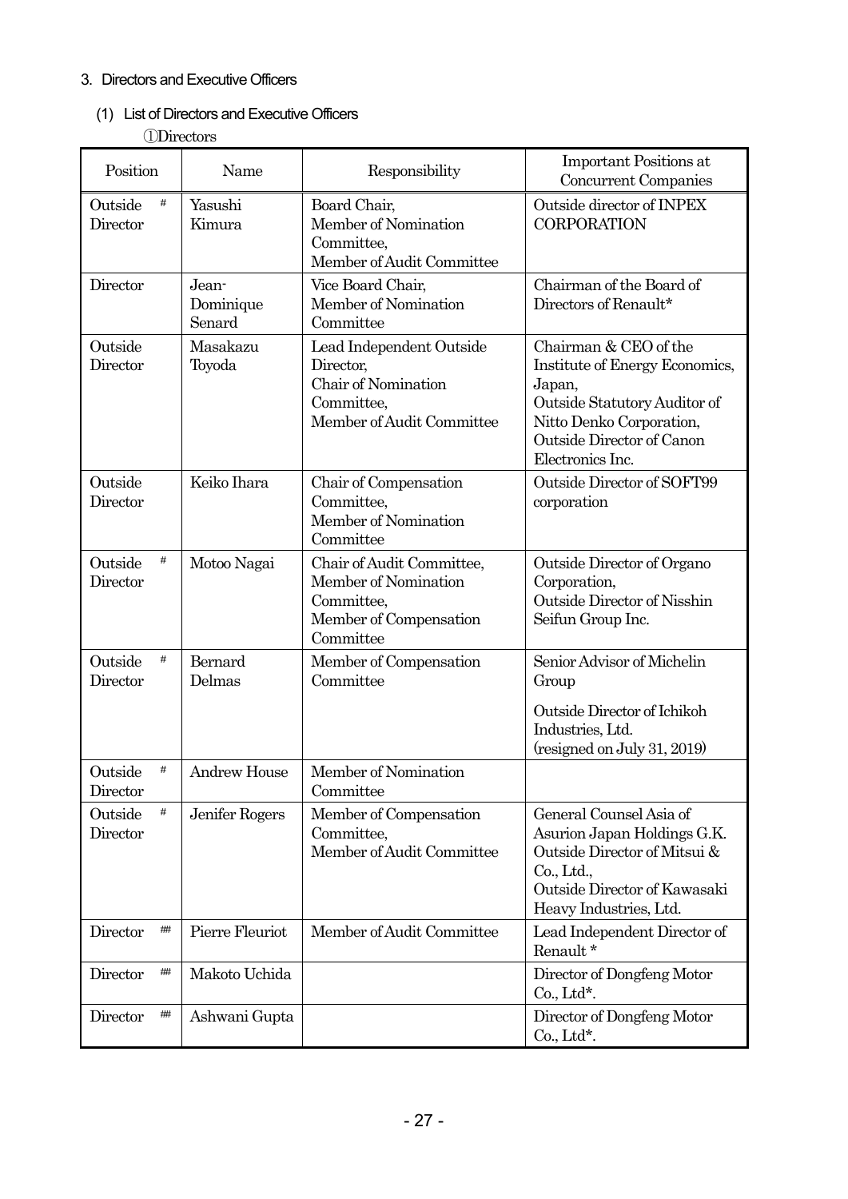3. Directors and Executive Officers

(1) List of Directors and Executive Officers

①Directors

| Position | Name | Responsibility | Important Positions at Concurrent Companies |
|---|---|---|---|
| Outside Director # | Yasushi Kimura | Board Chair, Member of Nomination Committee, Member of Audit Committee | Outside director of INPEX CORPORATION |
| Director | Jean-Dominique Senard | Vice Board Chair, Member of Nomination Committee | Chairman of the Board of Directors of Renault* |
| Outside Director | Masakazu Toyoda | Lead Independent Outside Director, Chair of Nomination Committee, Member of Audit Committee | Chairman & CEO of the Institute of Energy Economics, Japan, Outside Statutory Auditor of Nitto Denko Corporation, Outside Director of Canon Electronics Inc. |
| Outside Director | Keiko Ihara | Chair of Compensation Committee, Member of Nomination Committee | Outside Director of SOFT99 corporation |
| Outside Director # | Motoo Nagai | Chair of Audit Committee, Member of Nomination Committee, Member of Compensation Committee | Outside Director of Organo Corporation, Outside Director of Nisshin Seifun Group Inc. |
| Outside Director # | Bernard Delmas | Member of Compensation Committee | Senior Advisor of Michelin Group<br>Outside Director of Ichikoh Industries, Ltd. (resigned on July 31, 2019) |
| Outside Director # | Andrew House | Member of Nomination Committee | |
| Outside Director # | Jenifer Rogers | Member of Compensation Committee, Member of Audit Committee | General Counsel Asia of Asurion Japan Holdings G.K. Outside Director of Mitsui & Co., Ltd., Outside Director of Kawasaki Heavy Industries, Ltd. |
| Director ## | Pierre Fleuriot | Member of Audit Committee | Lead Independent Director of Renault * |
| Director ## | Makoto Uchida | | Director of Dongfeng Motor Co., Ltd*. |
| Director ## | Ashwani Gupta | | Director of Dongfeng Motor Co., Ltd*. |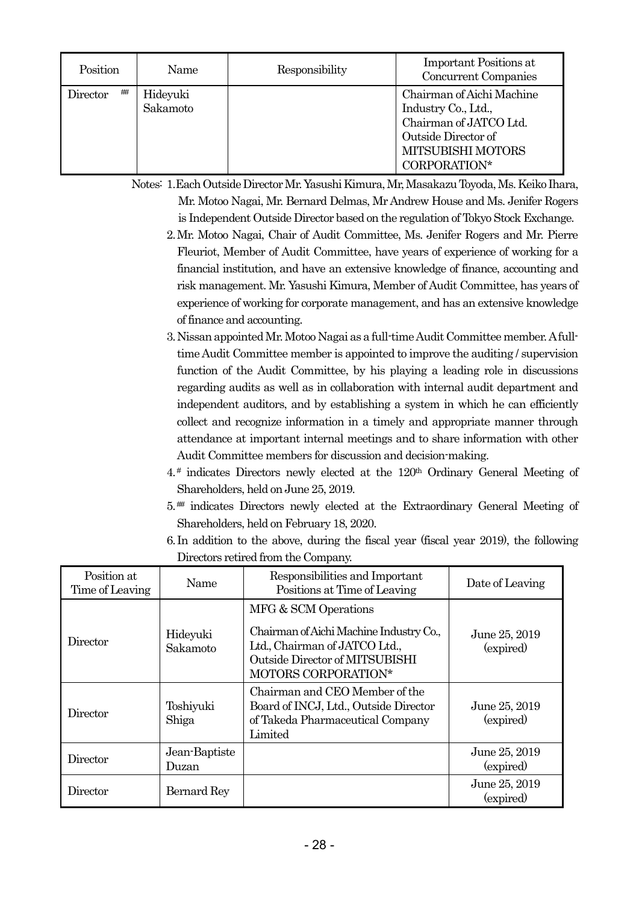| Position | Name | Responsibility | Important Positions at Concurrent Companies |
| --- | --- | --- | --- |
| Director ## | Hideyuki Sakamoto | | Chairman of Aichi Machine Industry Co., Ltd., Chairman of JATCO Ltd. Outside Director of MITSUBISHI MOTORS CORPORATION* |

Notes: 1. Each Outside Director Mr. Yasushi Kimura, Mr, Masakazu Toyoda, Ms. Keiko Ihara, Mr. Motoo Nagai, Mr. Bernard Delmas, Mr Andrew House and Ms. Jenifer Rogers is Independent Outside Director based on the regulation of Tokyo Stock Exchange.

2. Mr. Motoo Nagai, Chair of Audit Committee, Ms. Jenifer Rogers and Mr. Pierre Fleuriot, Member of Audit Committee, have years of experience of working for a financial institution, and have an extensive knowledge of finance, accounting and risk management. Mr. Yasushi Kimura, Member of Audit Committee, has years of experience of working for corporate management, and has an extensive knowledge of finance and accounting.

3. Nissan appointed Mr. Motoo Nagai as a full-time Audit Committee member. A full-time Audit Committee member is appointed to improve the auditing / supervision function of the Audit Committee, by his playing a leading role in discussions regarding audits as well as in collaboration with internal audit department and independent auditors, and by establishing a system in which he can efficiently collect and recognize information in a timely and appropriate manner through attendance at important internal meetings and to share information with other Audit Committee members for discussion and decision-making.

4. # indicates Directors newly elected at the 120th Ordinary General Meeting of Shareholders, held on June 25, 2019.

5. ## indicates Directors newly elected at the Extraordinary General Meeting of Shareholders, held on February 18, 2020.

6. In addition to the above, during the fiscal year (fiscal year 2019), the following Directors retired from the Company.

| Position at Time of Leaving | Name | Responsibilities and Important Positions at Time of Leaving | Date of Leaving |
| --- | --- | --- | --- |
| Director | Hideyuki Sakamoto | MFG & SCM Operations<br><br>Chairman of Aichi Machine Industry Co., Ltd., Chairman of JATCO Ltd., Outside Director of MITSUBISHI MOTORS CORPORATION* | June 25, 2019 (expired) |
| Director | Toshiyuki Shiga | Chairman and CEO Member of the Board of INCJ, Ltd., Outside Director of Takeda Pharmaceutical Company Limited | June 25, 2019 (expired) |
| Director | Jean-Baptiste Duzan | | June 25, 2019 (expired) |
| Director | Bernard Rey | | June 25, 2019 (expired) |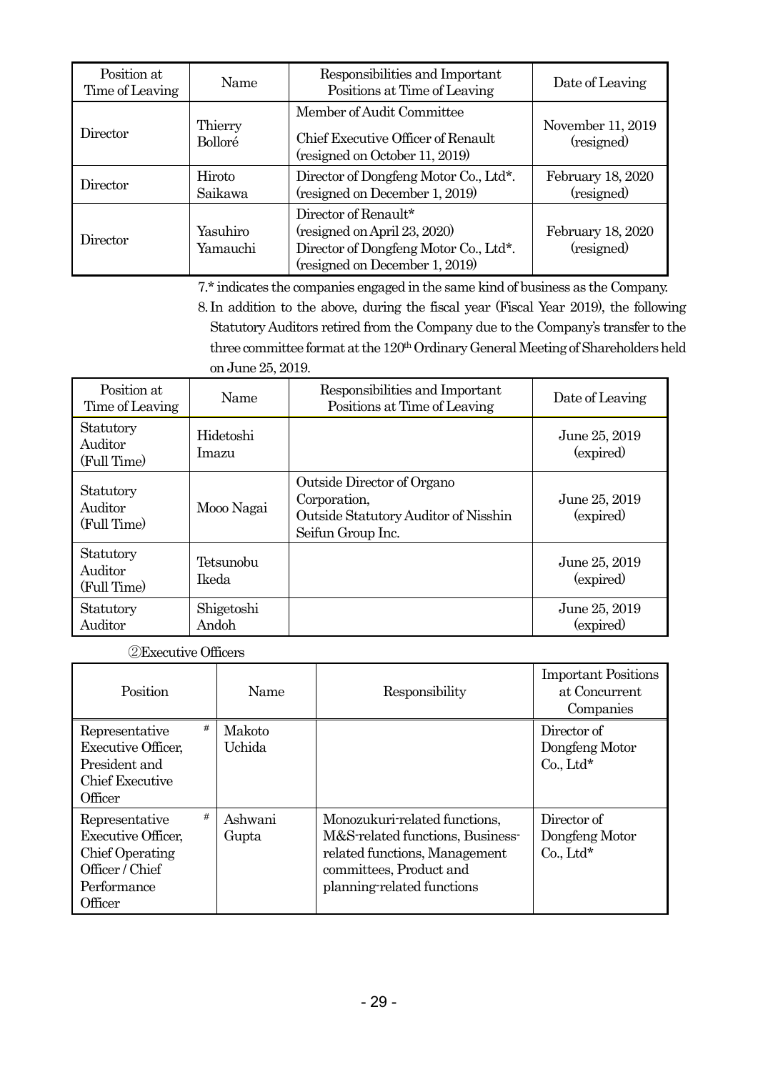| Position at Time of Leaving | Name | Responsibilities and Important Positions at Time of Leaving | Date of Leaving |
|---|---|---|---|
| Director | Thierry Bolloré | Member of Audit Committee<br>Chief Executive Officer of Renault (resigned on October 11, 2019) | November 11, 2019 (resigned) |
| Director | Hiroto Saikawa | Director of Dongfeng Motor Co., Ltd*. (resigned on December 1, 2019) | February 18, 2020 (resigned) |
| Director | Yasuhiro Yamauchi | Director of Renault* (resigned on April 23, 2020)<br>Director of Dongfeng Motor Co., Ltd*. (resigned on December 1, 2019) | February 18, 2020 (resigned) |

7.* indicates the companies engaged in the same kind of business as the Company.

8. In addition to the above, during the fiscal year (Fiscal Year 2019), the following Statutory Auditors retired from the Company due to the Company's transfer to the three committee format at the 120th Ordinary General Meeting of Shareholders held on June 25, 2019.

| Position at Time of Leaving | Name | Responsibilities and Important Positions at Time of Leaving | Date of Leaving |
|---|---|---|---|
| Statutory Auditor (Full Time) | Hidetoshi Imazu | | June 25, 2019 (expired) |
| Statutory Auditor (Full Time) | Mooo Nagai | Outside Director of Organo Corporation,<br>Outside Statutory Auditor of Nisshin Seifun Group Inc. | June 25, 2019 (expired) |
| Statutory Auditor (Full Time) | Tetsunobu Ikeda | | June 25, 2019 (expired) |
| Statutory Auditor | Shigetoshi Andoh | | June 25, 2019 (expired) |

②Executive Officers

| Position | Name | Responsibility | Important Positions at Concurrent Companies |
|---|---|---|---|
| Representative Executive Officer, President and Chief Executive Officer # | Makoto Uchida | | Director of Dongfeng Motor Co., Ltd* |
| Representative Executive Officer, Chief Operating Officer / Chief Performance Officer # | Ashwani Gupta | Monozukuri-related functions, M&S-related functions, Business-related functions, Management committees, Product and planning-related functions | Director of Dongfeng Motor Co., Ltd* |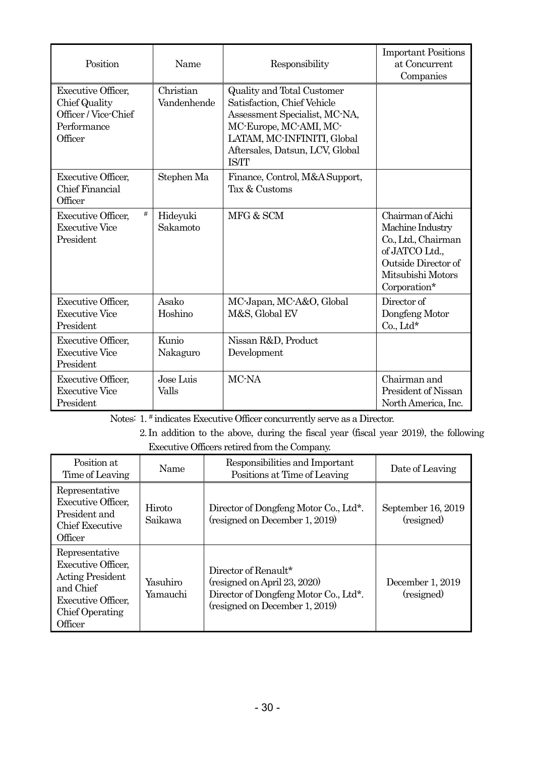| Position | Name | Responsibility | Important Positions at Concurrent Companies |
|---|---|---|---|
| Executive Officer, Chief Quality Officer / Vice-Chief Performance Officer | Christian Vandenhende | Quality and Total Customer Satisfaction, Chief Vehicle Assessment Specialist, MC-NA, MC-Europe, MC-AMI, MC-LATAM, MC-INFINITI, Global Aftersales, Datsun, LCV, Global IS/IT | |
| Executive Officer, Chief Financial Officer | Stephen Ma | Finance, Control, M&A Support, Tax & Customs | |
| Executive Officer, Executive Vice President # | Hideyuki Sakamoto | MFG & SCM | Chairman of Aichi Machine Industry Co., Ltd., Chairman of JATCO Ltd., Outside Director of Mitsubishi Motors Corporation* |
| Executive Officer, Executive Vice President | Asako Hoshino | MC-Japan, MC-A&O, Global M&S, Global EV | Director of Dongfeng Motor Co., Ltd* |
| Executive Officer, Executive Vice President | Kunio Nakaguro | Nissan R&D, Product Development | |
| Executive Officer, Executive Vice President | Jose Luis Valls | MC-NA | Chairman and President of Nissan North America, Inc. |

Notes: 1. # indicates Executive Officer concurrently serve as a Director.

2. In addition to the above, during the fiscal year (fiscal year 2019), the following Executive Officers retired from the Company.

| Position at Time of Leaving | Name | Responsibilities and Important Positions at Time of Leaving | Date of Leaving |
|---|---|---|---|
| Representative Executive Officer, President and Chief Executive Officer | Hiroto Saikawa | Director of Dongfeng Motor Co., Ltd*. (resigned on December 1, 2019) | September 16, 2019 (resigned) |
| Representative Executive Officer, Acting President and Chief Executive Officer, Chief Operating Officer | Yasuhiro Yamauchi | Director of Renault* (resigned on April 23, 2020) Director of Dongfeng Motor Co., Ltd*. (resigned on December 1, 2019) | December 1, 2019 (resigned) |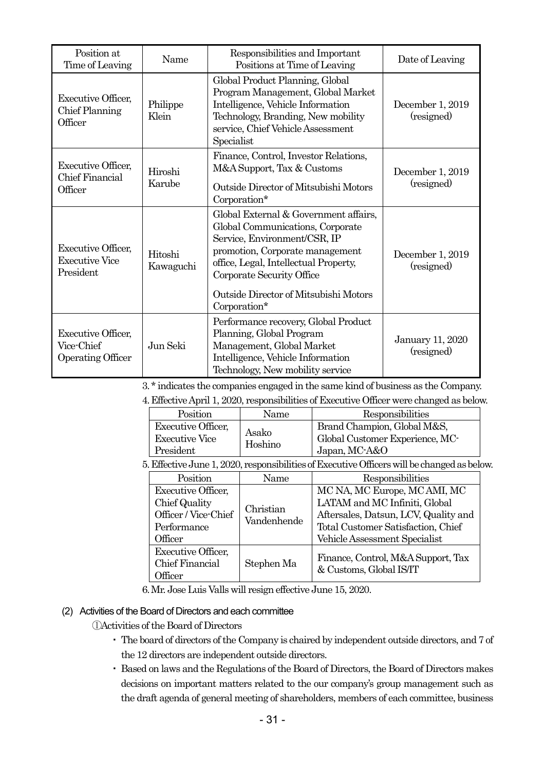| Position at Time of Leaving | Name | Responsibilities and Important Positions at Time of Leaving | Date of Leaving |
|---|---|---|---|
| Executive Officer, Chief Planning Officer | Philippe Klein | Global Product Planning, Global Program Management, Global Market Intelligence, Vehicle Information Technology, Branding, New mobility service, Chief Vehicle Assessment Specialist | December 1, 2019 (resigned) |
| Executive Officer, Chief Financial Officer | Hiroshi Karube | Finance, Control, Investor Relations, M&A Support, Tax & Customs<br><br>Outside Director of Mitsubishi Motors Corporation* | December 1, 2019 (resigned) |
| Executive Officer, Executive Vice President | Hitoshi Kawaguchi | Global External & Government affairs, Global Communications, Corporate Service, Environment/CSR, IP promotion, Corporate management office, Legal, Intellectual Property, Corporate Security Office<br><br>Outside Director of Mitsubishi Motors Corporation* | December 1, 2019 (resigned) |
| Executive Officer, Vice-Chief Operating Officer | Jun Seki | Performance recovery, Global Product Planning, Global Program Management, Global Market Intelligence, Vehicle Information Technology, New mobility service | January 11, 2020 (resigned) |

3. * indicates the companies engaged in the same kind of business as the Company.

4. Effective April 1, 2020, responsibilities of Executive Officer were changed as below.

| Position | Name | Responsibilities |
|---|---|---|
| Executive Officer, Executive Vice President | Asako Hoshino | Brand Champion, Global M&S, Global Customer Experience, MC-Japan, MC-A&O |

5. Effective June 1, 2020, responsibilities of Executive Officers will be changed as below.

| Position | Name | Responsibilities |
|---|---|---|
| Executive Officer, Chief Quality Officer / Vice-Chief Performance Officer | Christian Vandenhende | MC NA, MC Europe, MC AMI, MC LATAM and MC Infiniti, Global Aftersales, Datsun, LCV, Quality and Total Customer Satisfaction, Chief Vehicle Assessment Specialist |
| Executive Officer, Chief Financial Officer | Stephen Ma | Finance, Control, M&A Support, Tax & Customs, Global IS/IT |

6. Mr. Jose Luis Valls will resign effective June 15, 2020.

## (2) Activities of the Board of Directors and each committee

①Activities of the Board of Directors

- The board of directors of the Company is chaired by independent outside directors, and 7 of the 12 directors are independent outside directors.
- Based on laws and the Regulations of the Board of Directors, the Board of Directors makes decisions on important matters related to the our company's group management such as the draft agenda of general meeting of shareholders, members of each committee, business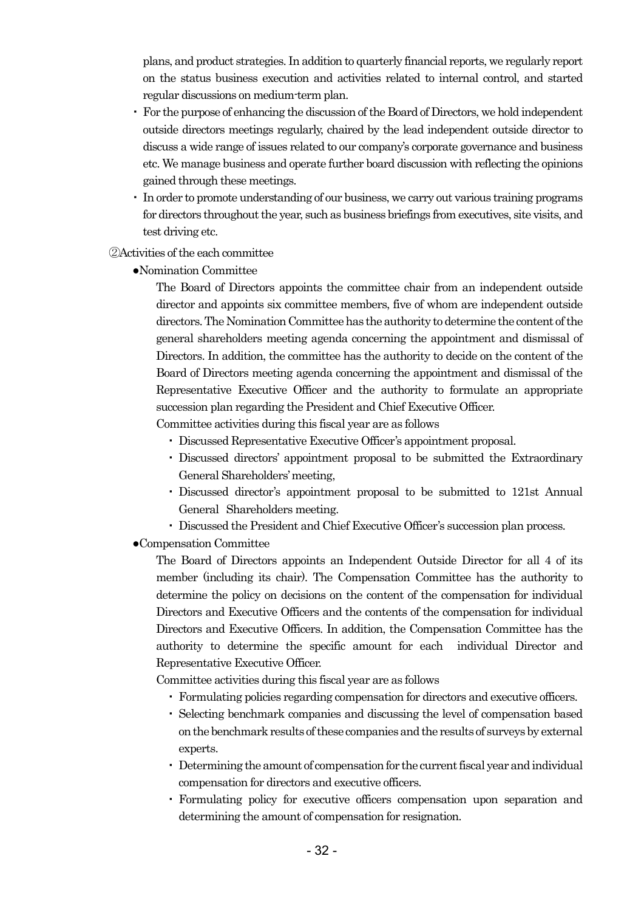plans, and product strategies. In addition to quarterly financial reports, we regularly report on the status business execution and activities related to internal control, and started regular discussions on medium-term plan.

- For the purpose of enhancing the discussion of the Board of Directors, we hold independent outside directors meetings regularly, chaired by the lead independent outside director to discuss a wide range of issues related to our company's corporate governance and business etc. We manage business and operate further board discussion with reflecting the opinions gained through these meetings.
- In order to promote understanding of our business, we carry out various training programs for directors throughout the year, such as business briefings from executives, site visits, and test driving etc.

②Activities of the each committee

●Nomination Committee

The Board of Directors appoints the committee chair from an independent outside director and appoints six committee members, five of whom are independent outside directors. The Nomination Committee has the authority to determine the content of the general shareholders meeting agenda concerning the appointment and dismissal of Directors. In addition, the committee has the authority to decide on the content of the Board of Directors meeting agenda concerning the appointment and dismissal of the Representative Executive Officer and the authority to formulate an appropriate succession plan regarding the President and Chief Executive Officer.

Committee activities during this fiscal year are as follows

- Discussed Representative Executive Officer's appointment proposal.
- Discussed directors' appointment proposal to be submitted the Extraordinary General Shareholders' meeting,
- Discussed director's appointment proposal to be submitted to 121st Annual General Shareholders meeting.
- Discussed the President and Chief Executive Officer's succession plan process.

●Compensation Committee

The Board of Directors appoints an Independent Outside Director for all 4 of its member (including its chair). The Compensation Committee has the authority to determine the policy on decisions on the content of the compensation for individual Directors and Executive Officers and the contents of the compensation for individual Directors and Executive Officers. In addition, the Compensation Committee has the authority to determine the specific amount for each individual Director and Representative Executive Officer.

Committee activities during this fiscal year are as follows

- Formulating policies regarding compensation for directors and executive officers.
- Selecting benchmark companies and discussing the level of compensation based on the benchmark results of these companies and the results of surveys by external experts.
- Determining the amount of compensation for the current fiscal year and individual compensation for directors and executive officers.
- Formulating policy for executive officers compensation upon separation and determining the amount of compensation for resignation.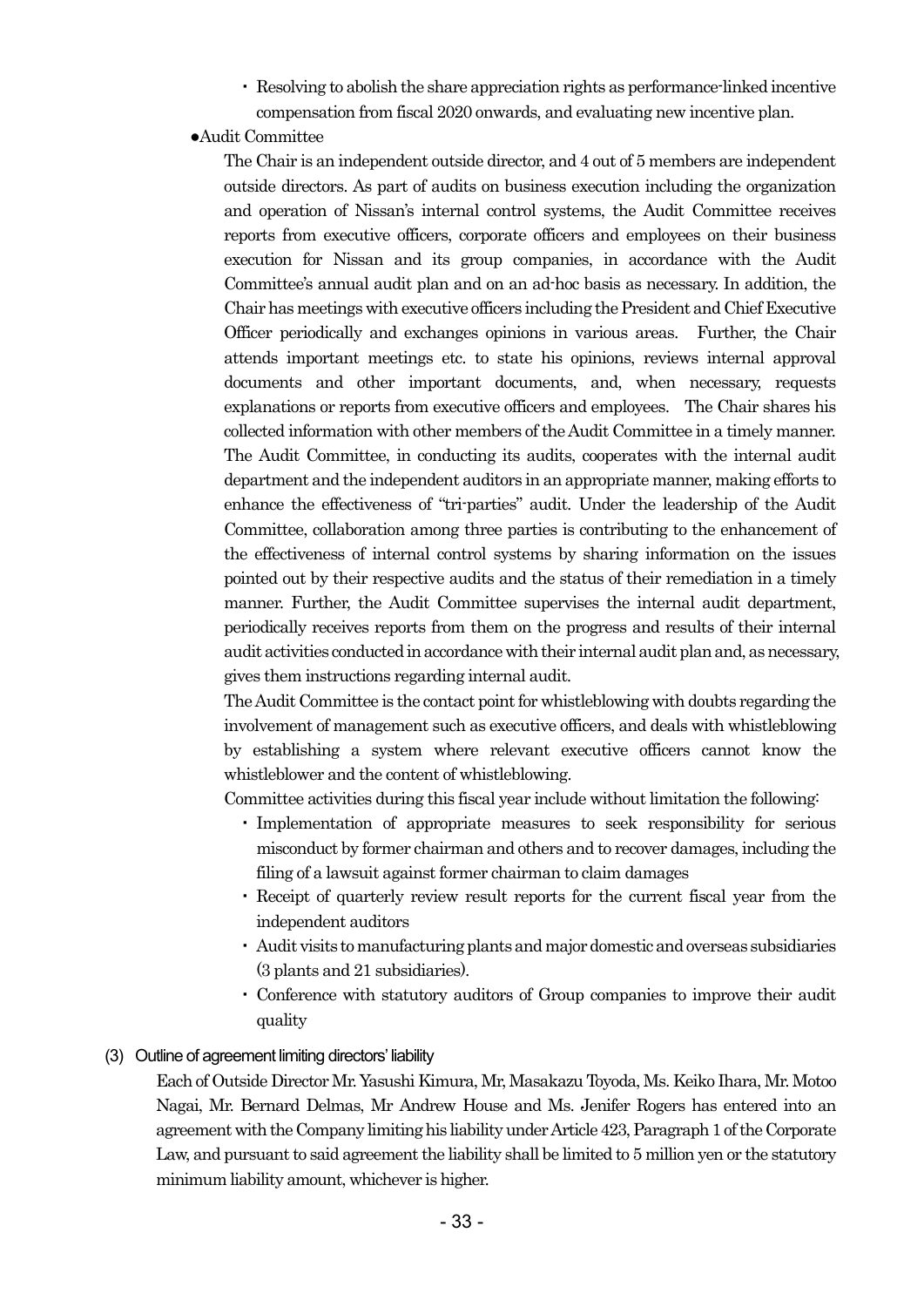- Resolving to abolish the share appreciation rights as performance-linked incentive compensation from fiscal 2020 onwards, and evaluating new incentive plan.

●Audit Committee

The Chair is an independent outside director, and 4 out of 5 members are independent outside directors. As part of audits on business execution including the organization and operation of Nissan's internal control systems, the Audit Committee receives reports from executive officers, corporate officers and employees on their business execution for Nissan and its group companies, in accordance with the Audit Committee's annual audit plan and on an ad-hoc basis as necessary. In addition, the Chair has meetings with executive officers including the President and Chief Executive Officer periodically and exchanges opinions in various areas. Further, the Chair attends important meetings etc. to state his opinions, reviews internal approval documents and other important documents, and, when necessary, requests explanations or reports from executive officers and employees. The Chair shares his collected information with other members of the Audit Committee in a timely manner. The Audit Committee, in conducting its audits, cooperates with the internal audit department and the independent auditors in an appropriate manner, making efforts to enhance the effectiveness of "tri-parties" audit. Under the leadership of the Audit Committee, collaboration among three parties is contributing to the enhancement of the effectiveness of internal control systems by sharing information on the issues pointed out by their respective audits and the status of their remediation in a timely manner. Further, the Audit Committee supervises the internal audit department, periodically receives reports from them on the progress and results of their internal audit activities conducted in accordance with their internal audit plan and, as necessary, gives them instructions regarding internal audit.

The Audit Committee is the contact point for whistleblowing with doubts regarding the involvement of management such as executive officers, and deals with whistleblowing by establishing a system where relevant executive officers cannot know the whistleblower and the content of whistleblowing.

Committee activities during this fiscal year include without limitation the following:

- Implementation of appropriate measures to seek responsibility for serious misconduct by former chairman and others and to recover damages, including the filing of a lawsuit against former chairman to claim damages
- Receipt of quarterly review result reports for the current fiscal year from the independent auditors
- Audit visits to manufacturing plants and major domestic and overseas subsidiaries (3 plants and 21 subsidiaries).
- Conference with statutory auditors of Group companies to improve their audit quality

(3) Outline of agreement limiting directors' liability

Each of Outside Director Mr. Yasushi Kimura, Mr, Masakazu Toyoda, Ms. Keiko Ihara, Mr. Motoo Nagai, Mr. Bernard Delmas, Mr Andrew House and Ms. Jenifer Rogers has entered into an agreement with the Company limiting his liability under Article 423, Paragraph 1 of the Corporate Law, and pursuant to said agreement the liability shall be limited to 5 million yen or the statutory minimum liability amount, whichever is higher.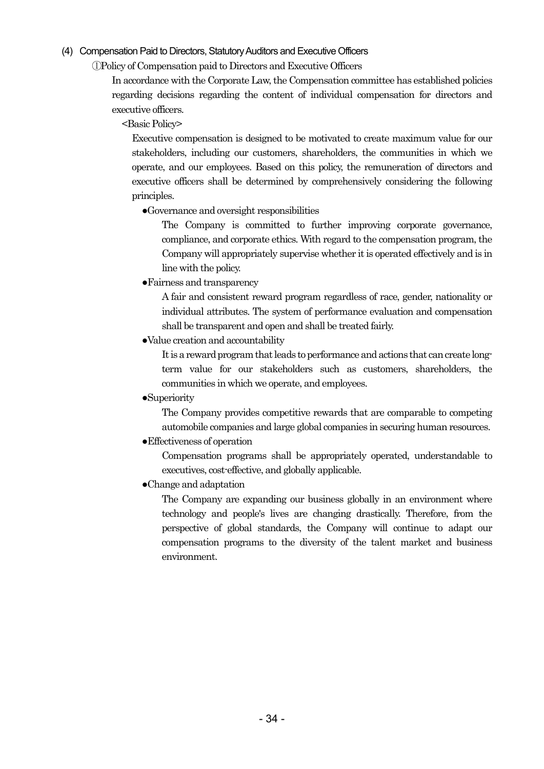### (4) Compensation Paid to Directors, Statutory Auditors and Executive Officers

①Policy of Compensation paid to Directors and Executive Officers

In accordance with the Corporate Law, the Compensation committee has established policies regarding decisions regarding the content of individual compensation for directors and executive officers.

<Basic Policy>

Executive compensation is designed to be motivated to create maximum value for our stakeholders, including our customers, shareholders, the communities in which we operate, and our employees. Based on this policy, the remuneration of directors and executive officers shall be determined by comprehensively considering the following principles.

- ●Governance and oversight responsibilities

  The Company is committed to further improving corporate governance, compliance, and corporate ethics. With regard to the compensation program, the Company will appropriately supervise whether it is operated effectively and is in line with the policy.

- ●Fairness and transparency

  A fair and consistent reward program regardless of race, gender, nationality or individual attributes. The system of performance evaluation and compensation shall be transparent and open and shall be treated fairly.

- ●Value creation and accountability

  It is a reward program that leads to performance and actions that can create long-term value for our stakeholders such as customers, shareholders, the communities in which we operate, and employees.

- ●Superiority

  The Company provides competitive rewards that are comparable to competing automobile companies and large global companies in securing human resources.

- ●Effectiveness of operation

  Compensation programs shall be appropriately operated, understandable to executives, cost-effective, and globally applicable.

- ●Change and adaptation

  The Company are expanding our business globally in an environment where technology and people's lives are changing drastically. Therefore, from the perspective of global standards, the Company will continue to adapt our compensation programs to the diversity of the talent market and business environment.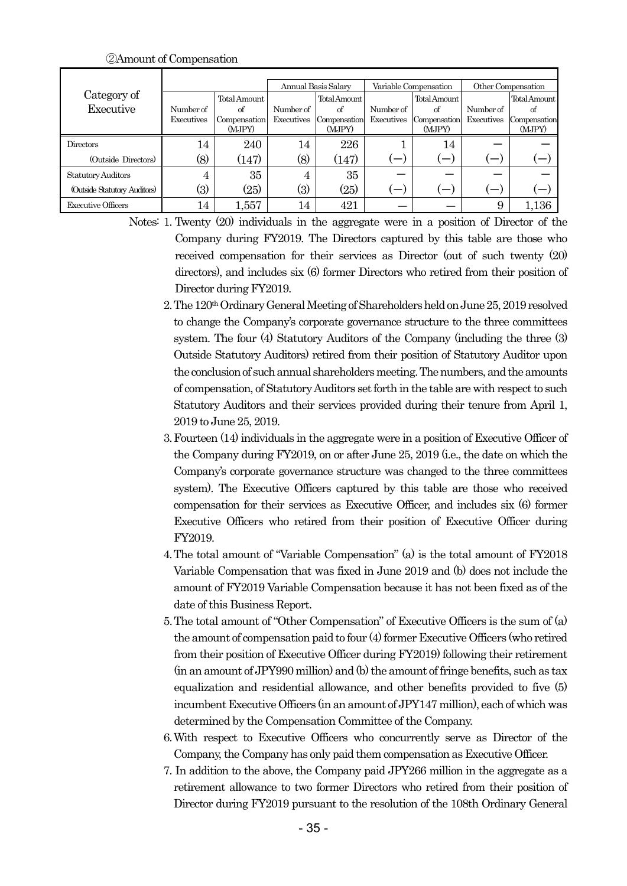②Amount of Compensation

| Category of Executive | Number of Executives | Total Amount of Compensation (MJPY) | Annual Basis Salary | | Variable Compensation | | Other Compensation | |
|---|---|---|---|---|---|---|---|---|
| | | | Number of Executives | Total Amount of Compensation (MJPY) | Number of Executives | Total Amount of Compensation (MJPY) | Number of Executives | Total Amount of Compensation (MJPY) |
| Directors | 14 | 240 | 14 | 226 | 1 | 14 | ― | ― |
| (Outside Directors) | (8) | (147) | (8) | (147) | (―) | (―) | (―) | (―) |
| Statutory Auditors | 4 | 35 | 4 | 35 | ― | ― | ― | ― |
| (Outside Statutory Auditors) | (3) | (25) | (3) | (25) | (―) | (―) | (―) | (―) |
| Executive Officers | 14 | 1,557 | 14 | 421 | ― | ― | 9 | 1,136 |

Notes: 1. Twenty (20) individuals in the aggregate were in a position of Director of the Company during FY2019. The Directors captured by this table are those who received compensation for their services as Director (out of such twenty (20) directors), and includes six (6) former Directors who retired from their position of Director during FY2019.

2. The 120th Ordinary General Meeting of Shareholders held on June 25, 2019 resolved to change the Company's corporate governance structure to the three committees system. The four (4) Statutory Auditors of the Company (including the three (3) Outside Statutory Auditors) retired from their position of Statutory Auditor upon the conclusion of such annual shareholders meeting. The numbers, and the amounts of compensation, of Statutory Auditors set forth in the table are with respect to such Statutory Auditors and their services provided during their tenure from April 1, 2019 to June 25, 2019.

3. Fourteen (14) individuals in the aggregate were in a position of Executive Officer of the Company during FY2019, on or after June 25, 2019 (i.e., the date on which the Company's corporate governance structure was changed to the three committees system). The Executive Officers captured by this table are those who received compensation for their services as Executive Officer, and includes six (6) former Executive Officers who retired from their position of Executive Officer during FY2019.

4. The total amount of "Variable Compensation" (a) is the total amount of FY2018 Variable Compensation that was fixed in June 2019 and (b) does not include the amount of FY2019 Variable Compensation because it has not been fixed as of the date of this Business Report.

5. The total amount of "Other Compensation" of Executive Officers is the sum of (a) the amount of compensation paid to four (4) former Executive Officers (who retired from their position of Executive Officer during FY2019) following their retirement (in an amount of JPY990 million) and (b) the amount of fringe benefits, such as tax equalization and residential allowance, and other benefits provided to five (5) incumbent Executive Officers (in an amount of JPY147 million), each of which was determined by the Compensation Committee of the Company.

6. With respect to Executive Officers who concurrently serve as Director of the Company, the Company has only paid them compensation as Executive Officer.

7. In addition to the above, the Company paid JPY266 million in the aggregate as a retirement allowance to two former Directors who retired from their position of Director during FY2019 pursuant to the resolution of the 108th Ordinary General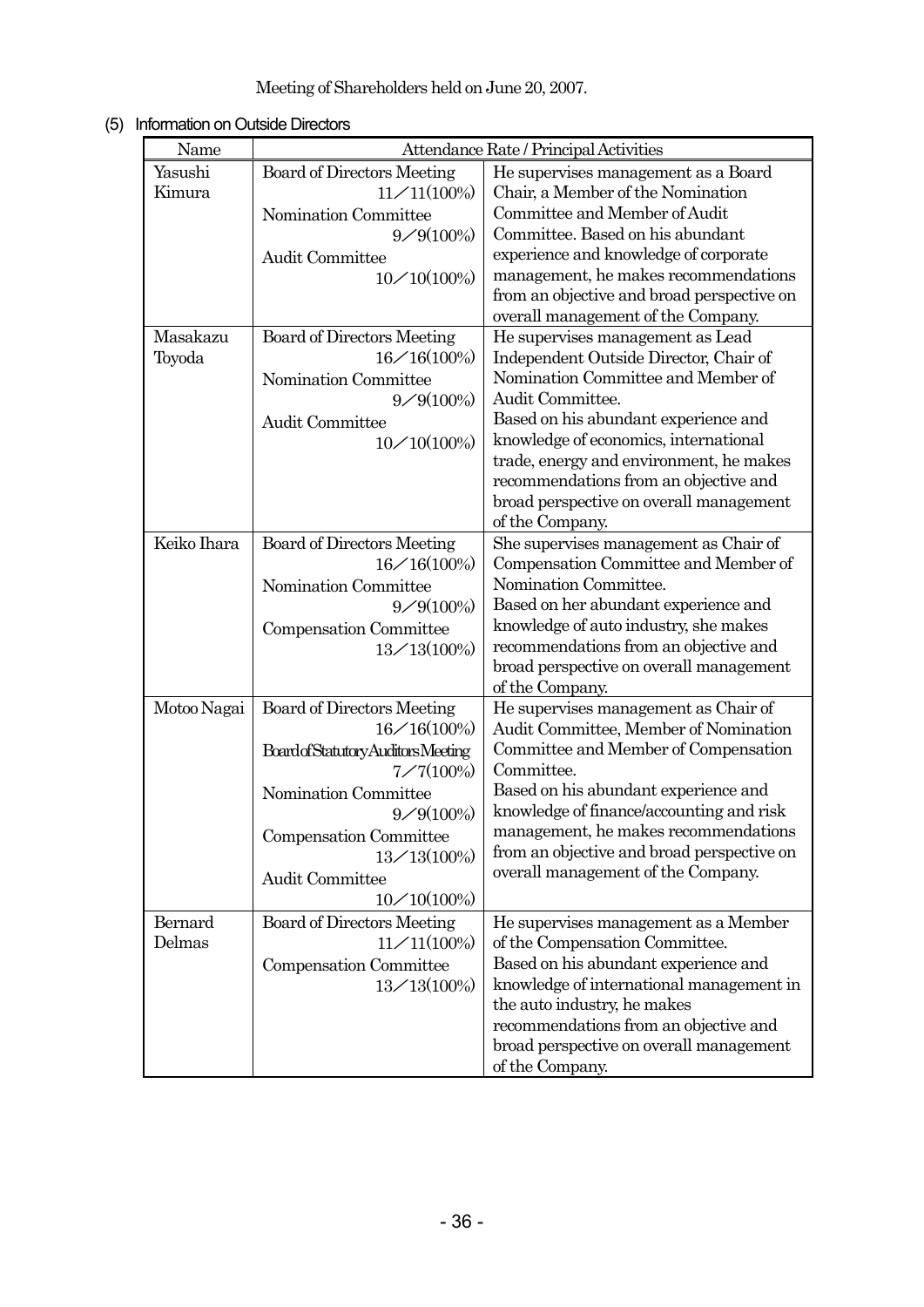Meeting of Shareholders held on June 20, 2007.

(5) Information on Outside Directors

| Name | Attendance Rate / Principal Activities | |
|---|---|---|
| Yasushi Kimura | Board of Directors Meeting 11／11(100%)<br>Nomination Committee 9／9(100%)<br>Audit Committee 10／10(100%) | He supervises management as a Board Chair, a Member of the Nomination Committee and Member of Audit Committee. Based on his abundant experience and knowledge of corporate management, he makes recommendations from an objective and broad perspective on overall management of the Company. |
| Masakazu Toyoda | Board of Directors Meeting 16／16(100%)<br>Nomination Committee 9／9(100%)<br>Audit Committee 10／10(100%) | He supervises management as Lead Independent Outside Director, Chair of Nomination Committee and Member of Audit Committee.<br>Based on his abundant experience and knowledge of economics, international trade, energy and environment, he makes recommendations from an objective and broad perspective on overall management of the Company. |
| Keiko Ihara | Board of Directors Meeting 16／16(100%)<br>Nomination Committee 9／9(100%)<br>Compensation Committee 13／13(100%) | She supervises management as Chair of Compensation Committee and Member of Nomination Committee.<br>Based on her abundant experience and knowledge of auto industry, she makes recommendations from an objective and broad perspective on overall management of the Company. |
| Motoo Nagai | Board of Directors Meeting 16／16(100%)<br>Board of Statutory Auditors Meeting 7／7(100%)<br>Nomination Committee 9／9(100%)<br>Compensation Committee 13／13(100%)<br>Audit Committee 10／10(100%) | He supervises management as Chair of Audit Committee, Member of Nomination Committee and Member of Compensation Committee.<br>Based on his abundant experience and knowledge of finance/accounting and risk management, he makes recommendations from an objective and broad perspective on overall management of the Company. |
| Bernard Delmas | Board of Directors Meeting 11／11(100%)<br>Compensation Committee 13／13(100%) | He supervises management as a Member of the Compensation Committee.<br>Based on his abundant experience and knowledge of international management in the auto industry, he makes recommendations from an objective and broad perspective on overall management of the Company. |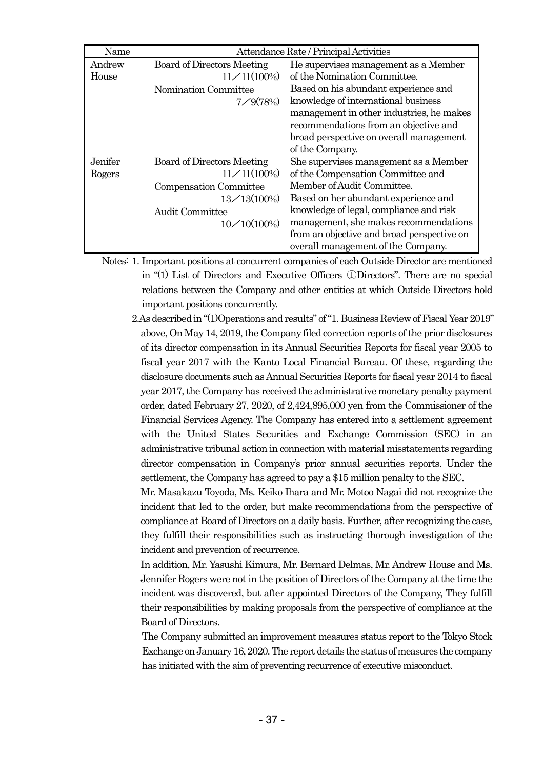| Name | Attendance Rate / Principal Activities | |
|---|---|---|
| Andrew House | Board of Directors Meeting 11／11(100%)<br>Nomination Committee 7／9(78%) | He supervises management as a Member of the Nomination Committee.<br>Based on his abundant experience and knowledge of international business management in other industries, he makes recommendations from an objective and broad perspective on overall management of the Company. |
| Jenifer Rogers | Board of Directors Meeting 11／11(100%)<br>Compensation Committee 13／13(100%)<br>Audit Committee 10／10(100%) | She supervises management as a Member of the Compensation Committee and Member of Audit Committee.<br>Based on her abundant experience and knowledge of legal, compliance and risk management, she makes recommendations from an objective and broad perspective on overall management of the Company. |

Notes: 1. Important positions at concurrent companies of each Outside Director are mentioned in "(1) List of Directors and Executive Officers ①Directors". There are no special relations between the Company and other entities at which Outside Directors hold important positions concurrently.

2.As described in "(1)Operations and results" of "1. Business Review of Fiscal Year 2019" above, On May 14, 2019, the Company filed correction reports of the prior disclosures of its director compensation in its Annual Securities Reports for fiscal year 2005 to fiscal year 2017 with the Kanto Local Financial Bureau. Of these, regarding the disclosure documents such as Annual Securities Reports for fiscal year 2014 to fiscal year 2017, the Company has received the administrative monetary penalty payment order, dated February 27, 2020, of 2,424,895,000 yen from the Commissioner of the Financial Services Agency. The Company has entered into a settlement agreement with the United States Securities and Exchange Commission (SEC) in an administrative tribunal action in connection with material misstatements regarding director compensation in Company's prior annual securities reports. Under the settlement, the Company has agreed to pay a $15 million penalty to the SEC.

Mr. Masakazu Toyoda, Ms. Keiko Ihara and Mr. Motoo Nagai did not recognize the incident that led to the order, but make recommendations from the perspective of compliance at Board of Directors on a daily basis. Further, after recognizing the case, they fulfill their responsibilities such as instructing thorough investigation of the incident and prevention of recurrence.

In addition, Mr. Yasushi Kimura, Mr. Bernard Delmas, Mr. Andrew House and Ms. Jennifer Rogers were not in the position of Directors of the Company at the time the incident was discovered, but after appointed Directors of the Company, They fulfill their responsibilities by making proposals from the perspective of compliance at the Board of Directors.

The Company submitted an improvement measures status report to the Tokyo Stock Exchange on January 16, 2020. The report details the status of measures the company has initiated with the aim of preventing recurrence of executive misconduct.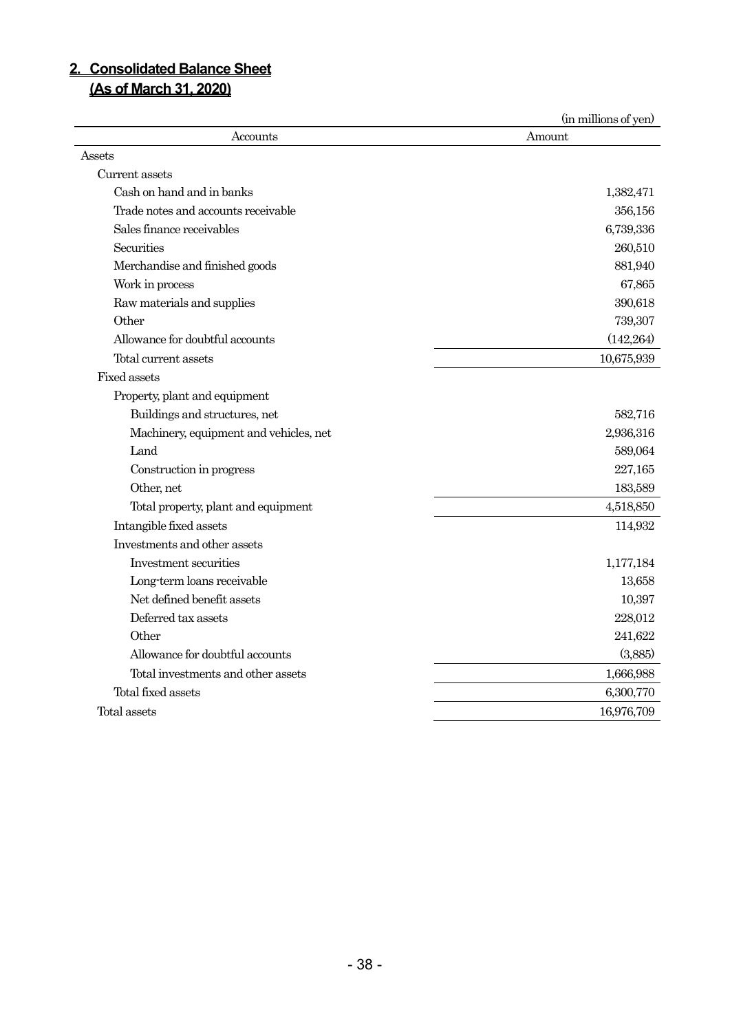## 2. Consolidated Balance Sheet
## (As of March 31, 2020)

(in millions of yen)

| Accounts | Amount |
|---|---|
| Assets | |
| Current assets | |
| Cash on hand and in banks | 1,382,471 |
| Trade notes and accounts receivable | 356,156 |
| Sales finance receivables | 6,739,336 |
| Securities | 260,510 |
| Merchandise and finished goods | 881,940 |
| Work in process | 67,865 |
| Raw materials and supplies | 390,618 |
| Other | 739,307 |
| Allowance for doubtful accounts | (142,264) |
| Total current assets | 10,675,939 |
| Fixed assets | |
| Property, plant and equipment | |
| Buildings and structures, net | 582,716 |
| Machinery, equipment and vehicles, net | 2,936,316 |
| Land | 589,064 |
| Construction in progress | 227,165 |
| Other, net | 183,589 |
| Total property, plant and equipment | 4,518,850 |
| Intangible fixed assets | 114,932 |
| Investments and other assets | |
| Investment securities | 1,177,184 |
| Long-term loans receivable | 13,658 |
| Net defined benefit assets | 10,397 |
| Deferred tax assets | 228,012 |
| Other | 241,622 |
| Allowance for doubtful accounts | (3,885) |
| Total investments and other assets | 1,666,988 |
| Total fixed assets | 6,300,770 |
| Total assets | 16,976,709 |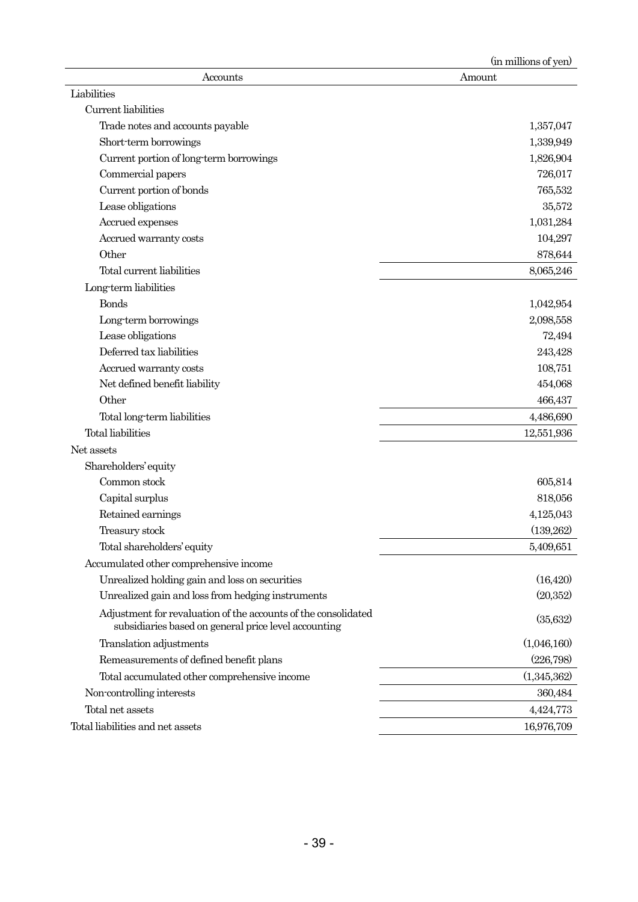(in millions of yen)

| Accounts | Amount |
|---|---|
| Liabilities | |
| Current liabilities | |
| Trade notes and accounts payable | 1,357,047 |
| Short-term borrowings | 1,339,949 |
| Current portion of long-term borrowings | 1,826,904 |
| Commercial papers | 726,017 |
| Current portion of bonds | 765,532 |
| Lease obligations | 35,572 |
| Accrued expenses | 1,031,284 |
| Accrued warranty costs | 104,297 |
| Other | 878,644 |
| Total current liabilities | 8,065,246 |
| Long-term liabilities | |
| Bonds | 1,042,954 |
| Long-term borrowings | 2,098,558 |
| Lease obligations | 72,494 |
| Deferred tax liabilities | 243,428 |
| Accrued warranty costs | 108,751 |
| Net defined benefit liability | 454,068 |
| Other | 466,437 |
| Total long-term liabilities | 4,486,690 |
| Total liabilities | 12,551,936 |
| Net assets | |
| Shareholders' equity | |
| Common stock | 605,814 |
| Capital surplus | 818,056 |
| Retained earnings | 4,125,043 |
| Treasury stock | (139,262) |
| Total shareholders' equity | 5,409,651 |
| Accumulated other comprehensive income | |
| Unrealized holding gain and loss on securities | (16,420) |
| Unrealized gain and loss from hedging instruments | (20,352) |
| Adjustment for revaluation of the accounts of the consolidated subsidiaries based on general price level accounting | (35,632) |
| Translation adjustments | (1,046,160) |
| Remeasurements of defined benefit plans | (226,798) |
| Total accumulated other comprehensive income | (1,345,362) |
| Non-controlling interests | 360,484 |
| Total net assets | 4,424,773 |
| Total liabilities and net assets | 16,976,709 |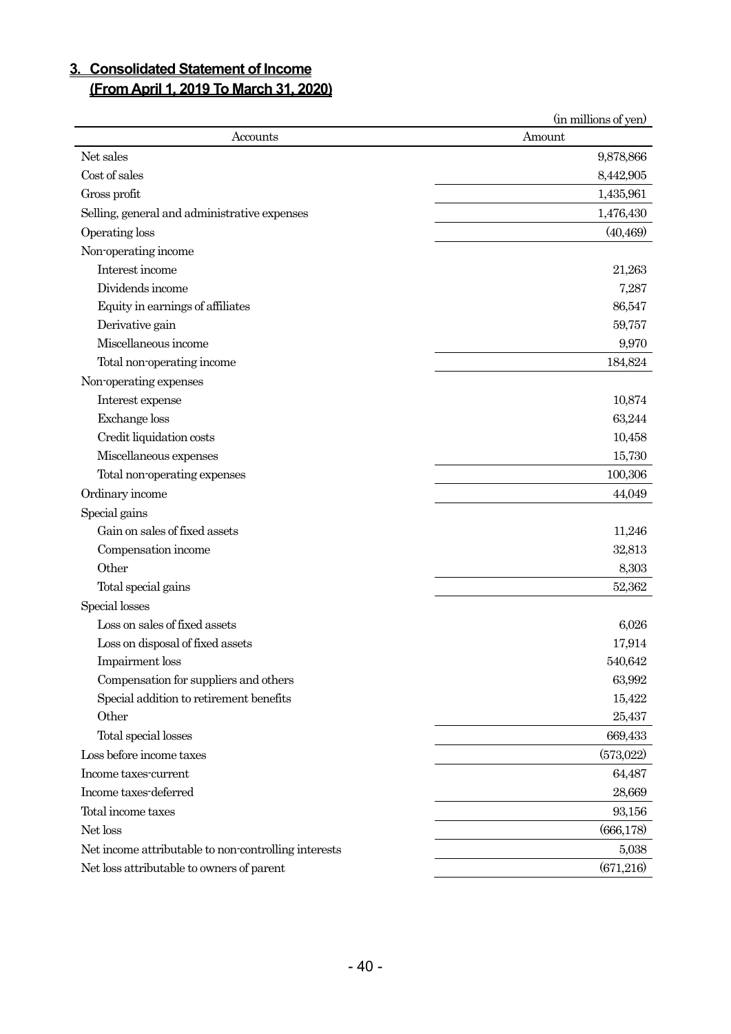## 3. Consolidated Statement of Income
## (From April 1, 2019 To March 31, 2020)

(in millions of yen)

| Accounts | Amount |
|---|---|
| Net sales | 9,878,866 |
| Cost of sales | 8,442,905 |
| Gross profit | 1,435,961 |
| Selling, general and administrative expenses | 1,476,430 |
| Operating loss | (40,469) |
| Non-operating income | |
| Interest income | 21,263 |
| Dividends income | 7,287 |
| Equity in earnings of affiliates | 86,547 |
| Derivative gain | 59,757 |
| Miscellaneous income | 9,970 |
| Total non-operating income | 184,824 |
| Non-operating expenses | |
| Interest expense | 10,874 |
| Exchange loss | 63,244 |
| Credit liquidation costs | 10,458 |
| Miscellaneous expenses | 15,730 |
| Total non-operating expenses | 100,306 |
| Ordinary income | 44,049 |
| Special gains | |
| Gain on sales of fixed assets | 11,246 |
| Compensation income | 32,813 |
| Other | 8,303 |
| Total special gains | 52,362 |
| Special losses | |
| Loss on sales of fixed assets | 6,026 |
| Loss on disposal of fixed assets | 17,914 |
| Impairment loss | 540,642 |
| Compensation for suppliers and others | 63,992 |
| Special addition to retirement benefits | 15,422 |
| Other | 25,437 |
| Total special losses | 669,433 |
| Loss before income taxes | (573,022) |
| Income taxes-current | 64,487 |
| Income taxes-deferred | 28,669 |
| Total income taxes | 93,156 |
| Net loss | (666,178) |
| Net income attributable to non-controlling interests | 5,038 |
| Net loss attributable to owners of parent | (671,216) |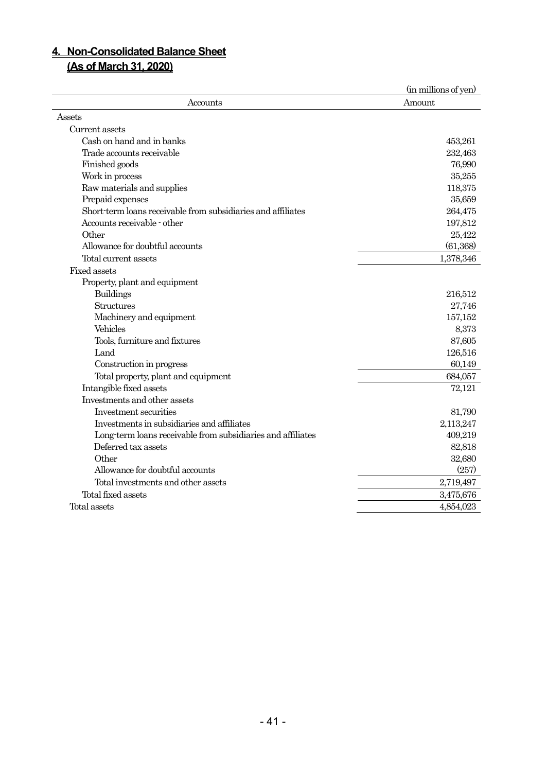## 4. Non-Consolidated Balance Sheet
## (As of March 31, 2020)

(in millions of yen)

| Accounts | Amount |
|---|---|
| Assets | |
| Current assets | |
| Cash on hand and in banks | 453,261 |
| Trade accounts receivable | 232,463 |
| Finished goods | 76,990 |
| Work in process | 35,255 |
| Raw materials and supplies | 118,375 |
| Prepaid expenses | 35,659 |
| Short-term loans receivable from subsidiaries and affiliates | 264,475 |
| Accounts receivable - other | 197,812 |
| Other | 25,422 |
| Allowance for doubtful accounts | (61,368) |
| Total current assets | 1,378,346 |
| Fixed assets | |
| Property, plant and equipment | |
| Buildings | 216,512 |
| Structures | 27,746 |
| Machinery and equipment | 157,152 |
| Vehicles | 8,373 |
| Tools, furniture and fixtures | 87,605 |
| Land | 126,516 |
| Construction in progress | 60,149 |
| Total property, plant and equipment | 684,057 |
| Intangible fixed assets | 72,121 |
| Investments and other assets | |
| Investment securities | 81,790 |
| Investments in subsidiaries and affiliates | 2,113,247 |
| Long-term loans receivable from subsidiaries and affiliates | 409,219 |
| Deferred tax assets | 82,818 |
| Other | 32,680 |
| Allowance for doubtful accounts | (257) |
| Total investments and other assets | 2,719,497 |
| Total fixed assets | 3,475,676 |
| Total assets | 4,854,023 |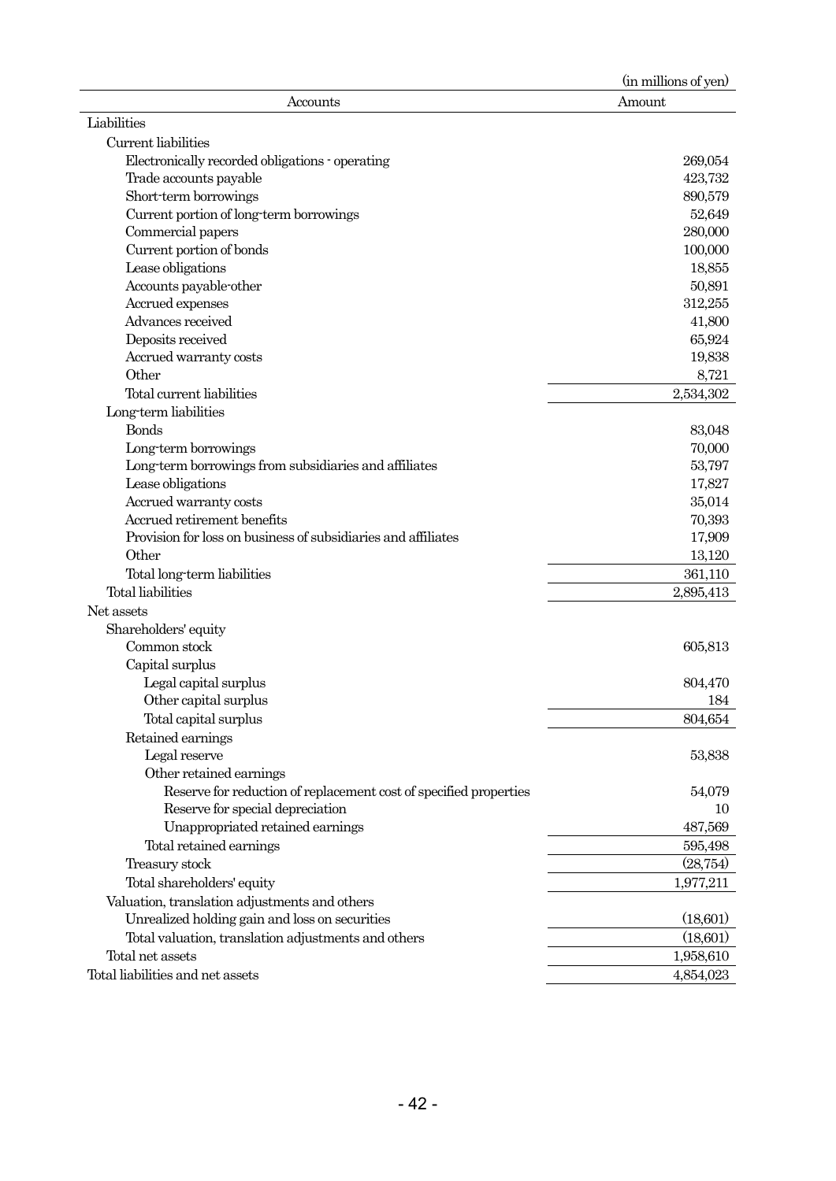(in millions of yen)

| Accounts | Amount |
|---|---|
| Liabilities | |
| Current liabilities | |
| Electronically recorded obligations - operating | 269,054 |
| Trade accounts payable | 423,732 |
| Short-term borrowings | 890,579 |
| Current portion of long-term borrowings | 52,649 |
| Commercial papers | 280,000 |
| Current portion of bonds | 100,000 |
| Lease obligations | 18,855 |
| Accounts payable-other | 50,891 |
| Accrued expenses | 312,255 |
| Advances received | 41,800 |
| Deposits received | 65,924 |
| Accrued warranty costs | 19,838 |
| Other | 8,721 |
| Total current liabilities | 2,534,302 |
| Long-term liabilities | |
| Bonds | 83,048 |
| Long-term borrowings | 70,000 |
| Long-term borrowings from subsidiaries and affiliates | 53,797 |
| Lease obligations | 17,827 |
| Accrued warranty costs | 35,014 |
| Accrued retirement benefits | 70,393 |
| Provision for loss on business of subsidiaries and affiliates | 17,909 |
| Other | 13,120 |
| Total long-term liabilities | 361,110 |
| Total liabilities | 2,895,413 |
| Net assets | |
| Shareholders' equity | |
| Common stock | 605,813 |
| Capital surplus | |
| Legal capital surplus | 804,470 |
| Other capital surplus | 184 |
| Total capital surplus | 804,654 |
| Retained earnings | |
| Legal reserve | 53,838 |
| Other retained earnings | |
| Reserve for reduction of replacement cost of specified properties | 54,079 |
| Reserve for special depreciation | 10 |
| Unappropriated retained earnings | 487,569 |
| Total retained earnings | 595,498 |
| Treasury stock | (28,754) |
| Total shareholders' equity | 1,977,211 |
| Valuation, translation adjustments and others | |
| Unrealized holding gain and loss on securities | (18,601) |
| Total valuation, translation adjustments and others | (18,601) |
| Total net assets | 1,958,610 |
| Total liabilities and net assets | 4,854,023 |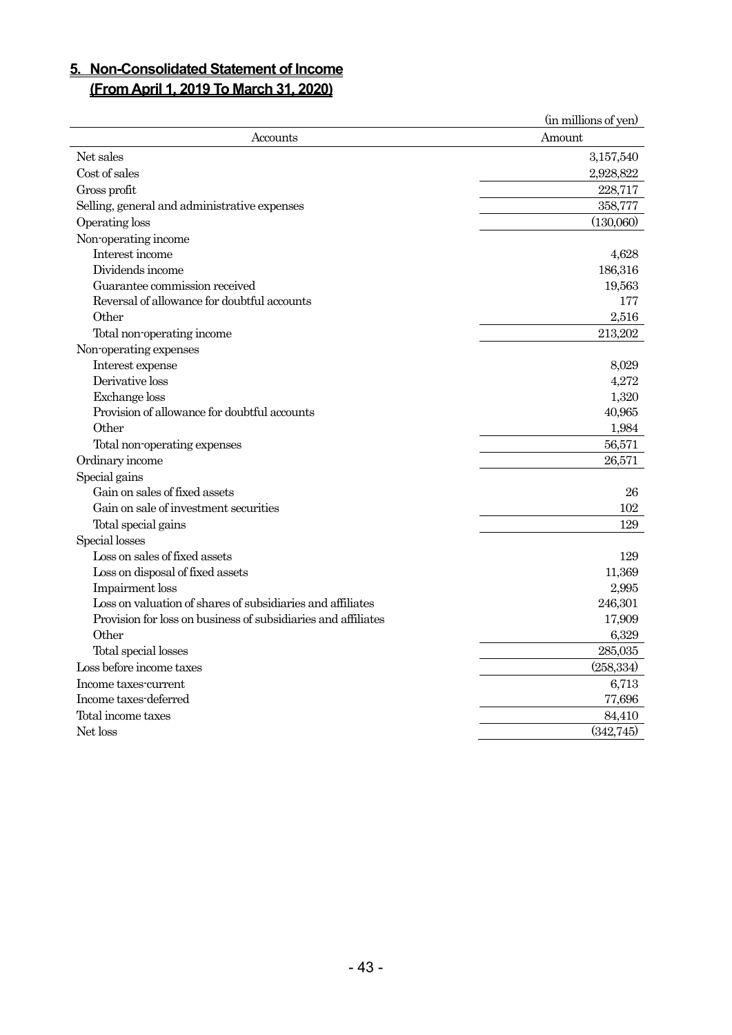## 5. Non-Consolidated Statement of Income
## (From April 1, 2019 To March 31, 2020)

(in millions of yen)

| Accounts | Amount |
|---|---|
| Net sales | 3,157,540 |
| Cost of sales | 2,928,822 |
| Gross profit | 228,717 |
| Selling, general and administrative expenses | 358,777 |
| Operating loss | (130,060) |
| Non-operating income | |
| Interest income | 4,628 |
| Dividends income | 186,316 |
| Guarantee commission received | 19,563 |
| Reversal of allowance for doubtful accounts | 177 |
| Other | 2,516 |
| Total non-operating income | 213,202 |
| Non-operating expenses | |
| Interest expense | 8,029 |
| Derivative loss | 4,272 |
| Exchange loss | 1,320 |
| Provision of allowance for doubtful accounts | 40,965 |
| Other | 1,984 |
| Total non-operating expenses | 56,571 |
| Ordinary income | 26,571 |
| Special gains | |
| Gain on sales of fixed assets | 26 |
| Gain on sale of investment securities | 102 |
| Total special gains | 129 |
| Special losses | |
| Loss on sales of fixed assets | 129 |
| Loss on disposal of fixed assets | 11,369 |
| Impairment loss | 2,995 |
| Loss on valuation of shares of subsidiaries and affiliates | 246,301 |
| Provision for loss on business of subsidiaries and affiliates | 17,909 |
| Other | 6,329 |
| Total special losses | 285,035 |
| Loss before income taxes | (258,334) |
| Income taxes-current | 6,713 |
| Income taxes-deferred | 77,696 |
| Total income taxes | 84,410 |
| Net loss | (342,745) |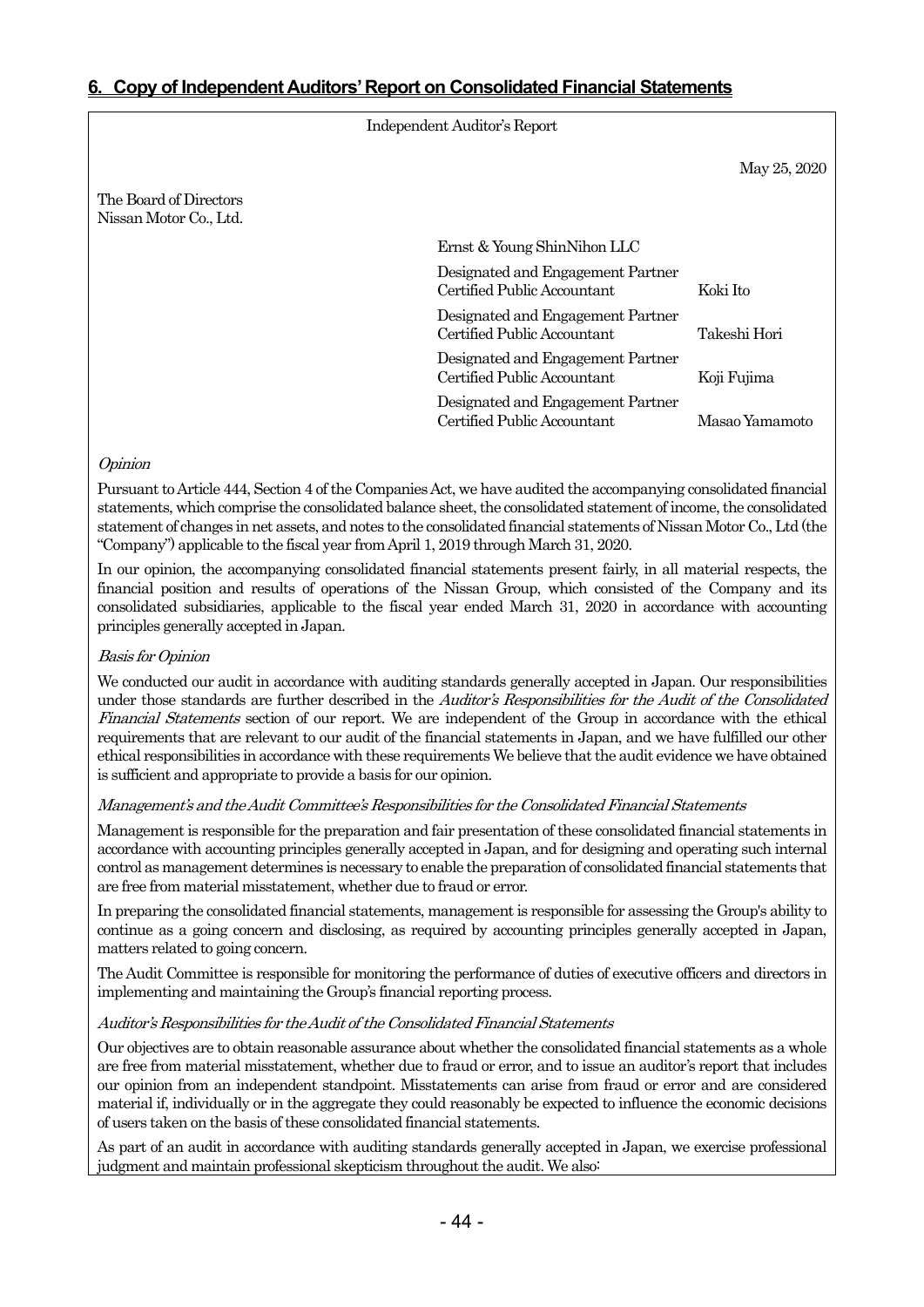## 6. Copy of Independent Auditors' Report on Consolidated Financial Statements

Independent Auditor's Report

May 25, 2020

The Board of Directors
Nissan Motor Co., Ltd.

Ernst & Young ShinNihon LLC

| | |
|---|---|
| Designated and Engagement Partner<br>Certified Public Accountant | Koki Ito |
| Designated and Engagement Partner<br>Certified Public Accountant | Takeshi Hori |
| Designated and Engagement Partner<br>Certified Public Accountant | Koji Fujima |
| Designated and Engagement Partner<br>Certified Public Accountant | Masao Yamamoto |

*Opinion*

Pursuant to Article 444, Section 4 of the Companies Act, we have audited the accompanying consolidated financial statements, which comprise the consolidated balance sheet, the consolidated statement of income, the consolidated statement of changes in net assets, and notes to the consolidated financial statements of Nissan Motor Co., Ltd (the "Company") applicable to the fiscal year from April 1, 2019 through March 31, 2020.

In our opinion, the accompanying consolidated financial statements present fairly, in all material respects, the financial position and results of operations of the Nissan Group, which consisted of the Company and its consolidated subsidiaries, applicable to the fiscal year ended March 31, 2020 in accordance with accounting principles generally accepted in Japan.

*Basis for Opinion*

We conducted our audit in accordance with auditing standards generally accepted in Japan. Our responsibilities under those standards are further described in the *Auditor's Responsibilities for the Audit of the Consolidated Financial Statements* section of our report. We are independent of the Group in accordance with the ethical requirements that are relevant to our audit of the financial statements in Japan, and we have fulfilled our other ethical responsibilities in accordance with these requirements We believe that the audit evidence we have obtained is sufficient and appropriate to provide a basis for our opinion.

*Management's and the Audit Committee's Responsibilities for the Consolidated Financial Statements*

Management is responsible for the preparation and fair presentation of these consolidated financial statements in accordance with accounting principles generally accepted in Japan, and for designing and operating such internal control as management determines is necessary to enable the preparation of consolidated financial statements that are free from material misstatement, whether due to fraud or error.

In preparing the consolidated financial statements, management is responsible for assessing the Group's ability to continue as a going concern and disclosing, as required by accounting principles generally accepted in Japan, matters related to going concern.

The Audit Committee is responsible for monitoring the performance of duties of executive officers and directors in implementing and maintaining the Group's financial reporting process.

*Auditor's Responsibilities for the Audit of the Consolidated Financial Statements*

Our objectives are to obtain reasonable assurance about whether the consolidated financial statements as a whole are free from material misstatement, whether due to fraud or error, and to issue an auditor's report that includes our opinion from an independent standpoint. Misstatements can arise from fraud or error and are considered material if, individually or in the aggregate they could reasonably be expected to influence the economic decisions of users taken on the basis of these consolidated financial statements.

As part of an audit in accordance with auditing standards generally accepted in Japan, we exercise professional judgment and maintain professional skepticism throughout the audit. We also: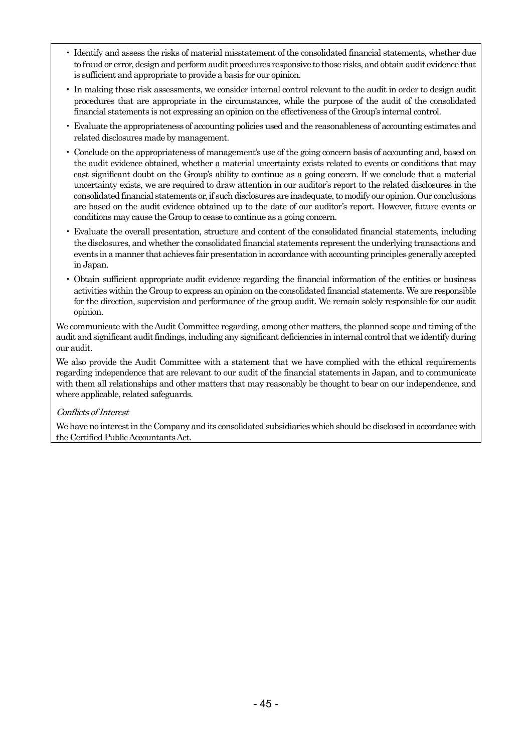- Identify and assess the risks of material misstatement of the consolidated financial statements, whether due to fraud or error, design and perform audit procedures responsive to those risks, and obtain audit evidence that is sufficient and appropriate to provide a basis for our opinion.
- In making those risk assessments, we consider internal control relevant to the audit in order to design audit procedures that are appropriate in the circumstances, while the purpose of the audit of the consolidated financial statements is not expressing an opinion on the effectiveness of the Group's internal control.
- Evaluate the appropriateness of accounting policies used and the reasonableness of accounting estimates and related disclosures made by management.
- Conclude on the appropriateness of management's use of the going concern basis of accounting and, based on the audit evidence obtained, whether a material uncertainty exists related to events or conditions that may cast significant doubt on the Group's ability to continue as a going concern. If we conclude that a material uncertainty exists, we are required to draw attention in our auditor's report to the related disclosures in the consolidated financial statements or, if such disclosures are inadequate, to modify our opinion. Our conclusions are based on the audit evidence obtained up to the date of our auditor's report. However, future events or conditions may cause the Group to cease to continue as a going concern.
- Evaluate the overall presentation, structure and content of the consolidated financial statements, including the disclosures, and whether the consolidated financial statements represent the underlying transactions and events in a manner that achieves fair presentation in accordance with accounting principles generally accepted in Japan.
- Obtain sufficient appropriate audit evidence regarding the financial information of the entities or business activities within the Group to express an opinion on the consolidated financial statements. We are responsible for the direction, supervision and performance of the group audit. We remain solely responsible for our audit opinion.

We communicate with the Audit Committee regarding, among other matters, the planned scope and timing of the audit and significant audit findings, including any significant deficiencies in internal control that we identify during our audit.

We also provide the Audit Committee with a statement that we have complied with the ethical requirements regarding independence that are relevant to our audit of the financial statements in Japan, and to communicate with them all relationships and other matters that may reasonably be thought to bear on our independence, and where applicable, related safeguards.

*Conflicts of Interest*

We have no interest in the Company and its consolidated subsidiaries which should be disclosed in accordance with the Certified Public Accountants Act.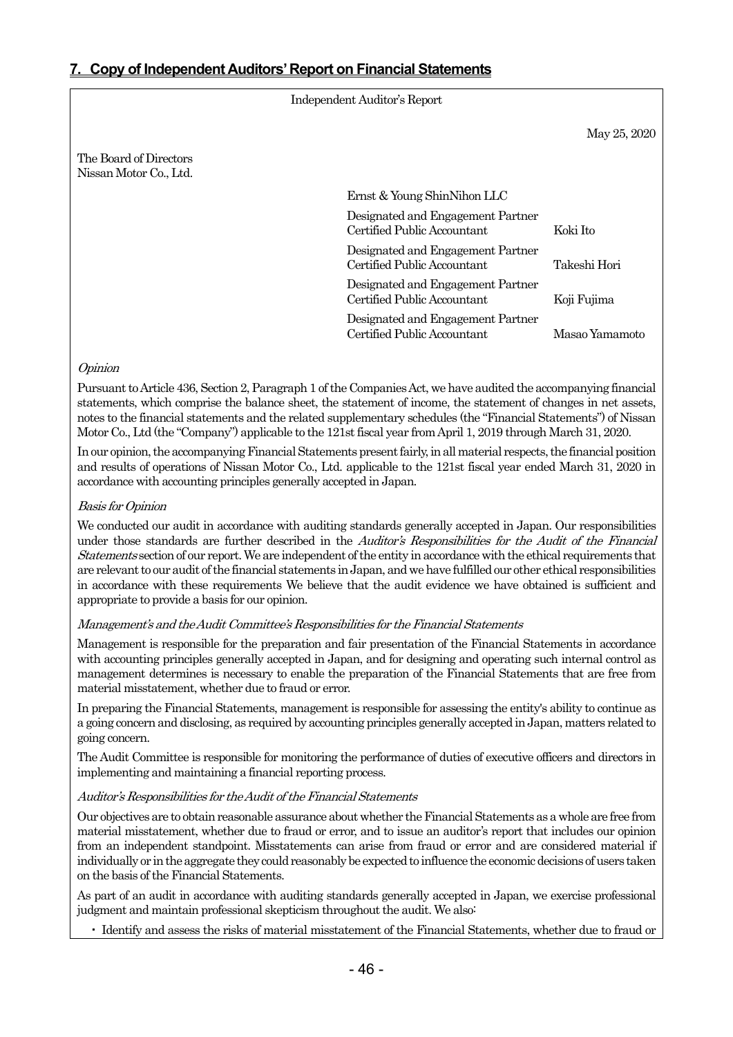## 7. Copy of Independent Auditors' Report on Financial Statements

Independent Auditor's Report

May 25, 2020

The Board of Directors
Nissan Motor Co., Ltd.

Ernst & Young ShinNihon LLC

| | |
|---|---|
| Designated and Engagement Partner<br>Certified Public Accountant | Koki Ito |
| Designated and Engagement Partner<br>Certified Public Accountant | Takeshi Hori |
| Designated and Engagement Partner<br>Certified Public Accountant | Koji Fujima |
| Designated and Engagement Partner<br>Certified Public Accountant | Masao Yamamoto |

*Opinion*

Pursuant to Article 436, Section 2, Paragraph 1 of the Companies Act, we have audited the accompanying financial statements, which comprise the balance sheet, the statement of income, the statement of changes in net assets, notes to the financial statements and the related supplementary schedules (the "Financial Statements") of Nissan Motor Co., Ltd (the "Company") applicable to the 121st fiscal year from April 1, 2019 through March 31, 2020.

In our opinion, the accompanying Financial Statements present fairly, in all material respects, the financial position and results of operations of Nissan Motor Co., Ltd. applicable to the 121st fiscal year ended March 31, 2020 in accordance with accounting principles generally accepted in Japan.

*Basis for Opinion*

We conducted our audit in accordance with auditing standards generally accepted in Japan. Our responsibilities under those standards are further described in the *Auditor's Responsibilities for the Audit of the Financial Statements* section of our report. We are independent of the entity in accordance with the ethical requirements that are relevant to our audit of the financial statements in Japan, and we have fulfilled our other ethical responsibilities in accordance with these requirements We believe that the audit evidence we have obtained is sufficient and appropriate to provide a basis for our opinion.

*Management's and the Audit Committee's Responsibilities for the Financial Statements*

Management is responsible for the preparation and fair presentation of the Financial Statements in accordance with accounting principles generally accepted in Japan, and for designing and operating such internal control as management determines is necessary to enable the preparation of the Financial Statements that are free from material misstatement, whether due to fraud or error.

In preparing the Financial Statements, management is responsible for assessing the entity's ability to continue as a going concern and disclosing, as required by accounting principles generally accepted in Japan, matters related to going concern.

The Audit Committee is responsible for monitoring the performance of duties of executive officers and directors in implementing and maintaining a financial reporting process.

*Auditor's Responsibilities for the Audit of the Financial Statements*

Our objectives are to obtain reasonable assurance about whether the Financial Statements as a whole are free from material misstatement, whether due to fraud or error, and to issue an auditor's report that includes our opinion from an independent standpoint. Misstatements can arise from fraud or error and are considered material if individually or in the aggregate they could reasonably be expected to influence the economic decisions of users taken on the basis of the Financial Statements.

As part of an audit in accordance with auditing standards generally accepted in Japan, we exercise professional judgment and maintain professional skepticism throughout the audit. We also:

- Identify and assess the risks of material misstatement of the Financial Statements, whether due to fraud or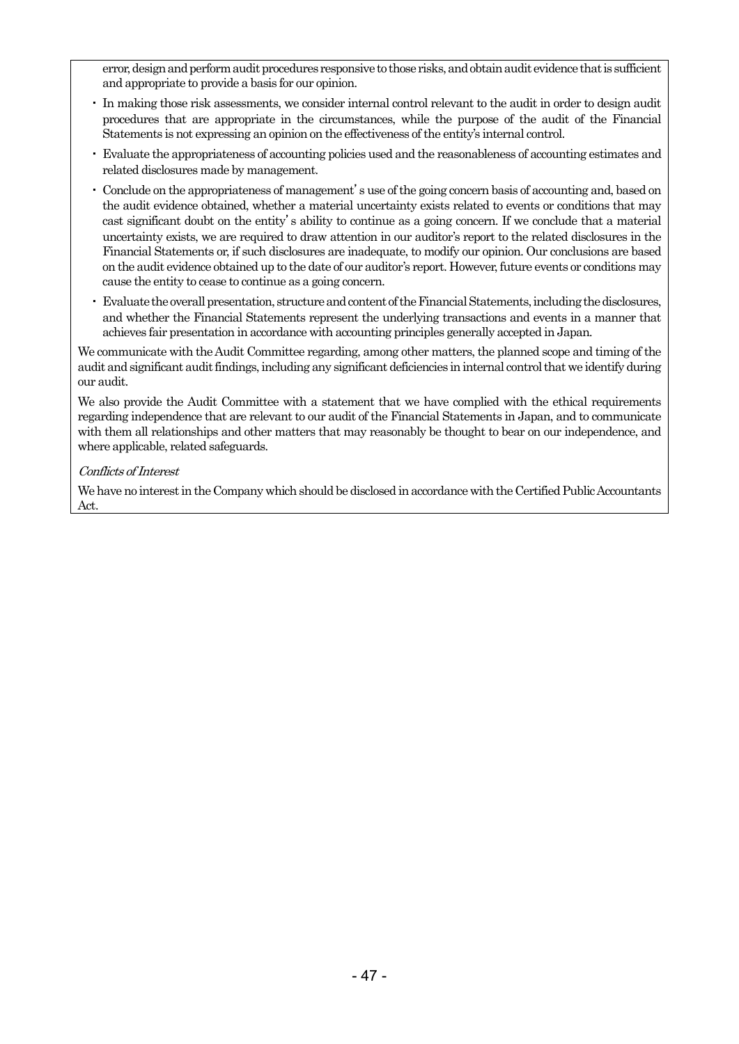error, design and perform audit procedures responsive to those risks, and obtain audit evidence that is sufficient and appropriate to provide a basis for our opinion.

- In making those risk assessments, we consider internal control relevant to the audit in order to design audit procedures that are appropriate in the circumstances, while the purpose of the audit of the Financial Statements is not expressing an opinion on the effectiveness of the entity's internal control.
- Evaluate the appropriateness of accounting policies used and the reasonableness of accounting estimates and related disclosures made by management.
- Conclude on the appropriateness of management's use of the going concern basis of accounting and, based on the audit evidence obtained, whether a material uncertainty exists related to events or conditions that may cast significant doubt on the entity's ability to continue as a going concern. If we conclude that a material uncertainty exists, we are required to draw attention in our auditor's report to the related disclosures in the Financial Statements or, if such disclosures are inadequate, to modify our opinion. Our conclusions are based on the audit evidence obtained up to the date of our auditor's report. However, future events or conditions may cause the entity to cease to continue as a going concern.
- Evaluate the overall presentation, structure and content of the Financial Statements, including the disclosures, and whether the Financial Statements represent the underlying transactions and events in a manner that achieves fair presentation in accordance with accounting principles generally accepted in Japan.

We communicate with the Audit Committee regarding, among other matters, the planned scope and timing of the audit and significant audit findings, including any significant deficiencies in internal control that we identify during our audit.

We also provide the Audit Committee with a statement that we have complied with the ethical requirements regarding independence that are relevant to our audit of the Financial Statements in Japan, and to communicate with them all relationships and other matters that may reasonably be thought to bear on our independence, and where applicable, related safeguards.

*Conflicts of Interest*

We have no interest in the Company which should be disclosed in accordance with the Certified Public Accountants Act.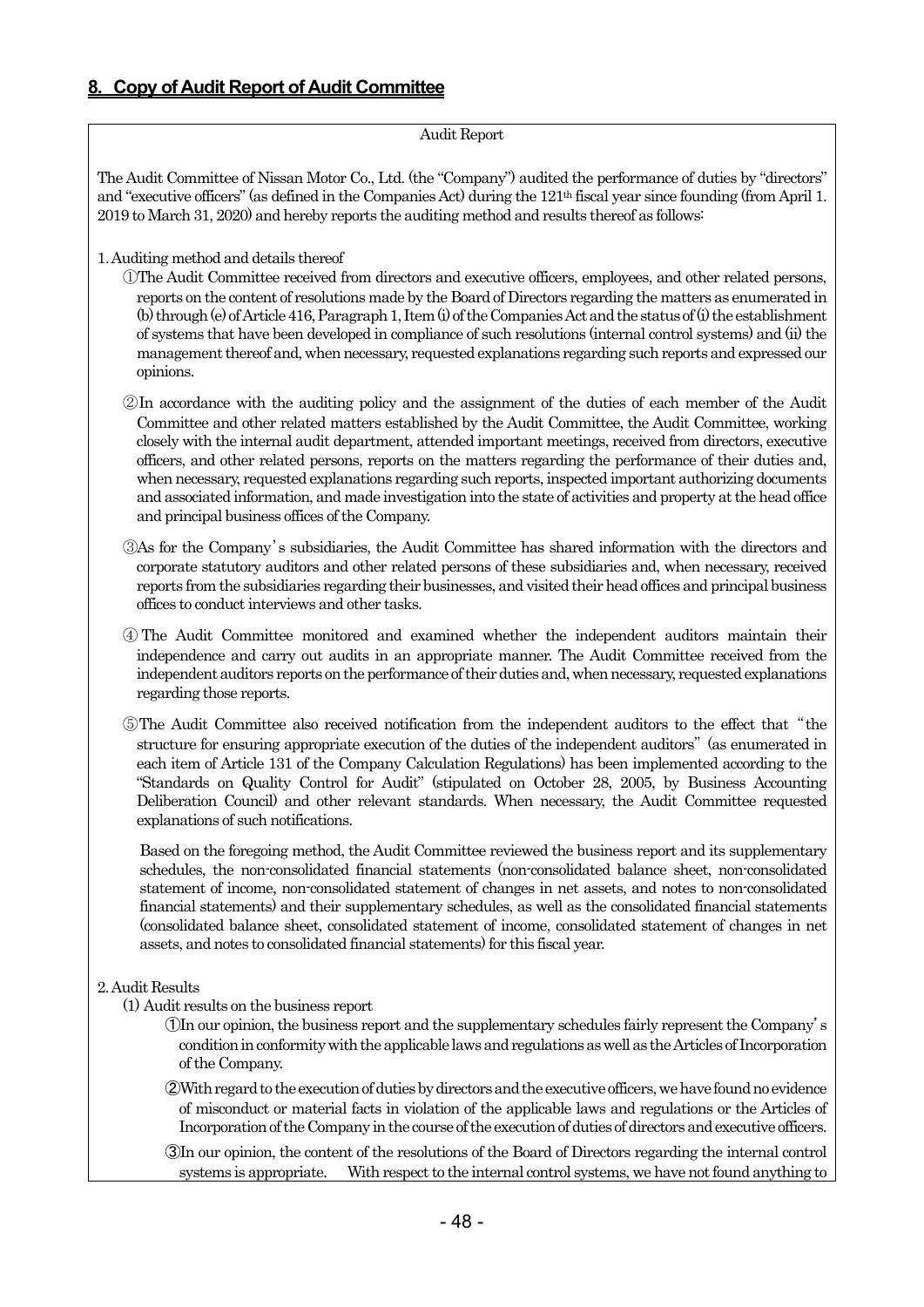## 8. Copy of Audit Report of Audit Committee

Audit Report

The Audit Committee of Nissan Motor Co., Ltd. (the "Company") audited the performance of duties by "directors" and "executive officers" (as defined in the Companies Act) during the 121th fiscal year since founding (from April 1. 2019 to March 31, 2020) and hereby reports the auditing method and results thereof as follows:

1. Auditing method and details thereof

① The Audit Committee received from directors and executive officers, employees, and other related persons, reports on the content of resolutions made by the Board of Directors regarding the matters as enumerated in (b) through (e) of Article 416, Paragraph 1, Item (i) of the Companies Act and the status of (i) the establishment of systems that have been developed in compliance of such resolutions (internal control systems) and (ii) the management thereof and, when necessary, requested explanations regarding such reports and expressed our opinions.

② In accordance with the auditing policy and the assignment of the duties of each member of the Audit Committee and other related matters established by the Audit Committee, the Audit Committee, working closely with the internal audit department, attended important meetings, received from directors, executive officers, and other related persons, reports on the matters regarding the performance of their duties and, when necessary, requested explanations regarding such reports, inspected important authorizing documents and associated information, and made investigation into the state of activities and property at the head office and principal business offices of the Company.

③ As for the Company's subsidiaries, the Audit Committee has shared information with the directors and corporate statutory auditors and other related persons of these subsidiaries and, when necessary, received reports from the subsidiaries regarding their businesses, and visited their head offices and principal business offices to conduct interviews and other tasks.

④ The Audit Committee monitored and examined whether the independent auditors maintain their independence and carry out audits in an appropriate manner. The Audit Committee received from the independent auditors reports on the performance of their duties and, when necessary, requested explanations regarding those reports.

⑤ The Audit Committee also received notification from the independent auditors to the effect that "the structure for ensuring appropriate execution of the duties of the independent auditors" (as enumerated in each item of Article 131 of the Company Calculation Regulations) has been implemented according to the "Standards on Quality Control for Audit" (stipulated on October 28, 2005, by Business Accounting Deliberation Council) and other relevant standards. When necessary, the Audit Committee requested explanations of such notifications.

Based on the foregoing method, the Audit Committee reviewed the business report and its supplementary schedules, the non-consolidated financial statements (non-consolidated balance sheet, non-consolidated statement of income, non-consolidated statement of changes in net assets, and notes to non-consolidated financial statements) and their supplementary schedules, as well as the consolidated financial statements (consolidated balance sheet, consolidated statement of income, consolidated statement of changes in net assets, and notes to consolidated financial statements) for this fiscal year.

2. Audit Results

(1) Audit results on the business report

① In our opinion, the business report and the supplementary schedules fairly represent the Company's condition in conformity with the applicable laws and regulations as well as the Articles of Incorporation of the Company.

② With regard to the execution of duties by directors and the executive officers, we have found no evidence of misconduct or material facts in violation of the applicable laws and regulations or the Articles of Incorporation of the Company in the course of the execution of duties of directors and executive officers.

③ In our opinion, the content of the resolutions of the Board of Directors regarding the internal control systems is appropriate. With respect to the internal control systems, we have not found anything to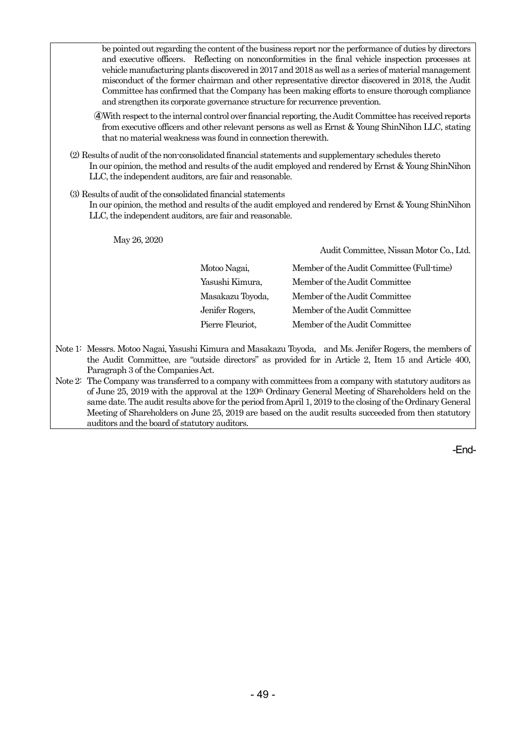be pointed out regarding the content of the business report nor the performance of duties by directors and executive officers. Reflecting on nonconformities in the final vehicle inspection processes at vehicle manufacturing plants discovered in 2017 and 2018 as well as a series of material management misconduct of the former chairman and other representative director discovered in 2018, the Audit Committee has confirmed that the Company has been making efforts to ensure thorough compliance and strengthen its corporate governance structure for recurrence prevention.

④With respect to the internal control over financial reporting, the Audit Committee has received reports from executive officers and other relevant persons as well as Ernst & Young ShinNihon LLC, stating that no material weakness was found in connection therewith.

(2) Results of audit of the non-consolidated financial statements and supplementary schedules thereto

In our opinion, the method and results of the audit employed and rendered by Ernst & Young ShinNihon LLC, the independent auditors, are fair and reasonable.

(3) Results of audit of the consolidated financial statements

In our opinion, the method and results of the audit employed and rendered by Ernst & Young ShinNihon LLC, the independent auditors, are fair and reasonable.

May 26, 2020

Audit Committee, Nissan Motor Co., Ltd.

| | |
|---|---|
| Motoo Nagai, | Member of the Audit Committee (Full-time) |
| Yasushi Kimura, | Member of the Audit Committee |
| Masakazu Toyoda, | Member of the Audit Committee |
| Jenifer Rogers, | Member of the Audit Committee |
| Pierre Fleuriot, | Member of the Audit Committee |

Note 1: Messrs. Motoo Nagai, Yasushi Kimura and Masakazu Toyoda, and Ms. Jenifer Rogers, the members of the Audit Committee, are "outside directors" as provided for in Article 2, Item 15 and Article 400, Paragraph 3 of the Companies Act.

Note 2: The Company was transferred to a company with committees from a company with statutory auditors as of June 25, 2019 with the approval at the 120th Ordinary General Meeting of Shareholders held on the same date. The audit results above for the period from April 1, 2019 to the closing of the Ordinary General Meeting of Shareholders on June 25, 2019 are based on the audit results succeeded from then statutory auditors and the board of statutory auditors.

-End-